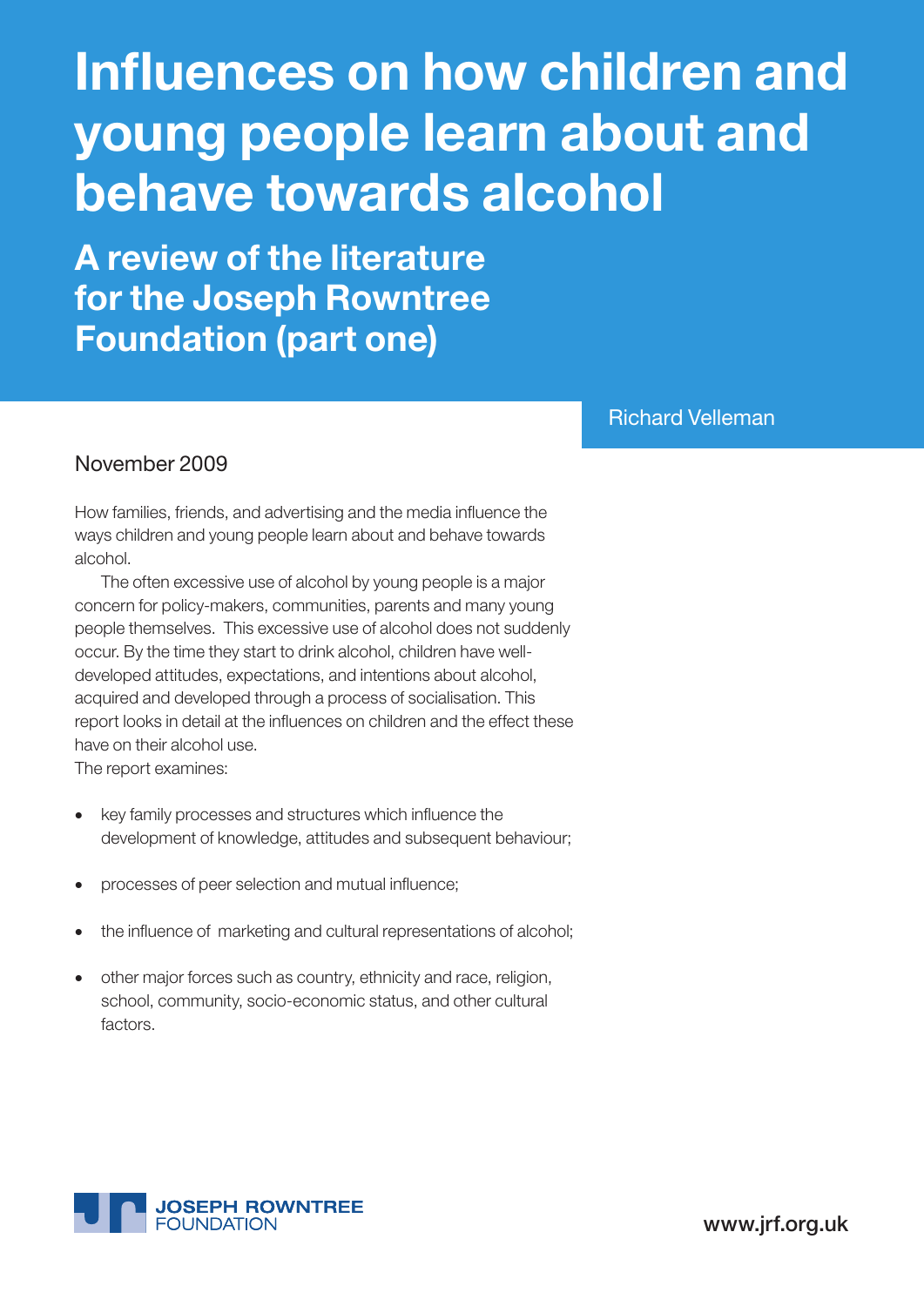# Influences on how children and young people learn about and behave towards alcohol

## A review of the literature for the Joseph Rowntree Foundation (part one)

Richard Velleman

November 2009

How families, friends, and advertising and the media influence the ways children and young people learn about and behave towards alcohol.

The often excessive use of alcohol by young people is a major concern for policy-makers, communities, parents and many young people themselves. This excessive use of alcohol does not suddenly occur. By the time they start to drink alcohol, children have well-developed attitudes, expectations, and intentions about alcohol, acquired and developed through a process of socialisation. This report looks in detail at the influences on children and the effect these have on their alcohol use.

The report examines:

- key family processes and structures which influence the development of knowledge, attitudes and subsequent behaviour;
- processes of peer selection and mutual influence;
- the influence of marketing and cultural representations of alcohol;
- other major forces such as country, ethnicity and race, religion, school, community, socio-economic status, and other cultural factors.

JOSEPH ROWNTREE FOUNDATION

www.jrf.org.uk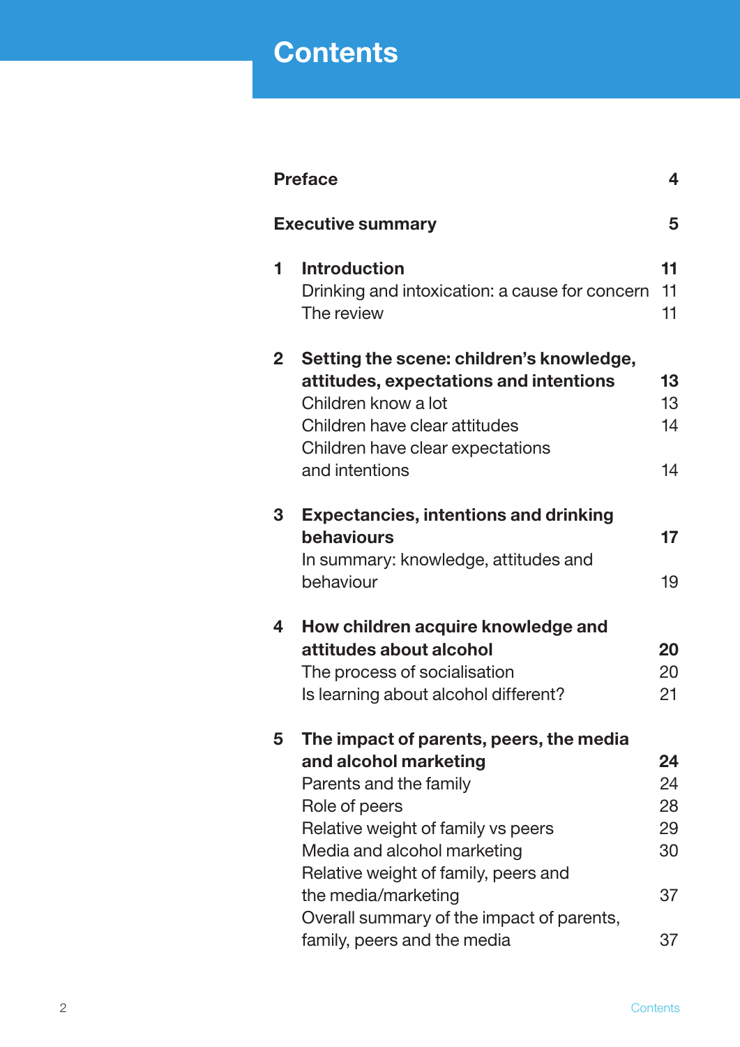# Contents

| | | |
|---|---|---|
| **Preface** | | **4** |
| **Executive summary** | | **5** |
| **1** | **Introduction** | **11** |
| | Drinking and intoxication: a cause for concern | 11 |
| | The review | 11 |
| **2** | **Setting the scene: children's knowledge, attitudes, expectations and intentions** | **13** |
| | Children know a lot | 13 |
| | Children have clear attitudes | 14 |
| | Children have clear expectations and intentions | 14 |
| **3** | **Expectancies, intentions and drinking behaviours** | **17** |
| | In summary: knowledge, attitudes and behaviour | 19 |
| **4** | **How children acquire knowledge and attitudes about alcohol** | **20** |
| | The process of socialisation | 20 |
| | Is learning about alcohol different? | 21 |
| **5** | **The impact of parents, peers, the media and alcohol marketing** | **24** |
| | Parents and the family | 24 |
| | Role of peers | 28 |
| | Relative weight of family vs peers | 29 |
| | Media and alcohol marketing | 30 |
| | Relative weight of family, peers and the media/marketing | 37 |
| | Overall summary of the impact of parents, family, peers and the media | 37 |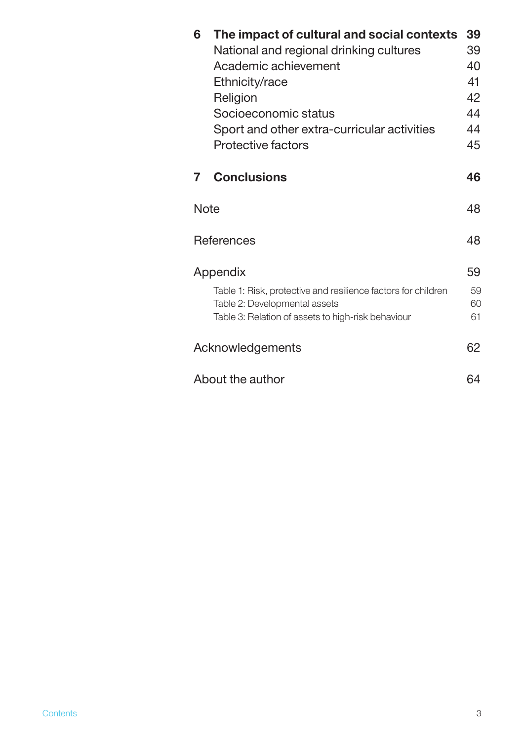| | | |
|---|---|---|
| **6** | **The impact of cultural and social contexts** | **39** |
| | National and regional drinking cultures | 39 |
| | Academic achievement | 40 |
| | Ethnicity/race | 41 |
| | Religion | 42 |
| | Socioeconomic status | 44 |
| | Sport and other extra-curricular activities | 44 |
| | Protective factors | 45 |
| **7** | **Conclusions** | **46** |
| | Note | 48 |
| | References | 48 |
| | Appendix | 59 |
| | Table 1: Risk, protective and resilience factors for children | 59 |
| | Table 2: Developmental assets | 60 |
| | Table 3: Relation of assets to high-risk behaviour | 61 |
| | Acknowledgements | 62 |
| | About the author | 64 |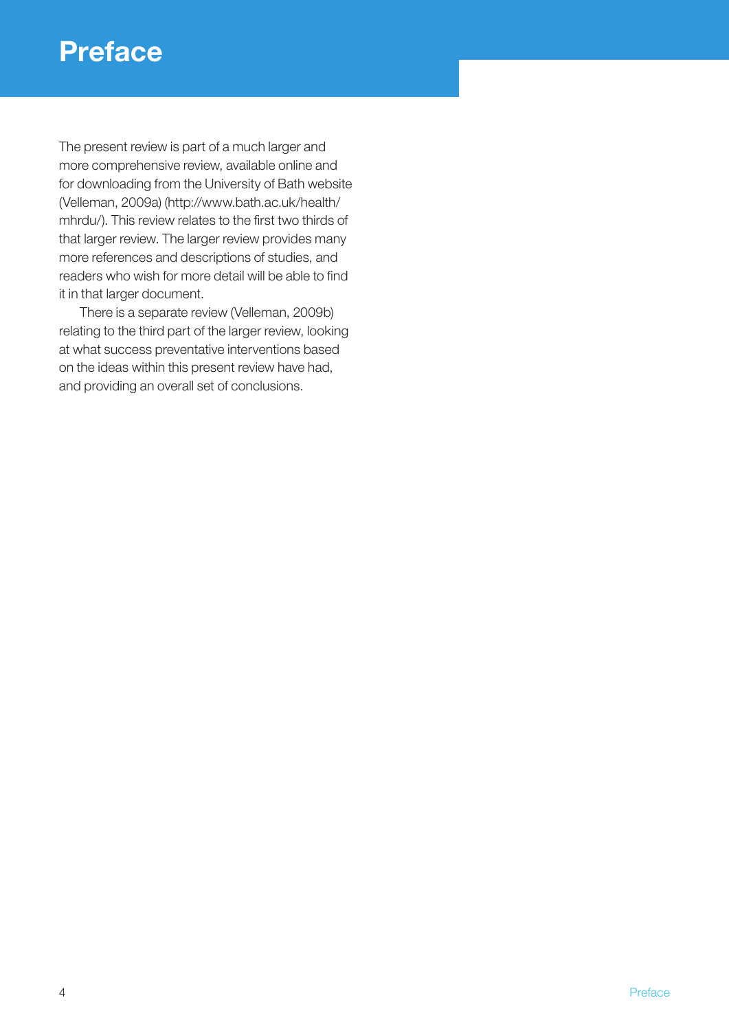# Preface

The present review is part of a much larger and more comprehensive review, available online and for downloading from the University of Bath website (Velleman, 2009a) (http://www.bath.ac.uk/health/mhrdu/). This review relates to the first two thirds of that larger review. The larger review provides many more references and descriptions of studies, and readers who wish for more detail will be able to find it in that larger document.

There is a separate review (Velleman, 2009b) relating to the third part of the larger review, looking at what success preventative interventions based on the ideas within this present review have had, and providing an overall set of conclusions.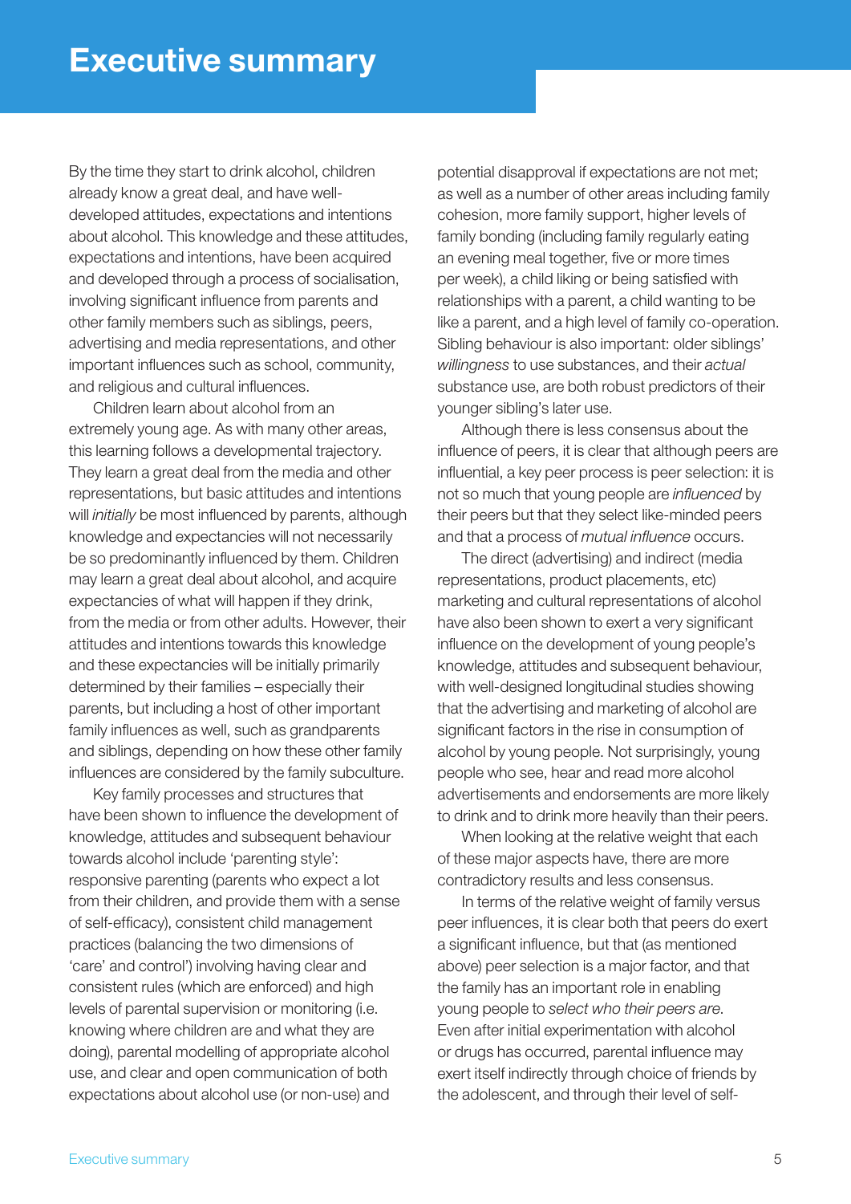# Executive summary

By the time they start to drink alcohol, children already know a great deal, and have well-developed attitudes, expectations and intentions about alcohol. This knowledge and these attitudes, expectations and intentions, have been acquired and developed through a process of socialisation, involving significant influence from parents and other family members such as siblings, peers, advertising and media representations, and other important influences such as school, community, and religious and cultural influences.

Children learn about alcohol from an extremely young age. As with many other areas, this learning follows a developmental trajectory. They learn a great deal from the media and other representations, but basic attitudes and intentions will *initially* be most influenced by parents, although knowledge and expectancies will not necessarily be so predominantly influenced by them. Children may learn a great deal about alcohol, and acquire expectancies of what will happen if they drink, from the media or from other adults. However, their attitudes and intentions towards this knowledge and these expectancies will be initially primarily determined by their families – especially their parents, but including a host of other important family influences as well, such as grandparents and siblings, depending on how these other family influences are considered by the family subculture.

Key family processes and structures that have been shown to influence the development of knowledge, attitudes and subsequent behaviour towards alcohol include 'parenting style': responsive parenting (parents who expect a lot from their children, and provide them with a sense of self-efficacy), consistent child management practices (balancing the two dimensions of 'care' and control') involving having clear and consistent rules (which are enforced) and high levels of parental supervision or monitoring (i.e. knowing where children are and what they are doing), parental modelling of appropriate alcohol use, and clear and open communication of both expectations about alcohol use (or non-use) and potential disapproval if expectations are not met; as well as a number of other areas including family cohesion, more family support, higher levels of family bonding (including family regularly eating an evening meal together, five or more times per week), a child liking or being satisfied with relationships with a parent, a child wanting to be like a parent, and a high level of family co-operation. Sibling behaviour is also important: older siblings' *willingness* to use substances, and their *actual* substance use, are both robust predictors of their younger sibling's later use.

Although there is less consensus about the influence of peers, it is clear that although peers are influential, a key peer process is peer selection: it is not so much that young people are *influenced* by their peers but that they select like-minded peers and that a process of *mutual influence* occurs.

The direct (advertising) and indirect (media representations, product placements, etc) marketing and cultural representations of alcohol have also been shown to exert a very significant influence on the development of young people's knowledge, attitudes and subsequent behaviour, with well-designed longitudinal studies showing that the advertising and marketing of alcohol are significant factors in the rise in consumption of alcohol by young people. Not surprisingly, young people who see, hear and read more alcohol advertisements and endorsements are more likely to drink and to drink more heavily than their peers.

When looking at the relative weight that each of these major aspects have, there are more contradictory results and less consensus.

In terms of the relative weight of family versus peer influences, it is clear both that peers do exert a significant influence, but that (as mentioned above) peer selection is a major factor, and that the family has an important role in enabling young people to *select who their peers are*. Even after initial experimentation with alcohol or drugs has occurred, parental influence may exert itself indirectly through choice of friends by the adolescent, and through their level of self-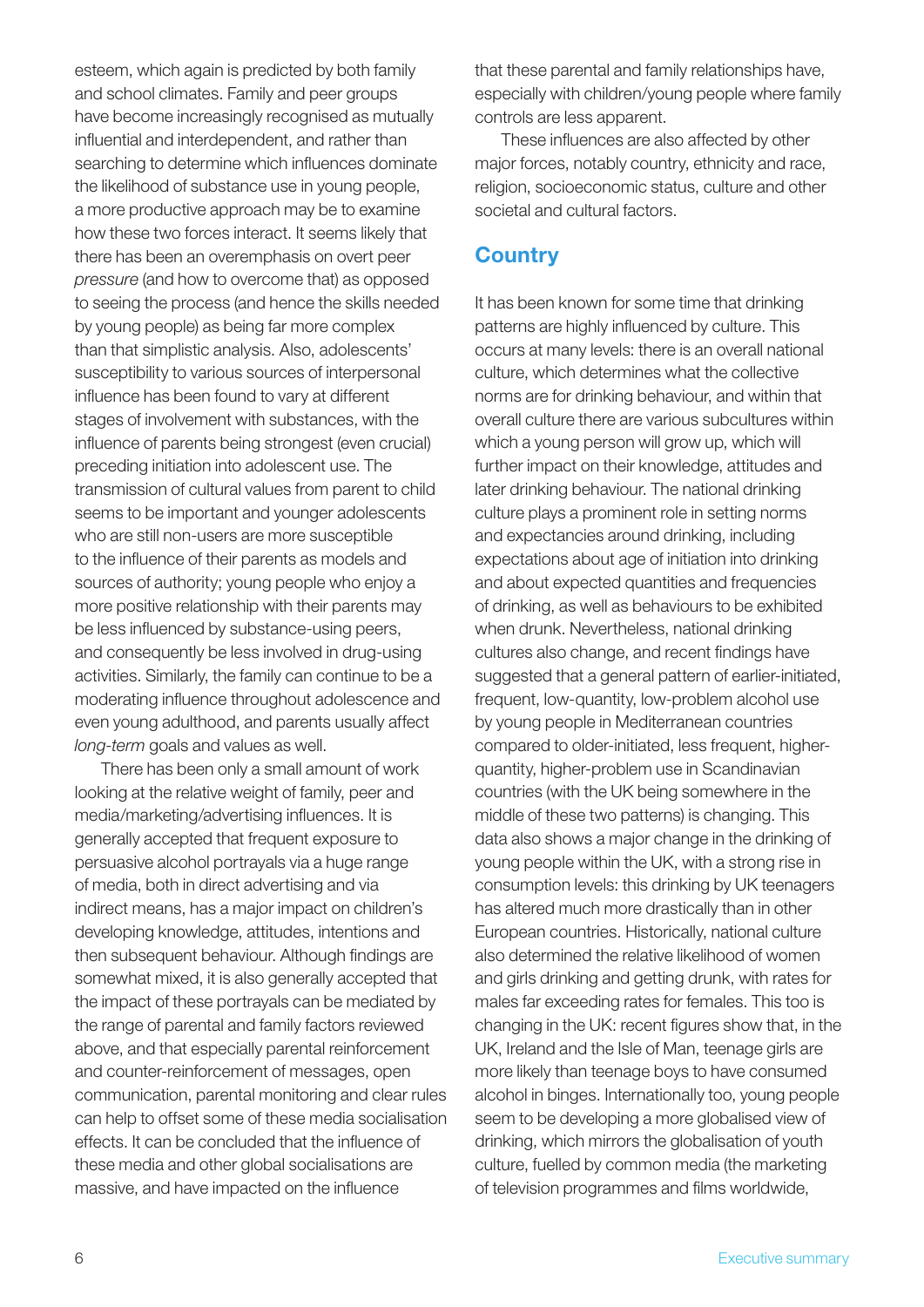esteem, which again is predicted by both family and school climates. Family and peer groups have become increasingly recognised as mutually influential and interdependent, and rather than searching to determine which influences dominate the likelihood of substance use in young people, a more productive approach may be to examine how these two forces interact. It seems likely that there has been an overemphasis on overt peer *pressure* (and how to overcome that) as opposed to seeing the process (and hence the skills needed by young people) as being far more complex than that simplistic analysis. Also, adolescents' susceptibility to various sources of interpersonal influence has been found to vary at different stages of involvement with substances, with the influence of parents being strongest (even crucial) preceding initiation into adolescent use. The transmission of cultural values from parent to child seems to be important and younger adolescents who are still non-users are more susceptible to the influence of their parents as models and sources of authority; young people who enjoy a more positive relationship with their parents may be less influenced by substance-using peers, and consequently be less involved in drug-using activities. Similarly, the family can continue to be a moderating influence throughout adolescence and even young adulthood, and parents usually affect *long-term* goals and values as well.

There has been only a small amount of work looking at the relative weight of family, peer and media/marketing/advertising influences. It is generally accepted that frequent exposure to persuasive alcohol portrayals via a huge range of media, both in direct advertising and via indirect means, has a major impact on children's developing knowledge, attitudes, intentions and then subsequent behaviour. Although findings are somewhat mixed, it is also generally accepted that the impact of these portrayals can be mediated by the range of parental and family factors reviewed above, and that especially parental reinforcement and counter-reinforcement of messages, open communication, parental monitoring and clear rules can help to offset some of these media socialisation effects. It can be concluded that the influence of these media and other global socialisations are massive, and have impacted on the influence that these parental and family relationships have, especially with children/young people where family controls are less apparent.

These influences are also affected by other major forces, notably country, ethnicity and race, religion, socioeconomic status, culture and other societal and cultural factors.

## Country

It has been known for some time that drinking patterns are highly influenced by culture. This occurs at many levels: there is an overall national culture, which determines what the collective norms are for drinking behaviour, and within that overall culture there are various subcultures within which a young person will grow up, which will further impact on their knowledge, attitudes and later drinking behaviour. The national drinking culture plays a prominent role in setting norms and expectancies around drinking, including expectations about age of initiation into drinking and about expected quantities and frequencies of drinking, as well as behaviours to be exhibited when drunk. Nevertheless, national drinking cultures also change, and recent findings have suggested that a general pattern of earlier-initiated, frequent, low-quantity, low-problem alcohol use by young people in Mediterranean countries compared to older-initiated, less frequent, higher-quantity, higher-problem use in Scandinavian countries (with the UK being somewhere in the middle of these two patterns) is changing. This data also shows a major change in the drinking of young people within the UK, with a strong rise in consumption levels: this drinking by UK teenagers has altered much more drastically than in other European countries. Historically, national culture also determined the relative likelihood of women and girls drinking and getting drunk, with rates for males far exceeding rates for females. This too is changing in the UK: recent figures show that, in the UK, Ireland and the Isle of Man, teenage girls are more likely than teenage boys to have consumed alcohol in binges. Internationally too, young people seem to be developing a more globalised view of drinking, which mirrors the globalisation of youth culture, fuelled by common media (the marketing of television programmes and films worldwide,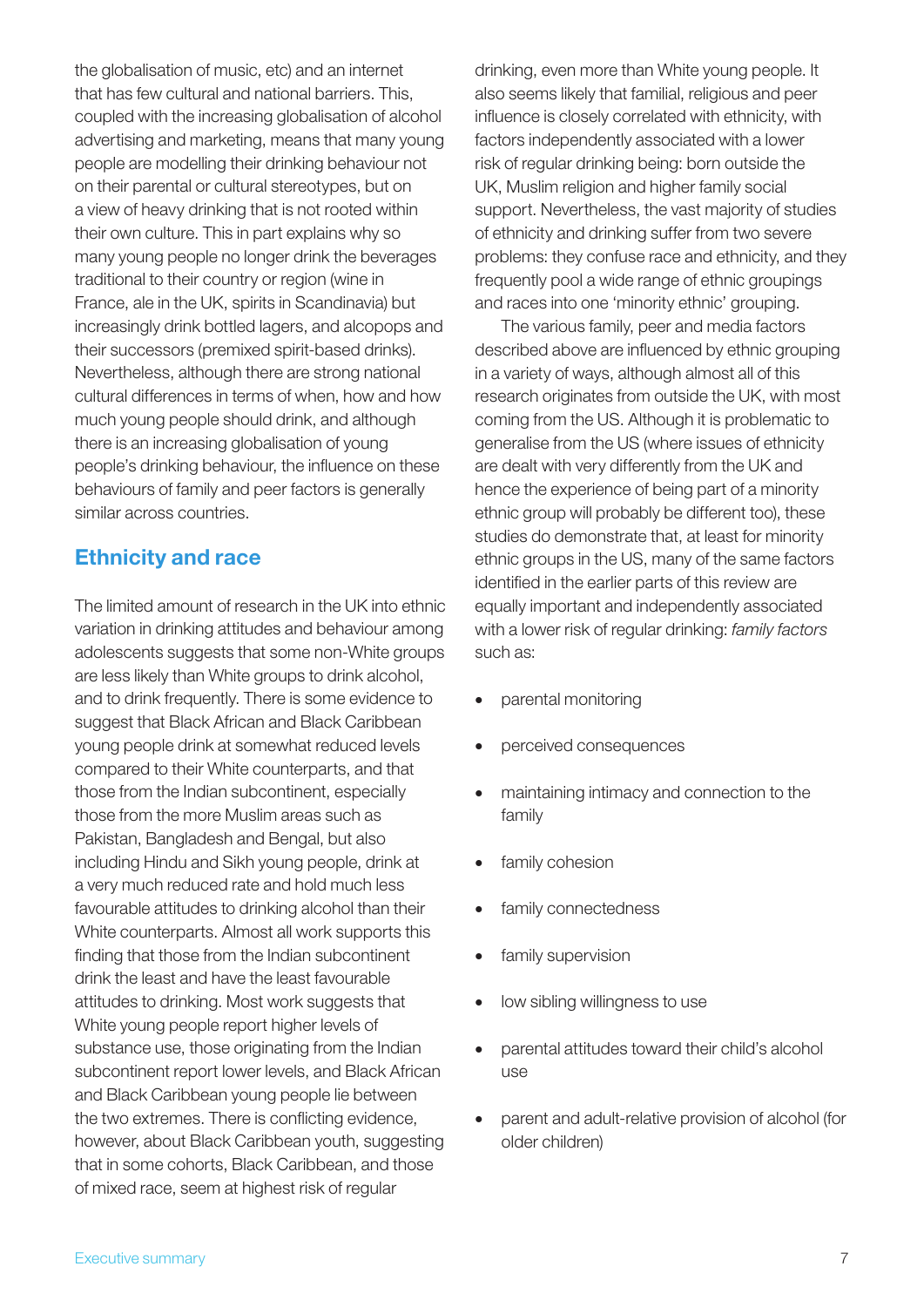the globalisation of music, etc) and an internet that has few cultural and national barriers. This, coupled with the increasing globalisation of alcohol advertising and marketing, means that many young people are modelling their drinking behaviour not on their parental or cultural stereotypes, but on a view of heavy drinking that is not rooted within their own culture. This in part explains why so many young people no longer drink the beverages traditional to their country or region (wine in France, ale in the UK, spirits in Scandinavia) but increasingly drink bottled lagers, and alcopops and their successors (premixed spirit-based drinks). Nevertheless, although there are strong national cultural differences in terms of when, how and how much young people should drink, and although there is an increasing globalisation of young people's drinking behaviour, the influence on these behaviours of family and peer factors is generally similar across countries.

## Ethnicity and race

The limited amount of research in the UK into ethnic variation in drinking attitudes and behaviour among adolescents suggests that some non-White groups are less likely than White groups to drink alcohol, and to drink frequently. There is some evidence to suggest that Black African and Black Caribbean young people drink at somewhat reduced levels compared to their White counterparts, and that those from the Indian subcontinent, especially those from the more Muslim areas such as Pakistan, Bangladesh and Bengal, but also including Hindu and Sikh young people, drink at a very much reduced rate and hold much less favourable attitudes to drinking alcohol than their White counterparts. Almost all work supports this finding that those from the Indian subcontinent drink the least and have the least favourable attitudes to drinking. Most work suggests that White young people report higher levels of substance use, those originating from the Indian subcontinent report lower levels, and Black African and Black Caribbean young people lie between the two extremes. There is conflicting evidence, however, about Black Caribbean youth, suggesting that in some cohorts, Black Caribbean, and those of mixed race, seem at highest risk of regular drinking, even more than White young people. It also seems likely that familial, religious and peer influence is closely correlated with ethnicity, with factors independently associated with a lower risk of regular drinking being: born outside the UK, Muslim religion and higher family social support. Nevertheless, the vast majority of studies of ethnicity and drinking suffer from two severe problems: they confuse race and ethnicity, and they frequently pool a wide range of ethnic groupings and races into one 'minority ethnic' grouping.

The various family, peer and media factors described above are influenced by ethnic grouping in a variety of ways, although almost all of this research originates from outside the UK, with most coming from the US. Although it is problematic to generalise from the US (where issues of ethnicity are dealt with very differently from the UK and hence the experience of being part of a minority ethnic group will probably be different too), these studies do demonstrate that, at least for minority ethnic groups in the US, many of the same factors identified in the earlier parts of this review are equally important and independently associated with a lower risk of regular drinking: *family factors* such as:

- parental monitoring
- perceived consequences
- maintaining intimacy and connection to the family
- family cohesion
- family connectedness
- family supervision
- low sibling willingness to use
- parental attitudes toward their child's alcohol use
- parent and adult-relative provision of alcohol (for older children)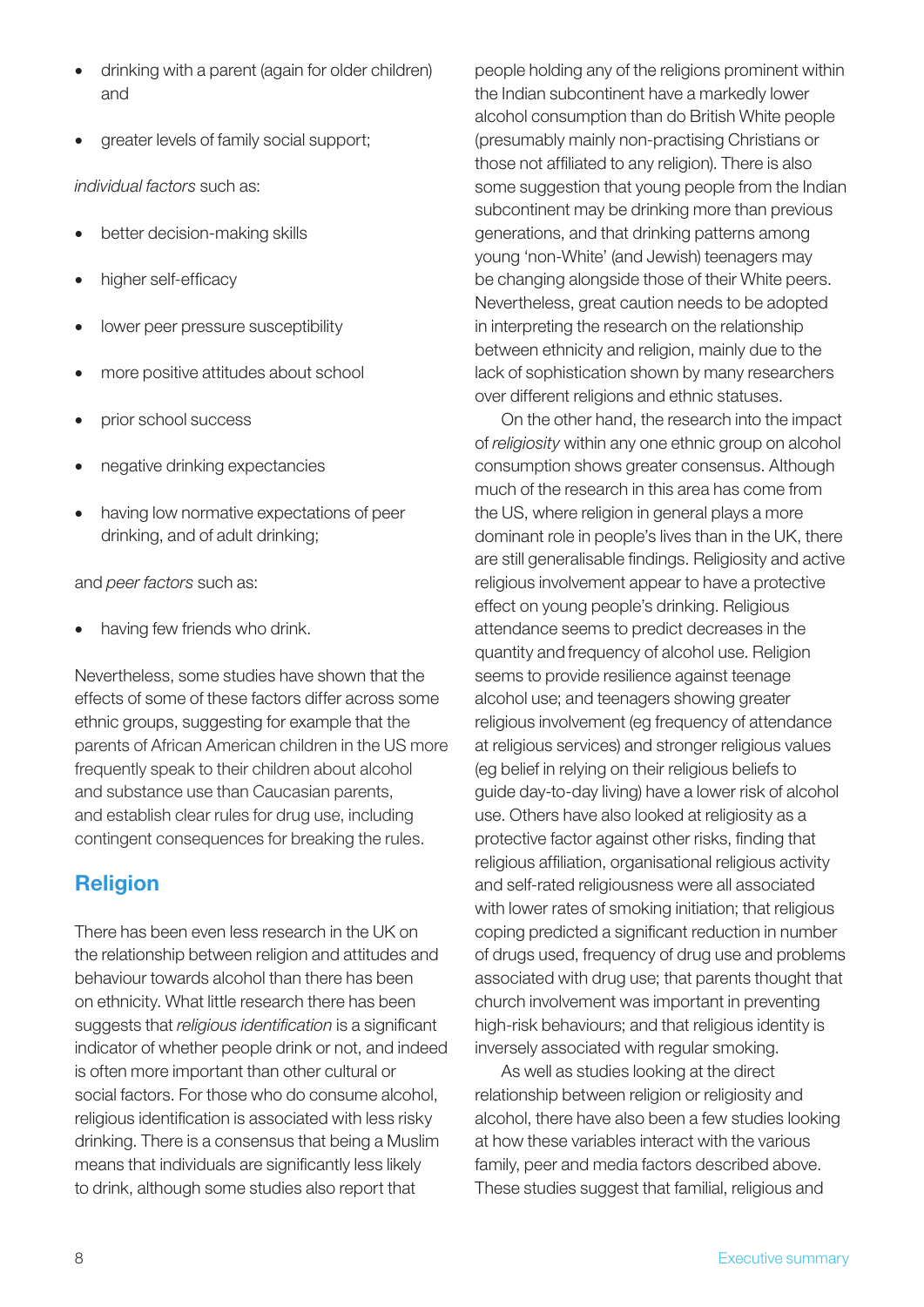- drinking with a parent (again for older children) and
- greater levels of family social support;

*individual factors* such as:

- better decision-making skills
- higher self-efficacy
- lower peer pressure susceptibility
- more positive attitudes about school
- prior school success
- negative drinking expectancies
- having low normative expectations of peer drinking, and of adult drinking;

and *peer factors* such as:

- having few friends who drink.

Nevertheless, some studies have shown that the effects of some of these factors differ across some ethnic groups, suggesting for example that the parents of African American children in the US more frequently speak to their children about alcohol and substance use than Caucasian parents, and establish clear rules for drug use, including contingent consequences for breaking the rules.

## Religion

There has been even less research in the UK on the relationship between religion and attitudes and behaviour towards alcohol than there has been on ethnicity. What little research there has been suggests that *religious identification* is a significant indicator of whether people drink or not, and indeed is often more important than other cultural or social factors. For those who do consume alcohol, religious identification is associated with less risky drinking. There is a consensus that being a Muslim means that individuals are significantly less likely to drink, although some studies also report that people holding any of the religions prominent within the Indian subcontinent have a markedly lower alcohol consumption than do British White people (presumably mainly non-practising Christians or those not affiliated to any religion). There is also some suggestion that young people from the Indian subcontinent may be drinking more than previous generations, and that drinking patterns among young 'non-White' (and Jewish) teenagers may be changing alongside those of their White peers. Nevertheless, great caution needs to be adopted in interpreting the research on the relationship between ethnicity and religion, mainly due to the lack of sophistication shown by many researchers over different religions and ethnic statuses.

On the other hand, the research into the impact of *religiosity* within any one ethnic group on alcohol consumption shows greater consensus. Although much of the research in this area has come from the US, where religion in general plays a more dominant role in people's lives than in the UK, there are still generalisable findings. Religiosity and active religious involvement appear to have a protective effect on young people's drinking. Religious attendance seems to predict decreases in the quantity and frequency of alcohol use. Religion seems to provide resilience against teenage alcohol use; and teenagers showing greater religious involvement (eg frequency of attendance at religious services) and stronger religious values (eg belief in relying on their religious beliefs to guide day-to-day living) have a lower risk of alcohol use. Others have also looked at religiosity as a protective factor against other risks, finding that religious affiliation, organisational religious activity and self-rated religiousness were all associated with lower rates of smoking initiation; that religious coping predicted a significant reduction in number of drugs used, frequency of drug use and problems associated with drug use; that parents thought that church involvement was important in preventing high-risk behaviours; and that religious identity is inversely associated with regular smoking.

As well as studies looking at the direct relationship between religion or religiosity and alcohol, there have also been a few studies looking at how these variables interact with the various family, peer and media factors described above. These studies suggest that familial, religious and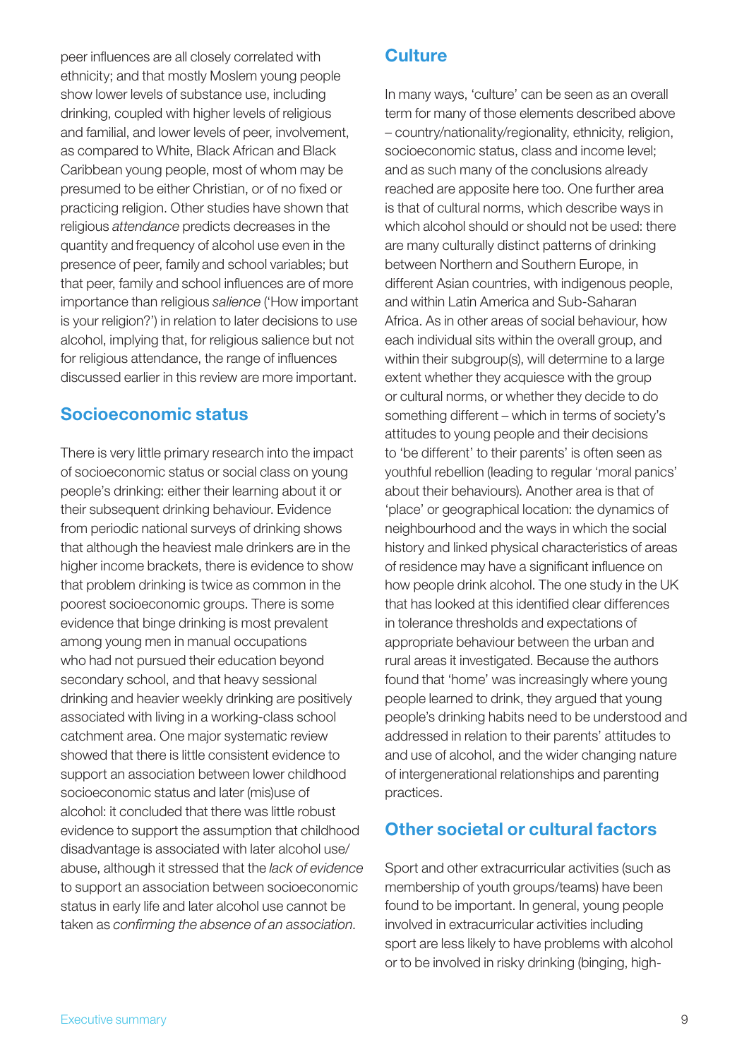peer influences are all closely correlated with ethnicity; and that mostly Moslem young people show lower levels of substance use, including drinking, coupled with higher levels of religious and familial, and lower levels of peer, involvement, as compared to White, Black African and Black Caribbean young people, most of whom may be presumed to be either Christian, or of no fixed or practicing religion. Other studies have shown that religious *attendance* predicts decreases in the quantity and frequency of alcohol use even in the presence of peer, family and school variables; but that peer, family and school influences are of more importance than religious *salience* ('How important is your religion?') in relation to later decisions to use alcohol, implying that, for religious salience but not for religious attendance, the range of influences discussed earlier in this review are more important.

## Socioeconomic status

There is very little primary research into the impact of socioeconomic status or social class on young people's drinking: either their learning about it or their subsequent drinking behaviour. Evidence from periodic national surveys of drinking shows that although the heaviest male drinkers are in the higher income brackets, there is evidence to show that problem drinking is twice as common in the poorest socioeconomic groups. There is some evidence that binge drinking is most prevalent among young men in manual occupations who had not pursued their education beyond secondary school, and that heavy sessional drinking and heavier weekly drinking are positively associated with living in a working-class school catchment area. One major systematic review showed that there is little consistent evidence to support an association between lower childhood socioeconomic status and later (mis)use of alcohol: it concluded that there was little robust evidence to support the assumption that childhood disadvantage is associated with later alcohol use/abuse, although it stressed that the *lack of evidence* to support an association between socioeconomic status in early life and later alcohol use cannot be taken as *confirming the absence of an association*.

## Culture

In many ways, 'culture' can be seen as an overall term for many of those elements described above – country/nationality/regionality, ethnicity, religion, socioeconomic status, class and income level; and as such many of the conclusions already reached are apposite here too. One further area is that of cultural norms, which describe ways in which alcohol should or should not be used: there are many culturally distinct patterns of drinking between Northern and Southern Europe, in different Asian countries, with indigenous people, and within Latin America and Sub-Saharan Africa. As in other areas of social behaviour, how each individual sits within the overall group, and within their subgroup(s), will determine to a large extent whether they acquiesce with the group or cultural norms, or whether they decide to do something different – which in terms of society's attitudes to young people and their decisions to 'be different' to their parents' is often seen as youthful rebellion (leading to regular 'moral panics' about their behaviours). Another area is that of 'place' or geographical location: the dynamics of neighbourhood and the ways in which the social history and linked physical characteristics of areas of residence may have a significant influence on how people drink alcohol. The one study in the UK that has looked at this identified clear differences in tolerance thresholds and expectations of appropriate behaviour between the urban and rural areas it investigated. Because the authors found that 'home' was increasingly where young people learned to drink, they argued that young people's drinking habits need to be understood and addressed in relation to their parents' attitudes to and use of alcohol, and the wider changing nature of intergenerational relationships and parenting practices.

## Other societal or cultural factors

Sport and other extracurricular activities (such as membership of youth groups/teams) have been found to be important. In general, young people involved in extracurricular activities including sport are less likely to have problems with alcohol or to be involved in risky drinking (binging, high-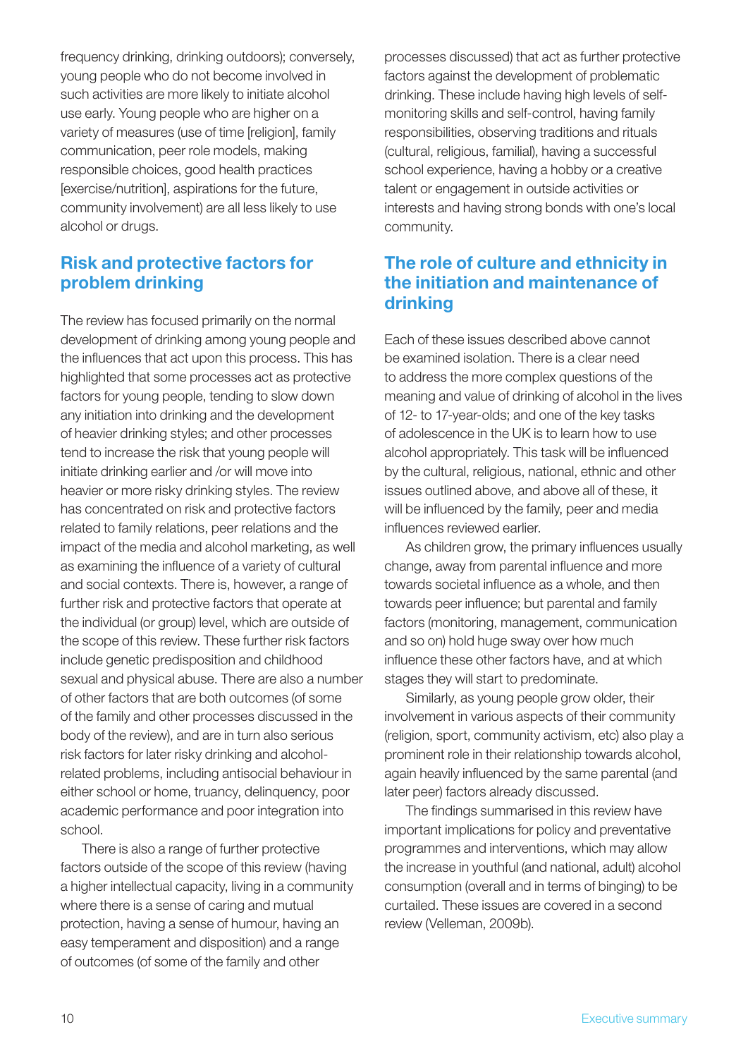frequency drinking, drinking outdoors); conversely, young people who do not become involved in such activities are more likely to initiate alcohol use early. Young people who are higher on a variety of measures (use of time [religion], family communication, peer role models, making responsible choices, good health practices [exercise/nutrition], aspirations for the future, community involvement) are all less likely to use alcohol or drugs.

## Risk and protective factors for problem drinking

The review has focused primarily on the normal development of drinking among young people and the influences that act upon this process. This has highlighted that some processes act as protective factors for young people, tending to slow down any initiation into drinking and the development of heavier drinking styles; and other processes tend to increase the risk that young people will initiate drinking earlier and /or will move into heavier or more risky drinking styles. The review has concentrated on risk and protective factors related to family relations, peer relations and the impact of the media and alcohol marketing, as well as examining the influence of a variety of cultural and social contexts. There is, however, a range of further risk and protective factors that operate at the individual (or group) level, which are outside of the scope of this review. These further risk factors include genetic predisposition and childhood sexual and physical abuse. There are also a number of other factors that are both outcomes (of some of the family and other processes discussed in the body of the review), and are in turn also serious risk factors for later risky drinking and alcohol-related problems, including antisocial behaviour in either school or home, truancy, delinquency, poor academic performance and poor integration into school.

There is also a range of further protective factors outside of the scope of this review (having a higher intellectual capacity, living in a community where there is a sense of caring and mutual protection, having a sense of humour, having an easy temperament and disposition) and a range of outcomes (of some of the family and other processes discussed) that act as further protective factors against the development of problematic drinking. These include having high levels of self-monitoring skills and self-control, having family responsibilities, observing traditions and rituals (cultural, religious, familial), having a successful school experience, having a hobby or a creative talent or engagement in outside activities or interests and having strong bonds with one's local community.

## The role of culture and ethnicity in the initiation and maintenance of drinking

Each of these issues described above cannot be examined isolation. There is a clear need to address the more complex questions of the meaning and value of drinking of alcohol in the lives of 12- to 17-year-olds; and one of the key tasks of adolescence in the UK is to learn how to use alcohol appropriately. This task will be influenced by the cultural, religious, national, ethnic and other issues outlined above, and above all of these, it will be influenced by the family, peer and media influences reviewed earlier.

As children grow, the primary influences usually change, away from parental influence and more towards societal influence as a whole, and then towards peer influence; but parental and family factors (monitoring, management, communication and so on) hold huge sway over how much influence these other factors have, and at which stages they will start to predominate.

Similarly, as young people grow older, their involvement in various aspects of their community (religion, sport, community activism, etc) also play a prominent role in their relationship towards alcohol, again heavily influenced by the same parental (and later peer) factors already discussed.

The findings summarised in this review have important implications for policy and preventative programmes and interventions, which may allow the increase in youthful (and national, adult) alcohol consumption (overall and in terms of binging) to be curtailed. These issues are covered in a second review (Velleman, 2009b).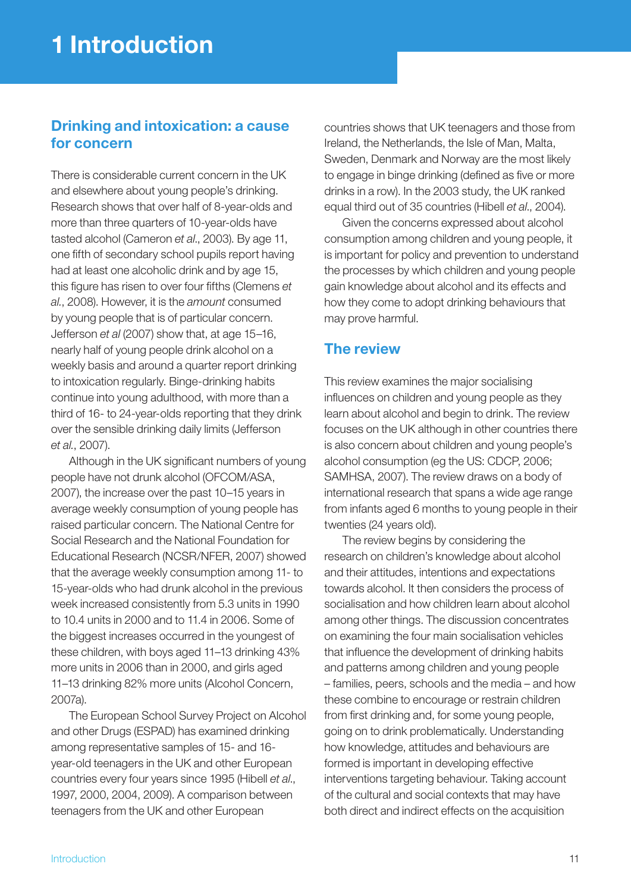# 1 Introduction

## Drinking and intoxication: a cause for concern

There is considerable current concern in the UK and elsewhere about young people's drinking. Research shows that over half of 8-year-olds and more than three quarters of 10-year-olds have tasted alcohol (Cameron *et al*., 2003). By age 11, one fifth of secondary school pupils report having had at least one alcoholic drink and by age 15, this figure has risen to over four fifths (Clemens *et al*., 2008). However, it is the *amount* consumed by young people that is of particular concern. Jefferson *et al* (2007) show that, at age 15–16, nearly half of young people drink alcohol on a weekly basis and around a quarter report drinking to intoxication regularly. Binge-drinking habits continue into young adulthood, with more than a third of 16- to 24-year-olds reporting that they drink over the sensible drinking daily limits (Jefferson *et al*., 2007).

Although in the UK significant numbers of young people have not drunk alcohol (OFCOM/ASA, 2007), the increase over the past 10–15 years in average weekly consumption of young people has raised particular concern. The National Centre for Social Research and the National Foundation for Educational Research (NCSR/NFER, 2007) showed that the average weekly consumption among 11- to 15-year-olds who had drunk alcohol in the previous week increased consistently from 5.3 units in 1990 to 10.4 units in 2000 and to 11.4 in 2006. Some of the biggest increases occurred in the youngest of these children, with boys aged 11–13 drinking 43% more units in 2006 than in 2000, and girls aged 11–13 drinking 82% more units (Alcohol Concern, 2007a).

The European School Survey Project on Alcohol and other Drugs (ESPAD) has examined drinking among representative samples of 15- and 16-year-old teenagers in the UK and other European countries every four years since 1995 (Hibell *et al*., 1997, 2000, 2004, 2009). A comparison between teenagers from the UK and other European countries shows that UK teenagers and those from Ireland, the Netherlands, the Isle of Man, Malta, Sweden, Denmark and Norway are the most likely to engage in binge drinking (defined as five or more drinks in a row). In the 2003 study, the UK ranked equal third out of 35 countries (Hibell *et al*., 2004).

Given the concerns expressed about alcohol consumption among children and young people, it is important for policy and prevention to understand the processes by which children and young people gain knowledge about alcohol and its effects and how they come to adopt drinking behaviours that may prove harmful.

## The review

This review examines the major socialising influences on children and young people as they learn about alcohol and begin to drink. The review focuses on the UK although in other countries there is also concern about children and young people's alcohol consumption (eg the US: CDCP, 2006; SAMHSA, 2007). The review draws on a body of international research that spans a wide age range from infants aged 6 months to young people in their twenties (24 years old).

The review begins by considering the research on children's knowledge about alcohol and their attitudes, intentions and expectations towards alcohol. It then considers the process of socialisation and how children learn about alcohol among other things. The discussion concentrates on examining the four main socialisation vehicles that influence the development of drinking habits and patterns among children and young people – families, peers, schools and the media – and how these combine to encourage or restrain children from first drinking and, for some young people, going on to drink problematically. Understanding how knowledge, attitudes and behaviours are formed is important in developing effective interventions targeting behaviour. Taking account of the cultural and social contexts that may have both direct and indirect effects on the acquisition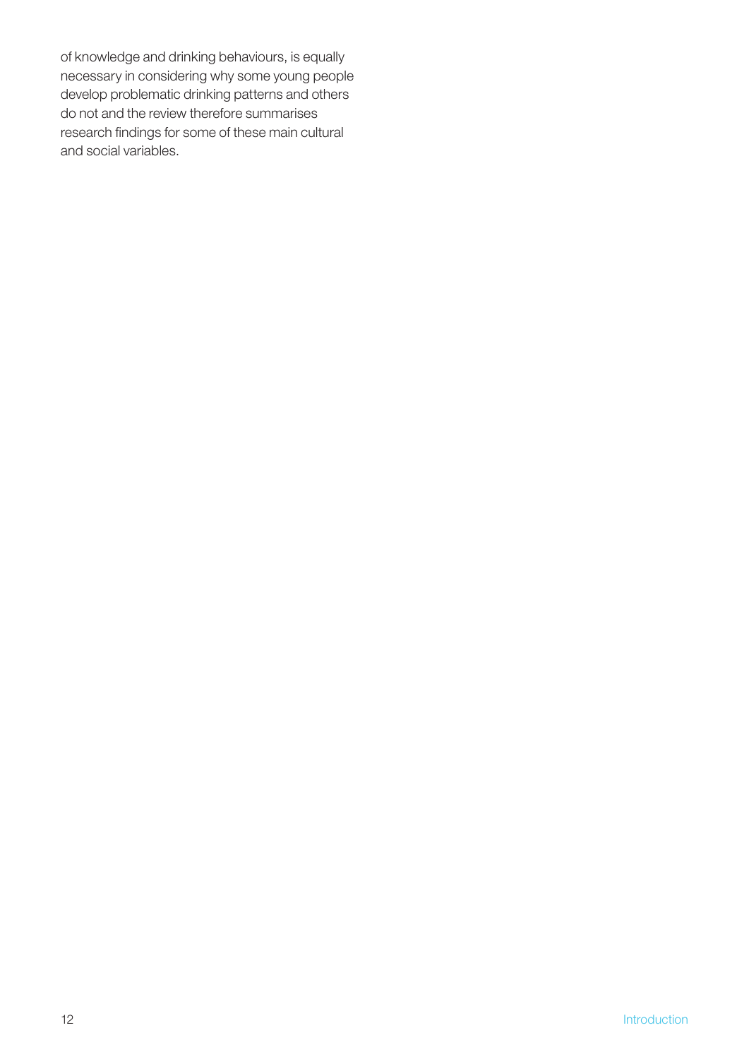of knowledge and drinking behaviours, is equally necessary in considering why some young people develop problematic drinking patterns and others do not and the review therefore summarises research findings for some of these main cultural and social variables.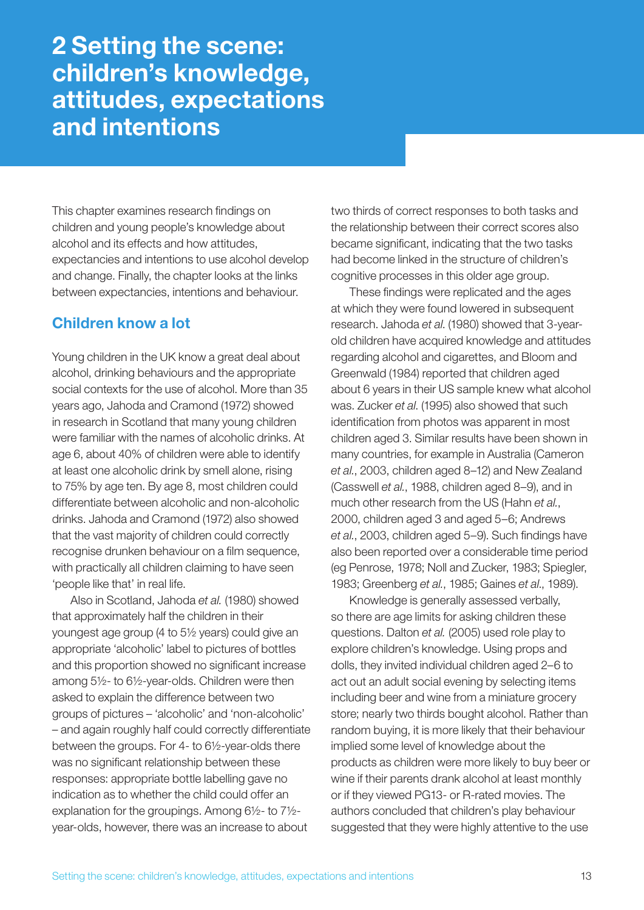# 2 Setting the scene: children's knowledge, attitudes, expectations and intentions

This chapter examines research findings on children and young people's knowledge about alcohol and its effects and how attitudes, expectancies and intentions to use alcohol develop and change. Finally, the chapter looks at the links between expectancies, intentions and behaviour.

## Children know a lot

Young children in the UK know a great deal about alcohol, drinking behaviours and the appropriate social contexts for the use of alcohol. More than 35 years ago, Jahoda and Cramond (1972) showed in research in Scotland that many young children were familiar with the names of alcoholic drinks. At age 6, about 40% of children were able to identify at least one alcoholic drink by smell alone, rising to 75% by age ten. By age 8, most children could differentiate between alcoholic and non-alcoholic drinks. Jahoda and Cramond (1972) also showed that the vast majority of children could correctly recognise drunken behaviour on a film sequence, with practically all children claiming to have seen 'people like that' in real life.

Also in Scotland, Jahoda *et al.* (1980) showed that approximately half the children in their youngest age group (4 to 5½ years) could give an appropriate 'alcoholic' label to pictures of bottles and this proportion showed no significant increase among 5½- to 6½-year-olds. Children were then asked to explain the difference between two groups of pictures – 'alcoholic' and 'non-alcoholic' – and again roughly half could correctly differentiate between the groups. For 4- to 6½-year-olds there was no significant relationship between these responses: appropriate bottle labelling gave no indication as to whether the child could offer an explanation for the groupings. Among 6½- to 7½-year-olds, however, there was an increase to about two thirds of correct responses to both tasks and the relationship between their correct scores also became significant, indicating that the two tasks had become linked in the structure of children's cognitive processes in this older age group.

These findings were replicated and the ages at which they were found lowered in subsequent research. Jahoda *et al.* (1980) showed that 3-year-old children have acquired knowledge and attitudes regarding alcohol and cigarettes, and Bloom and Greenwald (1984) reported that children aged about 6 years in their US sample knew what alcohol was. Zucker *et al.* (1995) also showed that such identification from photos was apparent in most children aged 3. Similar results have been shown in many countries, for example in Australia (Cameron *et al.*, 2003, children aged 8–12) and New Zealand (Casswell *et al.*, 1988, children aged 8–9), and in much other research from the US (Hahn *et al.*, 2000, children aged 3 and aged 5–6; Andrews *et al.*, 2003, children aged 5–9). Such findings have also been reported over a considerable time period (eg Penrose, 1978; Noll and Zucker, 1983; Spiegler, 1983; Greenberg *et al.*, 1985; Gaines *et al.*, 1989).

Knowledge is generally assessed verbally, so there are age limits for asking children these questions. Dalton *et al.* (2005) used role play to explore children's knowledge. Using props and dolls, they invited individual children aged 2–6 to act out an adult social evening by selecting items including beer and wine from a miniature grocery store; nearly two thirds bought alcohol. Rather than random buying, it is more likely that their behaviour implied some level of knowledge about the products as children were more likely to buy beer or wine if their parents drank alcohol at least monthly or if they viewed PG13- or R-rated movies. The authors concluded that children's play behaviour suggested that they were highly attentive to the use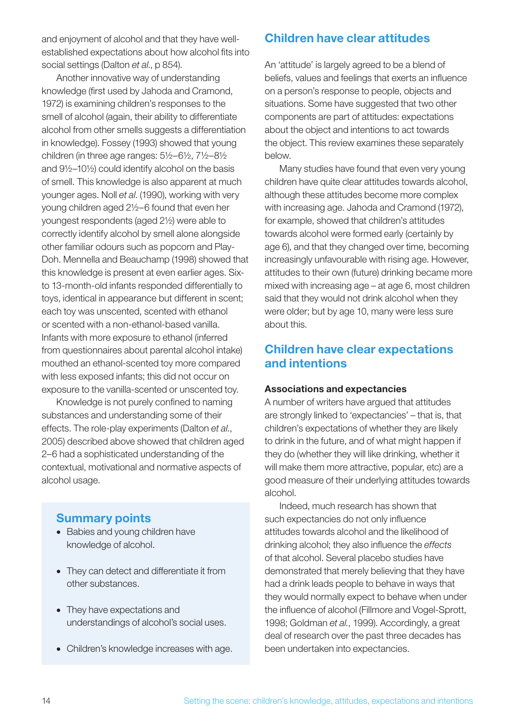and enjoyment of alcohol and that they have well-established expectations about how alcohol fits into social settings (Dalton *et al*., p 854).

Another innovative way of understanding knowledge (first used by Jahoda and Cramond, 1972) is examining children's responses to the smell of alcohol (again, their ability to differentiate alcohol from other smells suggests a differentiation in knowledge). Fossey (1993) showed that young children (in three age ranges: 5½–6½, 7½–8½ and 9½–10½) could identify alcohol on the basis of smell. This knowledge is also apparent at much younger ages. Noll *et al*. (1990), working with very young children aged 2½–6 found that even her youngest respondents (aged 2½) were able to correctly identify alcohol by smell alone alongside other familiar odours such as popcorn and Play-Doh. Mennella and Beauchamp (1998) showed that this knowledge is present at even earlier ages. Six- to 13-month-old infants responded differentially to toys, identical in appearance but different in scent; each toy was unscented, scented with ethanol or scented with a non-ethanol-based vanilla. Infants with more exposure to ethanol (inferred from questionnaires about parental alcohol intake) mouthed an ethanol-scented toy more compared with less exposed infants; this did not occur on exposure to the vanilla-scented or unscented toy.

Knowledge is not purely confined to naming substances and understanding some of their effects. The role-play experiments (Dalton *et al*., 2005) described above showed that children aged 2–6 had a sophisticated understanding of the contextual, motivational and normative aspects of alcohol usage.

### Summary points

- Babies and young children have knowledge of alcohol.
- They can detect and differentiate it from other substances.
- They have expectations and understandings of alcohol's social uses.
- Children's knowledge increases with age.

## Children have clear attitudes

An 'attitude' is largely agreed to be a blend of beliefs, values and feelings that exerts an influence on a person's response to people, objects and situations. Some have suggested that two other components are part of attitudes: expectations about the object and intentions to act towards the object. This review examines these separately below.

Many studies have found that even very young children have quite clear attitudes towards alcohol, although these attitudes become more complex with increasing age. Jahoda and Cramond (1972), for example, showed that children's attitudes towards alcohol were formed early (certainly by age 6), and that they changed over time, becoming increasingly unfavourable with rising age. However, attitudes to their own (future) drinking became more mixed with increasing age – at age 6, most children said that they would not drink alcohol when they were older; but by age 10, many were less sure about this.

## Children have clear expectations and intentions

**Associations and expectancies**

A number of writers have argued that attitudes are strongly linked to 'expectancies' – that is, that children's expectations of whether they are likely to drink in the future, and of what might happen if they do (whether they will like drinking, whether it will make them more attractive, popular, etc) are a good measure of their underlying attitudes towards alcohol.

Indeed, much research has shown that such expectancies do not only influence attitudes towards alcohol and the likelihood of drinking alcohol; they also influence the *effects* of that alcohol. Several placebo studies have demonstrated that merely believing that they have had a drink leads people to behave in ways that they would normally expect to behave when under the influence of alcohol (Fillmore and Vogel-Sprott, 1998; Goldman *et al*., 1999). Accordingly, a great deal of research over the past three decades has been undertaken into expectancies.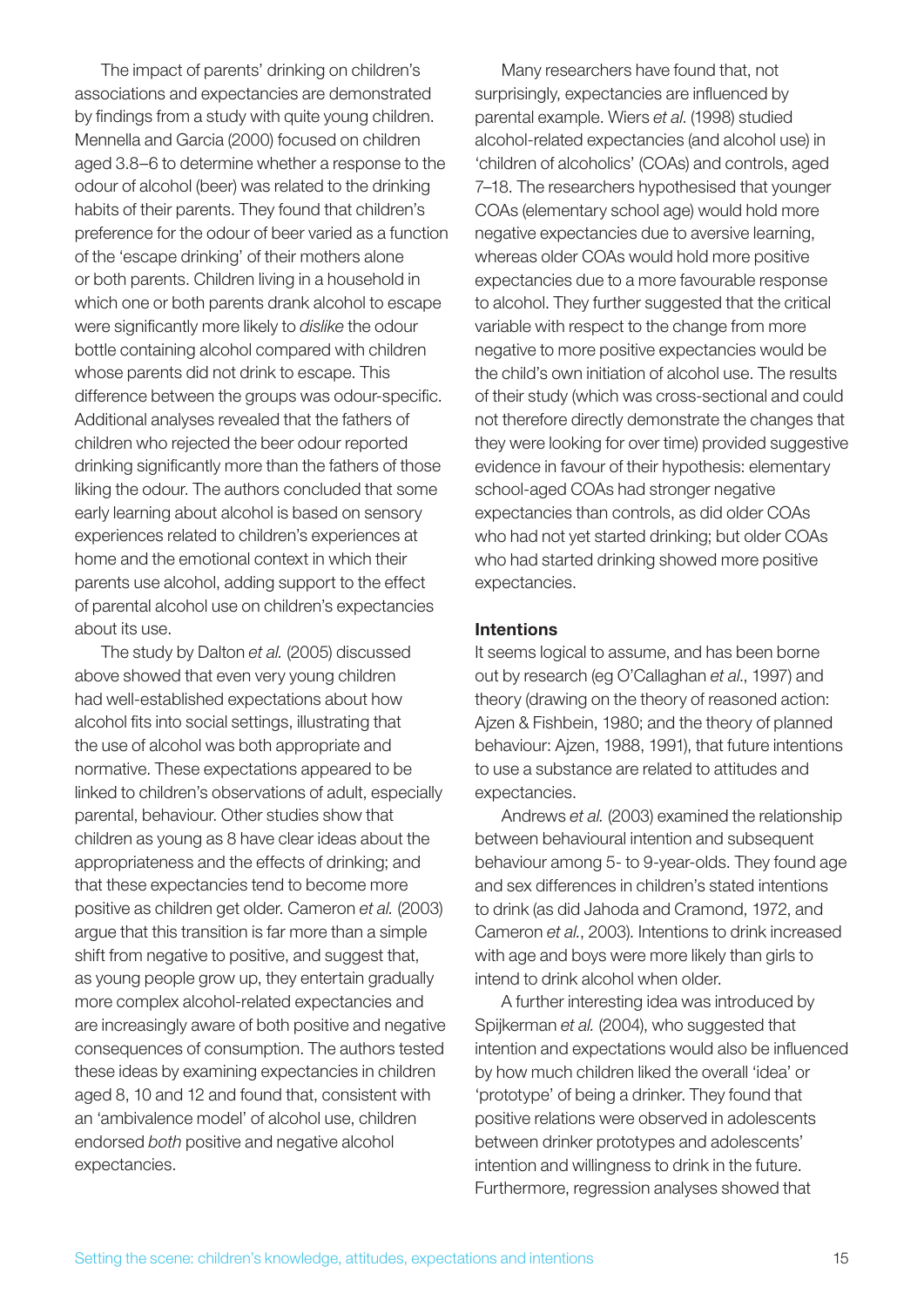The impact of parents' drinking on children's associations and expectancies are demonstrated by findings from a study with quite young children. Mennella and Garcia (2000) focused on children aged 3.8–6 to determine whether a response to the odour of alcohol (beer) was related to the drinking habits of their parents. They found that children's preference for the odour of beer varied as a function of the 'escape drinking' of their mothers alone or both parents. Children living in a household in which one or both parents drank alcohol to escape were significantly more likely to *dislike* the odour bottle containing alcohol compared with children whose parents did not drink to escape. This difference between the groups was odour-specific. Additional analyses revealed that the fathers of children who rejected the beer odour reported drinking significantly more than the fathers of those liking the odour. The authors concluded that some early learning about alcohol is based on sensory experiences related to children's experiences at home and the emotional context in which their parents use alcohol, adding support to the effect of parental alcohol use on children's expectancies about its use.

The study by Dalton *et al.* (2005) discussed above showed that even very young children had well-established expectations about how alcohol fits into social settings, illustrating that the use of alcohol was both appropriate and normative. These expectations appeared to be linked to children's observations of adult, especially parental, behaviour. Other studies show that children as young as 8 have clear ideas about the appropriateness and the effects of drinking; and that these expectancies tend to become more positive as children get older. Cameron *et al.* (2003) argue that this transition is far more than a simple shift from negative to positive, and suggest that, as young people grow up, they entertain gradually more complex alcohol-related expectancies and are increasingly aware of both positive and negative consequences of consumption. The authors tested these ideas by examining expectancies in children aged 8, 10 and 12 and found that, consistent with an 'ambivalence model' of alcohol use, children endorsed *both* positive and negative alcohol expectancies.

Many researchers have found that, not surprisingly, expectancies are influenced by parental example. Wiers *et al.* (1998) studied alcohol-related expectancies (and alcohol use) in 'children of alcoholics' (COAs) and controls, aged 7–18. The researchers hypothesised that younger COAs (elementary school age) would hold more negative expectancies due to aversive learning, whereas older COAs would hold more positive expectancies due to a more favourable response to alcohol. They further suggested that the critical variable with respect to the change from more negative to more positive expectancies would be the child's own initiation of alcohol use. The results of their study (which was cross-sectional and could not therefore directly demonstrate the changes that they were looking for over time) provided suggestive evidence in favour of their hypothesis: elementary school-aged COAs had stronger negative expectancies than controls, as did older COAs who had not yet started drinking; but older COAs who had started drinking showed more positive expectancies.

**Intentions**

It seems logical to assume, and has been borne out by research (eg O'Callaghan *et al.*, 1997) and theory (drawing on the theory of reasoned action: Ajzen & Fishbein, 1980; and the theory of planned behaviour: Ajzen, 1988, 1991), that future intentions to use a substance are related to attitudes and expectancies.

Andrews *et al.* (2003) examined the relationship between behavioural intention and subsequent behaviour among 5- to 9-year-olds. They found age and sex differences in children's stated intentions to drink (as did Jahoda and Cramond, 1972, and Cameron *et al.*, 2003). Intentions to drink increased with age and boys were more likely than girls to intend to drink alcohol when older.

A further interesting idea was introduced by Spijkerman *et al.* (2004), who suggested that intention and expectations would also be influenced by how much children liked the overall 'idea' or 'prototype' of being a drinker. They found that positive relations were observed in adolescents between drinker prototypes and adolescents' intention and willingness to drink in the future. Furthermore, regression analyses showed that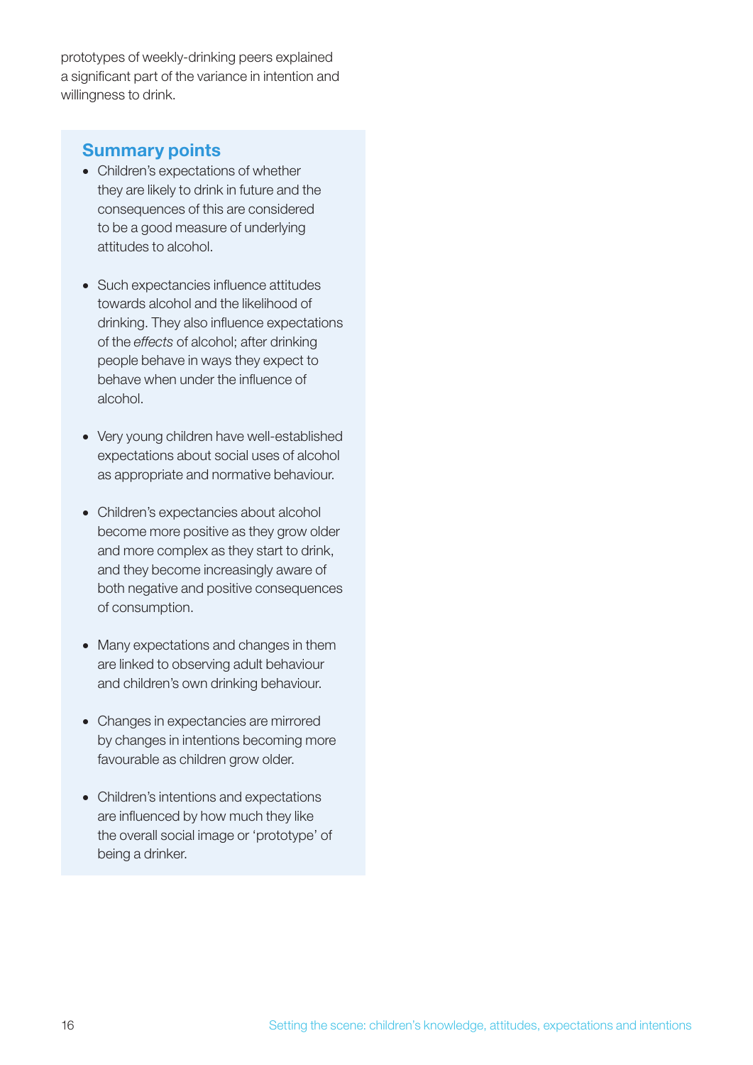prototypes of weekly-drinking peers explained a significant part of the variance in intention and willingness to drink.

## Summary points

- Children's expectations of whether they are likely to drink in future and the consequences of this are considered to be a good measure of underlying attitudes to alcohol.
- Such expectancies influence attitudes towards alcohol and the likelihood of drinking. They also influence expectations of the *effects* of alcohol; after drinking people behave in ways they expect to behave when under the influence of alcohol.
- Very young children have well-established expectations about social uses of alcohol as appropriate and normative behaviour.
- Children's expectancies about alcohol become more positive as they grow older and more complex as they start to drink, and they become increasingly aware of both negative and positive consequences of consumption.
- Many expectations and changes in them are linked to observing adult behaviour and children's own drinking behaviour.
- Changes in expectancies are mirrored by changes in intentions becoming more favourable as children grow older.
- Children's intentions and expectations are influenced by how much they like the overall social image or 'prototype' of being a drinker.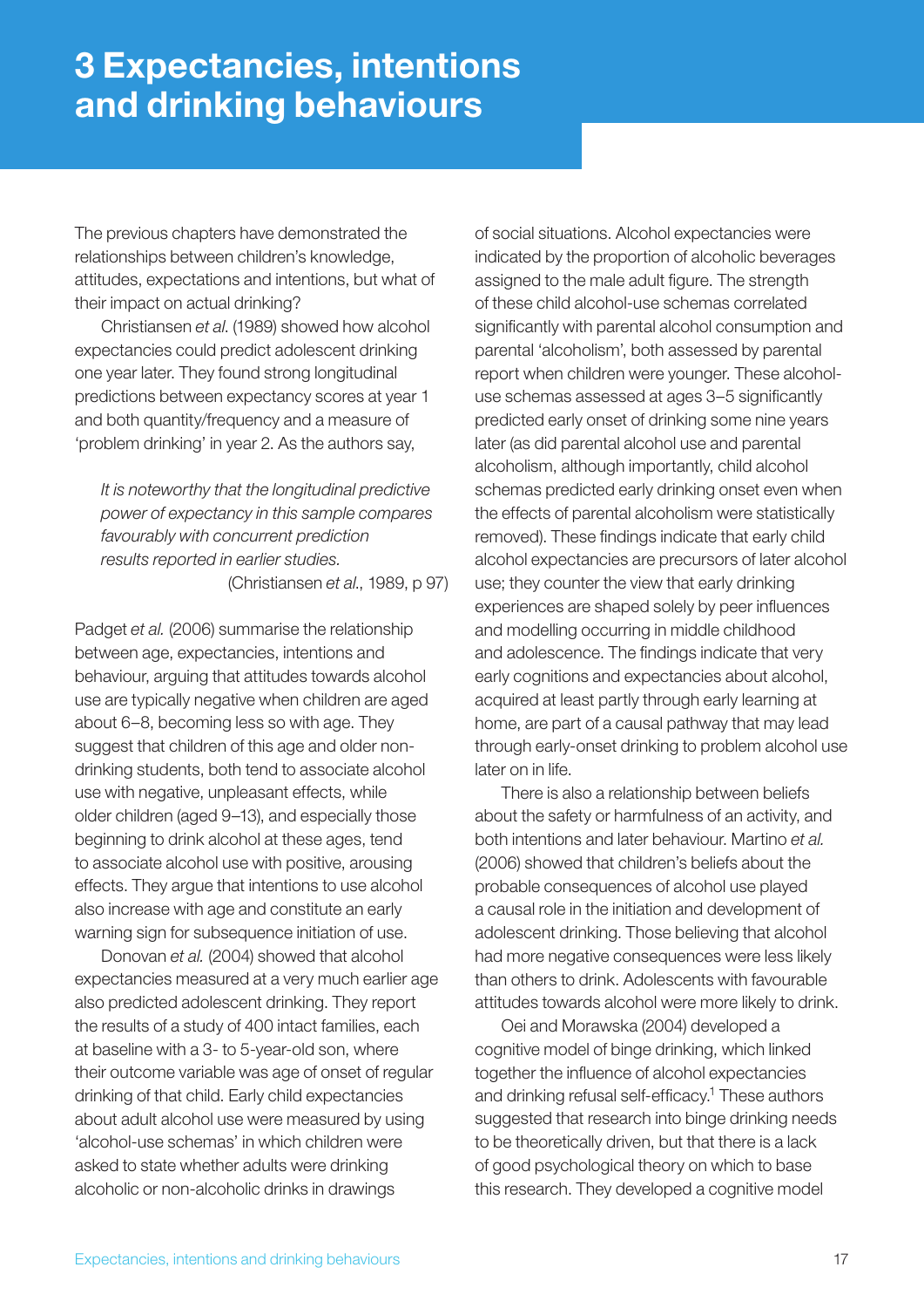# 3 Expectancies, intentions and drinking behaviours

The previous chapters have demonstrated the relationships between children's knowledge, attitudes, expectations and intentions, but what of their impact on actual drinking?

Christiansen *et al.* (1989) showed how alcohol expectancies could predict adolescent drinking one year later. They found strong longitudinal predictions between expectancy scores at year 1 and both quantity/frequency and a measure of 'problem drinking' in year 2. As the authors say,

> *It is noteworthy that the longitudinal predictive power of expectancy in this sample compares favourably with concurrent prediction results reported in earlier studies.*
>
> (Christiansen *et al.*, 1989, p 97)

Padget *et al.* (2006) summarise the relationship between age, expectancies, intentions and behaviour, arguing that attitudes towards alcohol use are typically negative when children are aged about 6–8, becoming less so with age. They suggest that children of this age and older non-drinking students, both tend to associate alcohol use with negative, unpleasant effects, while older children (aged 9–13), and especially those beginning to drink alcohol at these ages, tend to associate alcohol use with positive, arousing effects. They argue that intentions to use alcohol also increase with age and constitute an early warning sign for subsequent initiation of use.

Donovan *et al.* (2004) showed that alcohol expectancies measured at a very much earlier age also predicted adolescent drinking. They report the results of a study of 400 intact families, each at baseline with a 3- to 5-year-old son, where their outcome variable was age of onset of regular drinking of that child. Early child expectancies about adult alcohol use were measured by using 'alcohol-use schemas' in which children were asked to state whether adults were drinking alcoholic or non-alcoholic drinks in drawings of social situations. Alcohol expectancies were indicated by the proportion of alcoholic beverages assigned to the male adult figure. The strength of these child alcohol-use schemas correlated significantly with parental alcohol consumption and parental 'alcoholism', both assessed by parental report when children were younger. These alcohol-use schemas assessed at ages 3–5 significantly predicted early onset of drinking some nine years later (as did parental alcohol use and parental alcoholism, although importantly, child alcohol schemas predicted early drinking onset even when the effects of parental alcoholism were statistically removed). These findings indicate that early child alcohol expectancies are precursors of later alcohol use; they counter the view that early drinking experiences are shaped solely by peer influences and modelling occurring in middle childhood and adolescence. The findings indicate that very early cognitions and expectancies about alcohol, acquired at least partly through early learning at home, are part of a causal pathway that may lead through early-onset drinking to problem alcohol use later on in life.

There is also a relationship between beliefs about the safety or harmfulness of an activity, and both intentions and later behaviour. Martino *et al.* (2006) showed that children's beliefs about the probable consequences of alcohol use played a causal role in the initiation and development of adolescent drinking. Those believing that alcohol had more negative consequences were less likely than others to drink. Adolescents with favourable attitudes towards alcohol were more likely to drink.

Oei and Morawska (2004) developed a cognitive model of binge drinking, which linked together the influence of alcohol expectancies and drinking refusal self-efficacy.[1] These authors suggested that research into binge drinking needs to be theoretically driven, but that there is a lack of good psychological theory on which to base this research. They developed a cognitive model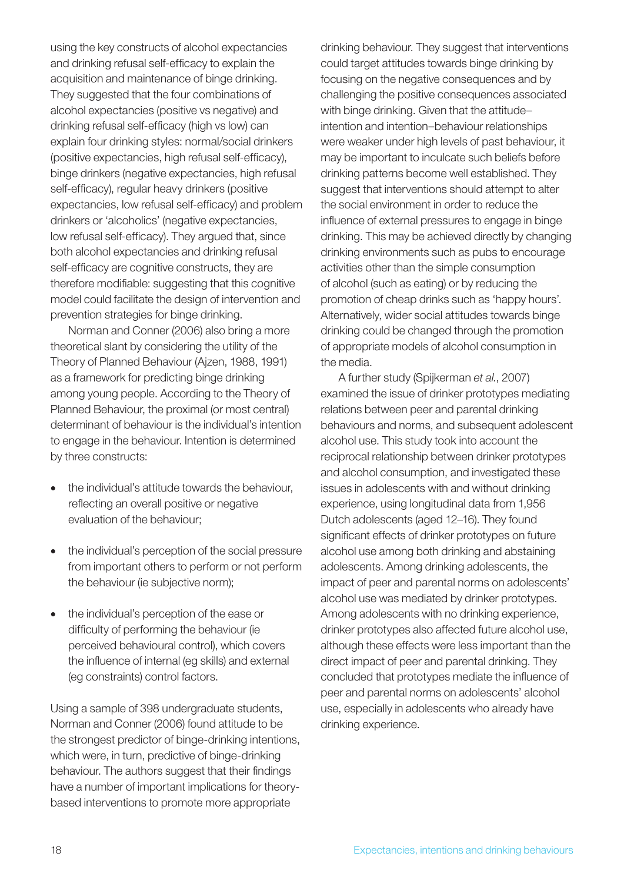using the key constructs of alcohol expectancies and drinking refusal self-efficacy to explain the acquisition and maintenance of binge drinking. They suggested that the four combinations of alcohol expectancies (positive vs negative) and drinking refusal self-efficacy (high vs low) can explain four drinking styles: normal/social drinkers (positive expectancies, high refusal self-efficacy), binge drinkers (negative expectancies, high refusal self-efficacy), regular heavy drinkers (positive expectancies, low refusal self-efficacy) and problem drinkers or 'alcoholics' (negative expectancies, low refusal self-efficacy). They argued that, since both alcohol expectancies and drinking refusal self-efficacy are cognitive constructs, they are therefore modifiable: suggesting that this cognitive model could facilitate the design of intervention and prevention strategies for binge drinking.

Norman and Conner (2006) also bring a more theoretical slant by considering the utility of the Theory of Planned Behaviour (Ajzen, 1988, 1991) as a framework for predicting binge drinking among young people. According to the Theory of Planned Behaviour, the proximal (or most central) determinant of behaviour is the individual's intention to engage in the behaviour. Intention is determined by three constructs:

- the individual's attitude towards the behaviour, reflecting an overall positive or negative evaluation of the behaviour;
- the individual's perception of the social pressure from important others to perform or not perform the behaviour (ie subjective norm);
- the individual's perception of the ease or difficulty of performing the behaviour (ie perceived behavioural control), which covers the influence of internal (eg skills) and external (eg constraints) control factors.

Using a sample of 398 undergraduate students, Norman and Conner (2006) found attitude to be the strongest predictor of binge-drinking intentions, which were, in turn, predictive of binge-drinking behaviour. The authors suggest that their findings have a number of important implications for theory-based interventions to promote more appropriate drinking behaviour. They suggest that interventions could target attitudes towards binge drinking by focusing on the negative consequences and by challenging the positive consequences associated with binge drinking. Given that the attitude–intention and intention–behaviour relationships were weaker under high levels of past behaviour, it may be important to inculcate such beliefs before drinking patterns become well established. They suggest that interventions should attempt to alter the social environment in order to reduce the influence of external pressures to engage in binge drinking. This may be achieved directly by changing drinking environments such as pubs to encourage activities other than the simple consumption of alcohol (such as eating) or by reducing the promotion of cheap drinks such as 'happy hours'. Alternatively, wider social attitudes towards binge drinking could be changed through the promotion of appropriate models of alcohol consumption in the media.

A further study (Spijkerman *et al.*, 2007) examined the issue of drinker prototypes mediating relations between peer and parental drinking behaviours and norms, and subsequent adolescent alcohol use. This study took into account the reciprocal relationship between drinker prototypes and alcohol consumption, and investigated these issues in adolescents with and without drinking experience, using longitudinal data from 1,956 Dutch adolescents (aged 12–16). They found significant effects of drinker prototypes on future alcohol use among both drinking and abstaining adolescents. Among drinking adolescents, the impact of peer and parental norms on adolescents' alcohol use was mediated by drinker prototypes. Among adolescents with no drinking experience, drinker prototypes also affected future alcohol use, although these effects were less important than the direct impact of peer and parental drinking. They concluded that prototypes mediate the influence of peer and parental norms on adolescents' alcohol use, especially in adolescents who already have drinking experience.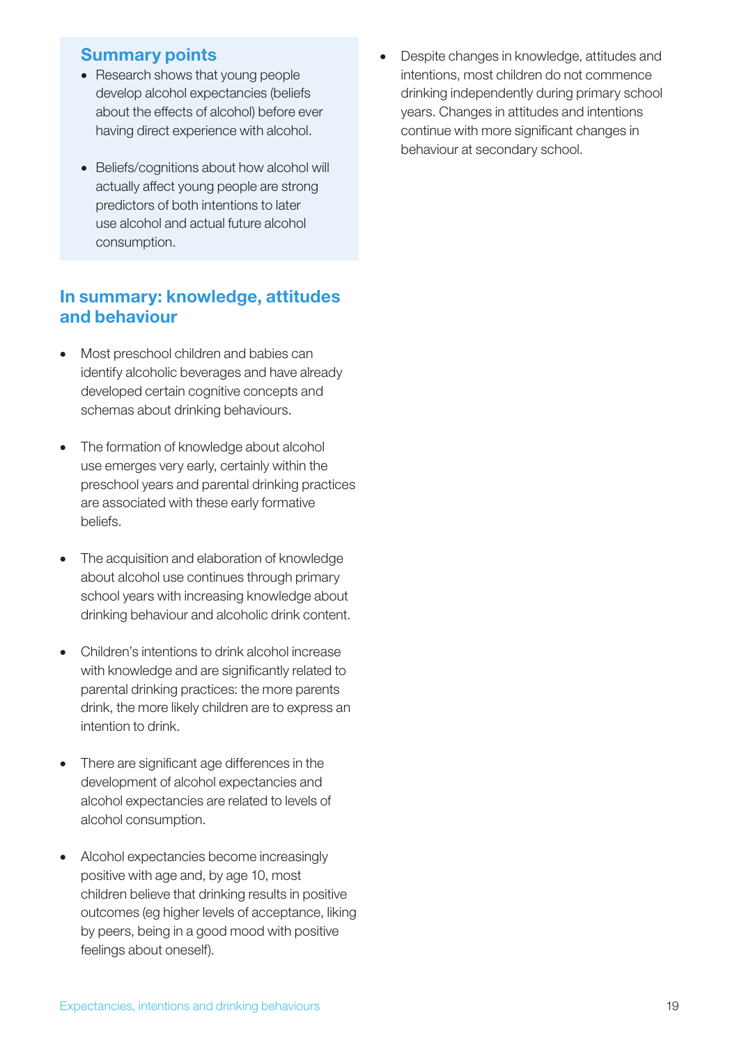## Summary points

- Research shows that young people develop alcohol expectancies (beliefs about the effects of alcohol) before ever having direct experience with alcohol.
- Beliefs/cognitions about how alcohol will actually affect young people are strong predictors of both intentions to later use alcohol and actual future alcohol consumption.

## In summary: knowledge, attitudes and behaviour

- Most preschool children and babies can identify alcoholic beverages and have already developed certain cognitive concepts and schemas about drinking behaviours.
- The formation of knowledge about alcohol use emerges very early, certainly within the preschool years and parental drinking practices are associated with these early formative beliefs.
- The acquisition and elaboration of knowledge about alcohol use continues through primary school years with increasing knowledge about drinking behaviour and alcoholic drink content.
- Children's intentions to drink alcohol increase with knowledge and are significantly related to parental drinking practices: the more parents drink, the more likely children are to express an intention to drink.
- There are significant age differences in the development of alcohol expectancies and alcohol expectancies are related to levels of alcohol consumption.
- Alcohol expectancies become increasingly positive with age and, by age 10, most children believe that drinking results in positive outcomes (eg higher levels of acceptance, liking by peers, being in a good mood with positive feelings about oneself).
- Despite changes in knowledge, attitudes and intentions, most children do not commence drinking independently during primary school years. Changes in attitudes and intentions continue with more significant changes in behaviour at secondary school.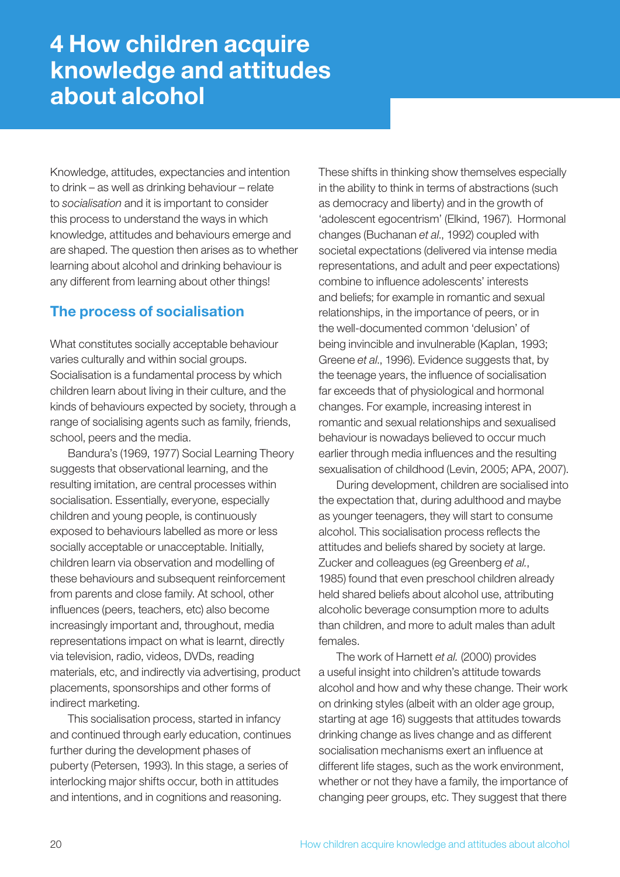# 4 How children acquire knowledge and attitudes about alcohol

Knowledge, attitudes, expectancies and intention to drink – as well as drinking behaviour – relate to *socialisation* and it is important to consider this process to understand the ways in which knowledge, attitudes and behaviours emerge and are shaped. The question then arises as to whether learning about alcohol and drinking behaviour is any different from learning about other things!

## The process of socialisation

What constitutes socially acceptable behaviour varies culturally and within social groups. Socialisation is a fundamental process by which children learn about living in their culture, and the kinds of behaviours expected by society, through a range of socialising agents such as family, friends, school, peers and the media.

Bandura's (1969, 1977) Social Learning Theory suggests that observational learning, and the resulting imitation, are central processes within socialisation. Essentially, everyone, especially children and young people, is continuously exposed to behaviours labelled as more or less socially acceptable or unacceptable. Initially, children learn via observation and modelling of these behaviours and subsequent reinforcement from parents and close family. At school, other influences (peers, teachers, etc) also become increasingly important and, throughout, media representations impact on what is learnt, directly via television, radio, videos, DVDs, reading materials, etc, and indirectly via advertising, product placements, sponsorships and other forms of indirect marketing.

This socialisation process, started in infancy and continued through early education, continues further during the development phases of puberty (Petersen, 1993). In this stage, a series of interlocking major shifts occur, both in attitudes and intentions, and in cognitions and reasoning. These shifts in thinking show themselves especially in the ability to think in terms of abstractions (such as democracy and liberty) and in the growth of 'adolescent egocentrism' (Elkind, 1967). Hormonal changes (Buchanan *et al.*, 1992) coupled with societal expectations (delivered via intense media representations, and adult and peer expectations) combine to influence adolescents' interests and beliefs; for example in romantic and sexual relationships, in the importance of peers, or in the well-documented common 'delusion' of being invincible and invulnerable (Kaplan, 1993; Greene *et al.*, 1996). Evidence suggests that, by the teenage years, the influence of socialisation far exceeds that of physiological and hormonal changes. For example, increasing interest in romantic and sexual relationships and sexualised behaviour is nowadays believed to occur much earlier through media influences and the resulting sexualisation of childhood (Levin, 2005; APA, 2007).

During development, children are socialised into the expectation that, during adulthood and maybe as younger teenagers, they will start to consume alcohol. This socialisation process reflects the attitudes and beliefs shared by society at large. Zucker and colleagues (eg Greenberg *et al.*, 1985) found that even preschool children already held shared beliefs about alcohol use, attributing alcoholic beverage consumption more to adults than children, and more to adult males than adult females.

The work of Harnett *et al.* (2000) provides a useful insight into children's attitude towards alcohol and how and why these change. Their work on drinking styles (albeit with an older age group, starting at age 16) suggests that attitudes towards drinking change as lives change and as different socialisation mechanisms exert an influence at different life stages, such as the work environment, whether or not they have a family, the importance of changing peer groups, etc. They suggest that there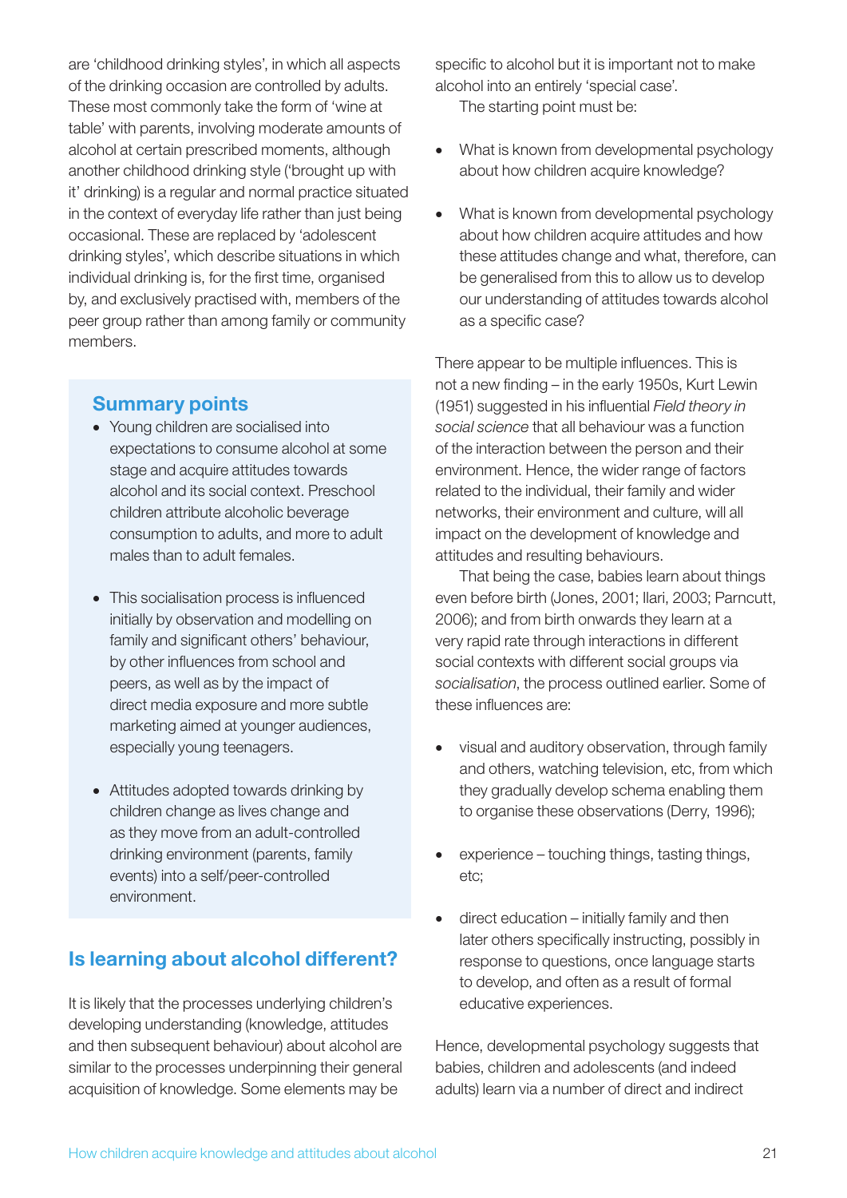are 'childhood drinking styles', in which all aspects of the drinking occasion are controlled by adults. These most commonly take the form of 'wine at table' with parents, involving moderate amounts of alcohol at certain prescribed moments, although another childhood drinking style ('brought up with it' drinking) is a regular and normal practice situated in the context of everyday life rather than just being occasional. These are replaced by 'adolescent drinking styles', which describe situations in which individual drinking is, for the first time, organised by, and exclusively practised with, members of the peer group rather than among family or community members.

### Summary points

- Young children are socialised into expectations to consume alcohol at some stage and acquire attitudes towards alcohol and its social context. Preschool children attribute alcoholic beverage consumption to adults, and more to adult males than to adult females.
- This socialisation process is influenced initially by observation and modelling on family and significant others' behaviour, by other influences from school and peers, as well as by the impact of direct media exposure and more subtle marketing aimed at younger audiences, especially young teenagers.
- Attitudes adopted towards drinking by children change as lives change and as they move from an adult-controlled drinking environment (parents, family events) into a self/peer-controlled environment.

## Is learning about alcohol different?

It is likely that the processes underlying children's developing understanding (knowledge, attitudes and then subsequent behaviour) about alcohol are similar to the processes underpinning their general acquisition of knowledge. Some elements may be specific to alcohol but it is important not to make alcohol into an entirely 'special case'.

The starting point must be:

- What is known from developmental psychology about how children acquire knowledge?
- What is known from developmental psychology about how children acquire attitudes and how these attitudes change and what, therefore, can be generalised from this to allow us to develop our understanding of attitudes towards alcohol as a specific case?

There appear to be multiple influences. This is not a new finding – in the early 1950s, Kurt Lewin (1951) suggested in his influential *Field theory in social science* that all behaviour was a function of the interaction between the person and their environment. Hence, the wider range of factors related to the individual, their family and wider networks, their environment and culture, will all impact on the development of knowledge and attitudes and resulting behaviours.

That being the case, babies learn about things even before birth (Jones, 2001; Ilari, 2003; Parncutt, 2006); and from birth onwards they learn at a very rapid rate through interactions in different social contexts with different social groups via *socialisation*, the process outlined earlier. Some of these influences are:

- visual and auditory observation, through family and others, watching television, etc, from which they gradually develop schema enabling them to organise these observations (Derry, 1996);
- experience – touching things, tasting things, etc;
- direct education – initially family and then later others specifically instructing, possibly in response to questions, once language starts to develop, and often as a result of formal educative experiences.

Hence, developmental psychology suggests that babies, children and adolescents (and indeed adults) learn via a number of direct and indirect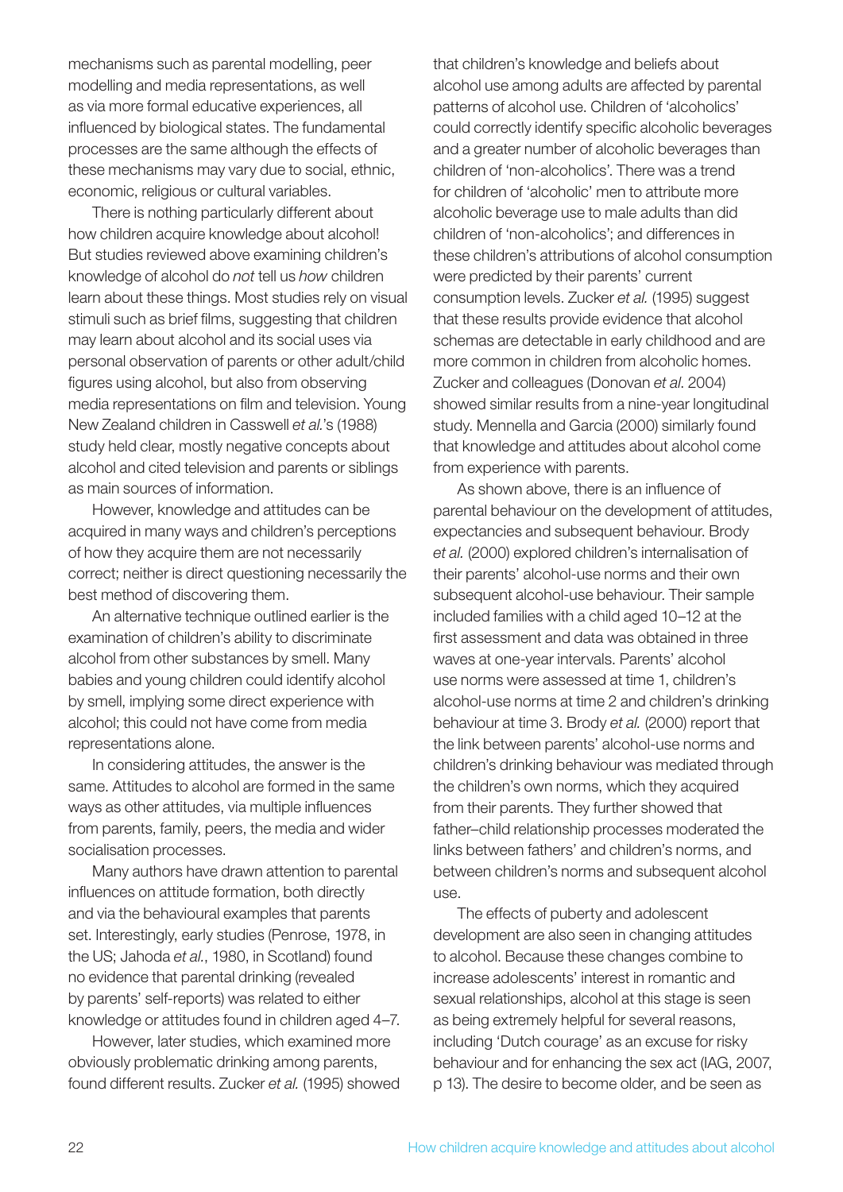mechanisms such as parental modelling, peer modelling and media representations, as well as via more formal educative experiences, all influenced by biological states. The fundamental processes are the same although the effects of these mechanisms may vary due to social, ethnic, economic, religious or cultural variables.

There is nothing particularly different about how children acquire knowledge about alcohol! But studies reviewed above examining children's knowledge of alcohol do *not* tell us *how* children learn about these things. Most studies rely on visual stimuli such as brief films, suggesting that children may learn about alcohol and its social uses via personal observation of parents or other adult/child figures using alcohol, but also from observing media representations on film and television. Young New Zealand children in Casswell *et al.*'s (1988) study held clear, mostly negative concepts about alcohol and cited television and parents or siblings as main sources of information.

However, knowledge and attitudes can be acquired in many ways and children's perceptions of how they acquire them are not necessarily correct; neither is direct questioning necessarily the best method of discovering them.

An alternative technique outlined earlier is the examination of children's ability to discriminate alcohol from other substances by smell. Many babies and young children could identify alcohol by smell, implying some direct experience with alcohol; this could not have come from media representations alone.

In considering attitudes, the answer is the same. Attitudes to alcohol are formed in the same ways as other attitudes, via multiple influences from parents, family, peers, the media and wider socialisation processes.

Many authors have drawn attention to parental influences on attitude formation, both directly and via the behavioural examples that parents set. Interestingly, early studies (Penrose, 1978, in the US; Jahoda *et al.*, 1980, in Scotland) found no evidence that parental drinking (revealed by parents' self-reports) was related to either knowledge or attitudes found in children aged 4–7.

However, later studies, which examined more obviously problematic drinking among parents, found different results. Zucker *et al.* (1995) showed that children's knowledge and beliefs about alcohol use among adults are affected by parental patterns of alcohol use. Children of 'alcoholics' could correctly identify specific alcoholic beverages and a greater number of alcoholic beverages than children of 'non-alcoholics'. There was a trend for children of 'alcoholic' men to attribute more alcoholic beverage use to male adults than did children of 'non-alcoholics'; and differences in these children's attributions of alcohol consumption were predicted by their parents' current consumption levels. Zucker *et al.* (1995) suggest that these results provide evidence that alcohol schemas are detectable in early childhood and are more common in children from alcoholic homes. Zucker and colleagues (Donovan *et al*. 2004) showed similar results from a nine-year longitudinal study. Mennella and Garcia (2000) similarly found that knowledge and attitudes about alcohol come from experience with parents.

As shown above, there is an influence of parental behaviour on the development of attitudes, expectancies and subsequent behaviour. Brody *et al.* (2000) explored children's internalisation of their parents' alcohol-use norms and their own subsequent alcohol-use behaviour. Their sample included families with a child aged 10–12 at the first assessment and data was obtained in three waves at one-year intervals. Parents' alcohol use norms were assessed at time 1, children's alcohol-use norms at time 2 and children's drinking behaviour at time 3. Brody *et al.* (2000) report that the link between parents' alcohol-use norms and children's drinking behaviour was mediated through the children's own norms, which they acquired from their parents. They further showed that father–child relationship processes moderated the links between fathers' and children's norms, and between children's norms and subsequent alcohol use.

The effects of puberty and adolescent development are also seen in changing attitudes to alcohol. Because these changes combine to increase adolescents' interest in romantic and sexual relationships, alcohol at this stage is seen as being extremely helpful for several reasons, including 'Dutch courage' as an excuse for risky behaviour and for enhancing the sex act (IAG, 2007, p 13). The desire to become older, and be seen as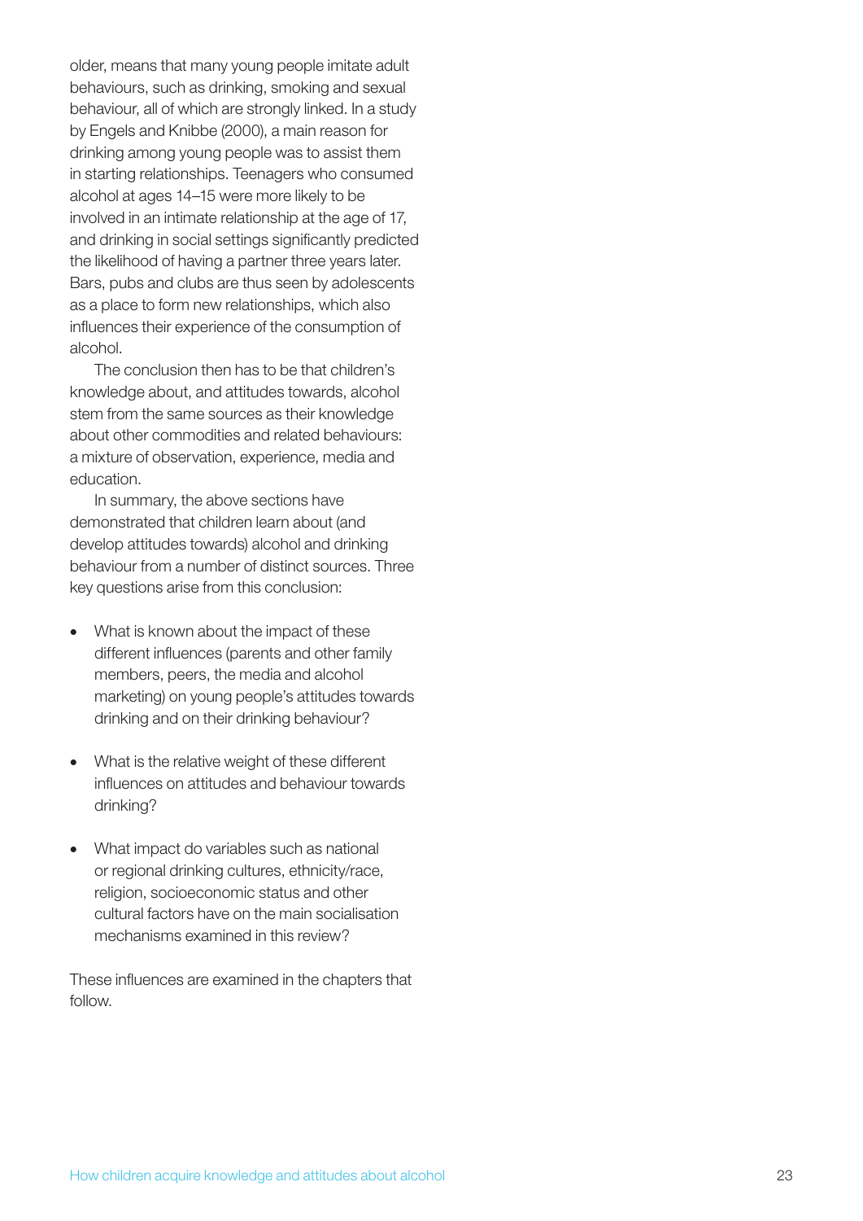older, means that many young people imitate adult behaviours, such as drinking, smoking and sexual behaviour, all of which are strongly linked. In a study by Engels and Knibbe (2000), a main reason for drinking among young people was to assist them in starting relationships. Teenagers who consumed alcohol at ages 14–15 were more likely to be involved in an intimate relationship at the age of 17, and drinking in social settings significantly predicted the likelihood of having a partner three years later. Bars, pubs and clubs are thus seen by adolescents as a place to form new relationships, which also influences their experience of the consumption of alcohol.

The conclusion then has to be that children's knowledge about, and attitudes towards, alcohol stem from the same sources as their knowledge about other commodities and related behaviours: a mixture of observation, experience, media and education.

In summary, the above sections have demonstrated that children learn about (and develop attitudes towards) alcohol and drinking behaviour from a number of distinct sources. Three key questions arise from this conclusion:

- What is known about the impact of these different influences (parents and other family members, peers, the media and alcohol marketing) on young people's attitudes towards drinking and on their drinking behaviour?
- What is the relative weight of these different influences on attitudes and behaviour towards drinking?
- What impact do variables such as national or regional drinking cultures, ethnicity/race, religion, socioeconomic status and other cultural factors have on the main socialisation mechanisms examined in this review?

These influences are examined in the chapters that follow.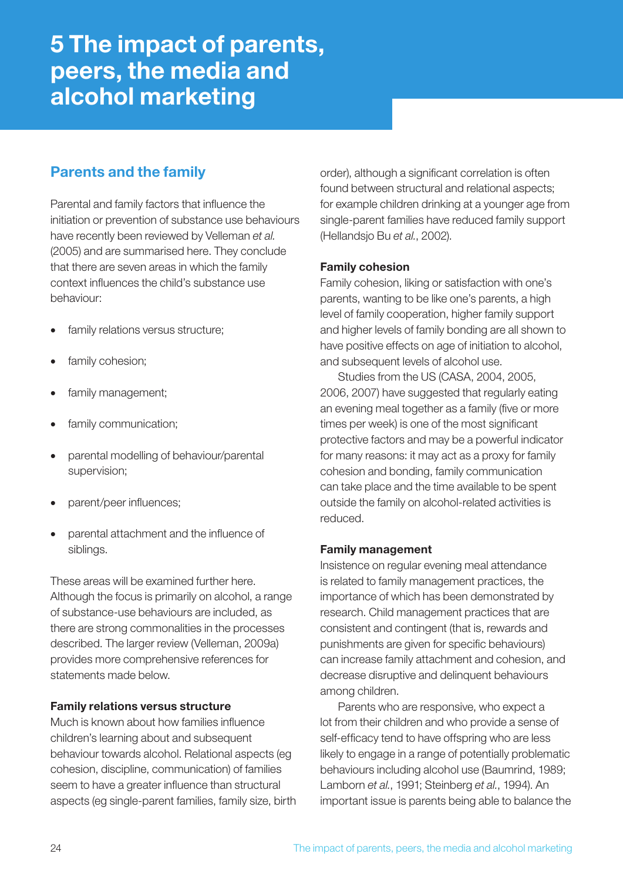# 5 The impact of parents, peers, the media and alcohol marketing

## Parents and the family

Parental and family factors that influence the initiation or prevention of substance use behaviours have recently been reviewed by Velleman *et al.* (2005) and are summarised here. They conclude that there are seven areas in which the family context influences the child's substance use behaviour:

- family relations versus structure;
- family cohesion;
- family management;
- family communication;
- parental modelling of behaviour/parental supervision;
- parent/peer influences;
- parental attachment and the influence of siblings.

These areas will be examined further here. Although the focus is primarily on alcohol, a range of substance-use behaviours are included, as there are strong commonalities in the processes described. The larger review (Velleman, 2009a) provides more comprehensive references for statements made below.

### Family relations versus structure

Much is known about how families influence children's learning about and subsequent behaviour towards alcohol. Relational aspects (eg cohesion, discipline, communication) of families seem to have a greater influence than structural aspects (eg single-parent families, family size, birth order), although a significant correlation is often found between structural and relational aspects; for example children drinking at a younger age from single-parent families have reduced family support (Hellandsjo Bu *et al.*, 2002).

### Family cohesion

Family cohesion, liking or satisfaction with one's parents, wanting to be like one's parents, a high level of family cooperation, higher family support and higher levels of family bonding are all shown to have positive effects on age of initiation to alcohol, and subsequent levels of alcohol use.

Studies from the US (CASA, 2004, 2005, 2006, 2007) have suggested that regularly eating an evening meal together as a family (five or more times per week) is one of the most significant protective factors and may be a powerful indicator for many reasons: it may act as a proxy for family cohesion and bonding, family communication can take place and the time available to be spent outside the family on alcohol-related activities is reduced.

### Family management

Insistence on regular evening meal attendance is related to family management practices, the importance of which has been demonstrated by research. Child management practices that are consistent and contingent (that is, rewards and punishments are given for specific behaviours) can increase family attachment and cohesion, and decrease disruptive and delinquent behaviours among children.

Parents who are responsive, who expect a lot from their children and who provide a sense of self-efficacy tend to have offspring who are less likely to engage in a range of potentially problematic behaviours including alcohol use (Baumrind, 1989; Lamborn *et al.*, 1991; Steinberg *et al.*, 1994). An important issue is parents being able to balance the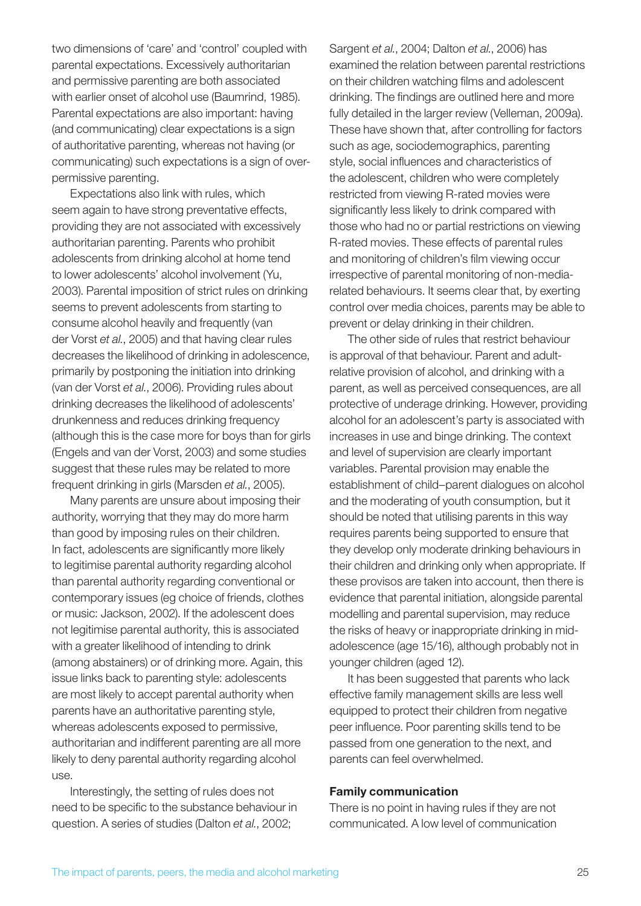two dimensions of 'care' and 'control' coupled with parental expectations. Excessively authoritarian and permissive parenting are both associated with earlier onset of alcohol use (Baumrind, 1985). Parental expectations are also important: having (and communicating) clear expectations is a sign of authoritative parenting, whereas not having (or communicating) such expectations is a sign of over-permissive parenting.

Expectations also link with rules, which seem again to have strong preventative effects, providing they are not associated with excessively authoritarian parenting. Parents who prohibit adolescents from drinking alcohol at home tend to lower adolescents' alcohol involvement (Yu, 2003). Parental imposition of strict rules on drinking seems to prevent adolescents from starting to consume alcohol heavily and frequently (van der Vorst *et al.*, 2005) and that having clear rules decreases the likelihood of drinking in adolescence, primarily by postponing the initiation into drinking (van der Vorst *et al.*, 2006). Providing rules about drinking decreases the likelihood of adolescents' drunkenness and reduces drinking frequency (although this is the case more for boys than for girls (Engels and van der Vorst, 2003) and some studies suggest that these rules may be related to more frequent drinking in girls (Marsden *et al.*, 2005).

Many parents are unsure about imposing their authority, worrying that they may do more harm than good by imposing rules on their children. In fact, adolescents are significantly more likely to legitimise parental authority regarding alcohol than parental authority regarding conventional or contemporary issues (eg choice of friends, clothes or music: Jackson, 2002). If the adolescent does not legitimise parental authority, this is associated with a greater likelihood of intending to drink (among abstainers) or of drinking more. Again, this issue links back to parenting style: adolescents are most likely to accept parental authority when parents have an authoritative parenting style, whereas adolescents exposed to permissive, authoritarian and indifferent parenting are all more likely to deny parental authority regarding alcohol use.

Interestingly, the setting of rules does not need to be specific to the substance behaviour in question. A series of studies (Dalton *et al.*, 2002; Sargent *et al.*, 2004; Dalton *et al.*, 2006) has examined the relation between parental restrictions on their children watching films and adolescent drinking. The findings are outlined here and more fully detailed in the larger review (Velleman, 2009a). These have shown that, after controlling for factors such as age, sociodemographics, parenting style, social influences and characteristics of the adolescent, children who were completely restricted from viewing R-rated movies were significantly less likely to drink compared with those who had no or partial restrictions on viewing R-rated movies. These effects of parental rules and monitoring of children's film viewing occur irrespective of parental monitoring of non-media-related behaviours. It seems clear that, by exerting control over media choices, parents may be able to prevent or delay drinking in their children.

The other side of rules that restrict behaviour is approval of that behaviour. Parent and adult-relative provision of alcohol, and drinking with a parent, as well as perceived consequences, are all protective of underage drinking. However, providing alcohol for an adolescent's party is associated with increases in use and binge drinking. The context and level of supervision are clearly important variables. Parental provision may enable the establishment of child–parent dialogues on alcohol and the moderating of youth consumption, but it should be noted that utilising parents in this way requires parents being supported to ensure that they develop only moderate drinking behaviours in their children and drinking only when appropriate. If these provisos are taken into account, then there is evidence that parental initiation, alongside parental modelling and parental supervision, may reduce the risks of heavy or inappropriate drinking in mid-adolescence (age 15/16), although probably not in younger children (aged 12).

It has been suggested that parents who lack effective family management skills are less well equipped to protect their children from negative peer influence. Poor parenting skills tend to be passed from one generation to the next, and parents can feel overwhelmed.

**Family communication**

There is no point in having rules if they are not communicated. A low level of communication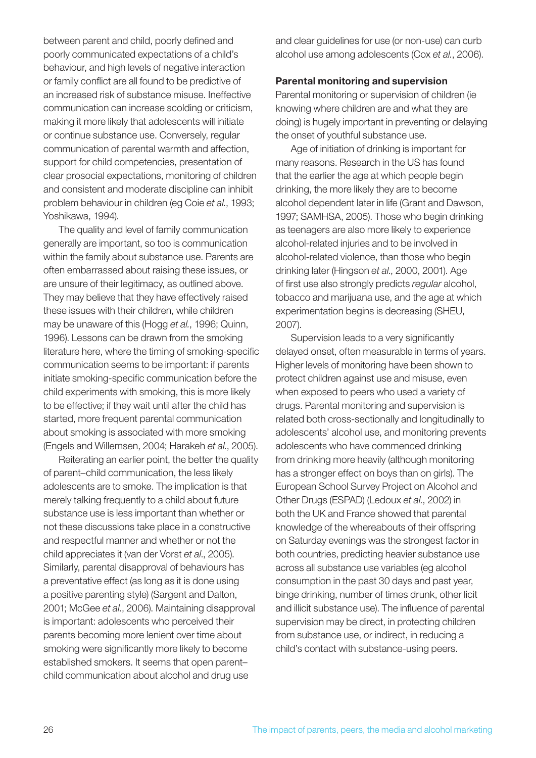between parent and child, poorly defined and poorly communicated expectations of a child's behaviour, and high levels of negative interaction or family conflict are all found to be predictive of an increased risk of substance misuse. Ineffective communication can increase scolding or criticism, making it more likely that adolescents will initiate or continue substance use. Conversely, regular communication of parental warmth and affection, support for child competencies, presentation of clear prosocial expectations, monitoring of children and consistent and moderate discipline can inhibit problem behaviour in children (eg Coie *et al.*, 1993; Yoshikawa, 1994).

The quality and level of family communication generally are important, so too is communication within the family about substance use. Parents are often embarrassed about raising these issues, or are unsure of their legitimacy, as outlined above. They may believe that they have effectively raised these issues with their children, while children may be unaware of this (Hogg *et al.*, 1996; Quinn, 1996). Lessons can be drawn from the smoking literature here, where the timing of smoking-specific communication seems to be important: if parents initiate smoking-specific communication before the child experiments with smoking, this is more likely to be effective; if they wait until after the child has started, more frequent parental communication about smoking is associated with more smoking (Engels and Willemsen, 2004; Harakeh *et al.*, 2005).

Reiterating an earlier point, the better the quality of parent–child communication, the less likely adolescents are to smoke. The implication is that merely talking frequently to a child about future substance use is less important than whether or not these discussions take place in a constructive and respectful manner and whether or not the child appreciates it (van der Vorst *et al.*, 2005). Similarly, parental disapproval of behaviours has a preventative effect (as long as it is done using a positive parenting style) (Sargent and Dalton, 2001; McGee *et al.*, 2006). Maintaining disapproval is important: adolescents who perceived their parents becoming more lenient over time about smoking were significantly more likely to become established smokers. It seems that open parent–child communication about alcohol and drug use and clear guidelines for use (or non-use) can curb alcohol use among adolescents (Cox *et al.*, 2006).

### Parental monitoring and supervision

Parental monitoring or supervision of children (ie knowing where children are and what they are doing) is hugely important in preventing or delaying the onset of youthful substance use.

Age of initiation of drinking is important for many reasons. Research in the US has found that the earlier the age at which people begin drinking, the more likely they are to become alcohol dependent later in life (Grant and Dawson, 1997; SAMHSA, 2005). Those who begin drinking as teenagers are also more likely to experience alcohol-related injuries and to be involved in alcohol-related violence, than those who begin drinking later (Hingson *et al.*, 2000, 2001). Age of first use also strongly predicts *regular* alcohol, tobacco and marijuana use, and the age at which experimentation begins is decreasing (SHEU, 2007).

Supervision leads to a very significantly delayed onset, often measurable in terms of years. Higher levels of monitoring have been shown to protect children against use and misuse, even when exposed to peers who used a variety of drugs. Parental monitoring and supervision is related both cross-sectionally and longitudinally to adolescents' alcohol use, and monitoring prevents adolescents who have commenced drinking from drinking more heavily (although monitoring has a stronger effect on boys than on girls). The European School Survey Project on Alcohol and Other Drugs (ESPAD) (Ledoux *et al.*, 2002) in both the UK and France showed that parental knowledge of the whereabouts of their offspring on Saturday evenings was the strongest factor in both countries, predicting heavier substance use across all substance use variables (eg alcohol consumption in the past 30 days and past year, binge drinking, number of times drunk, other licit and illicit substance use). The influence of parental supervision may be direct, in protecting children from substance use, or indirect, in reducing a child's contact with substance-using peers.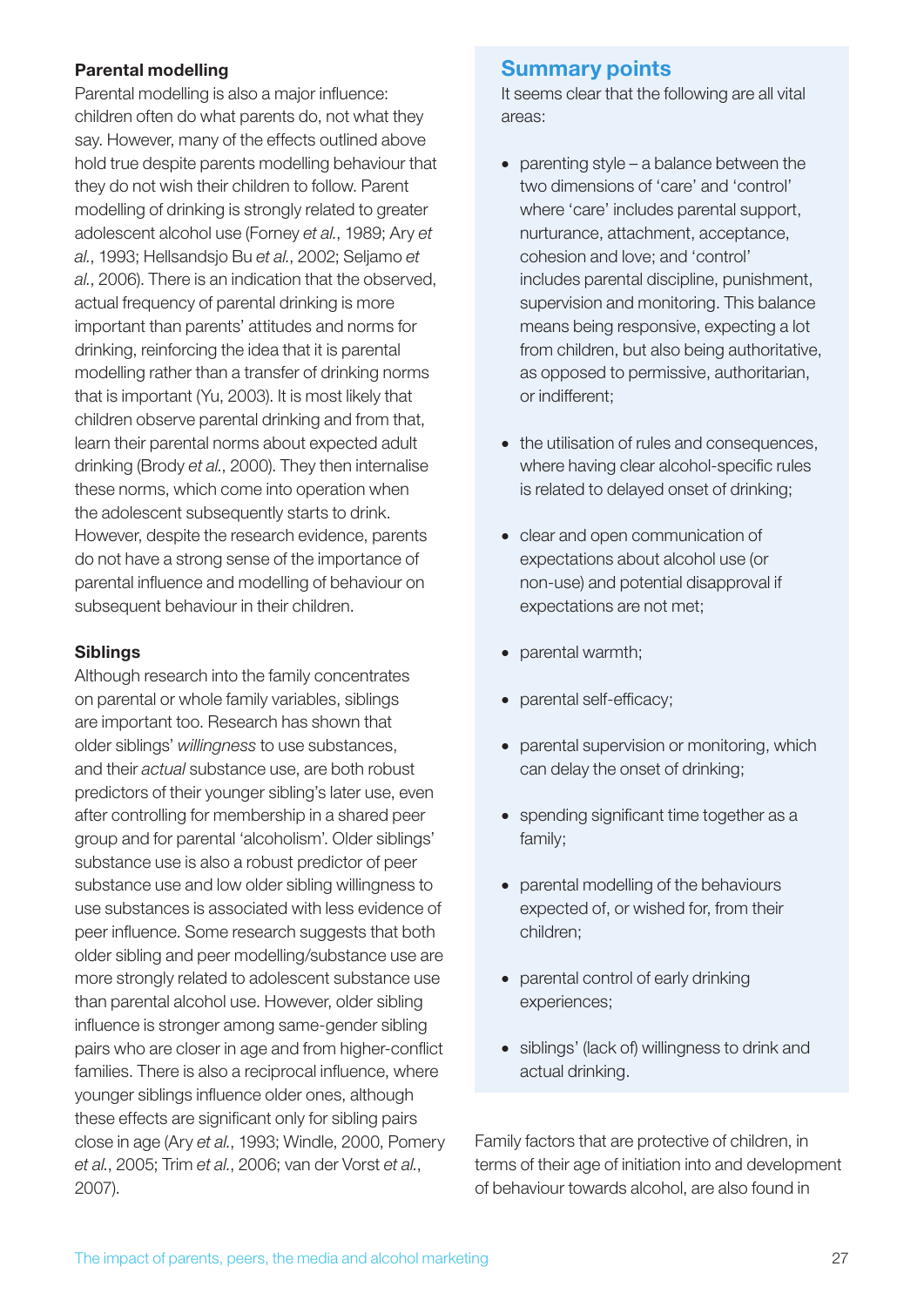### Parental modelling

Parental modelling is also a major influence: children often do what parents do, not what they say. However, many of the effects outlined above hold true despite parents modelling behaviour that they do not wish their children to follow. Parent modelling of drinking is strongly related to greater adolescent alcohol use (Forney *et al.*, 1989; Ary *et al.*, 1993; Hellsandsjo Bu *et al.*, 2002; Seljamo *et al.*, 2006). There is an indication that the observed, actual frequency of parental drinking is more important than parents' attitudes and norms for drinking, reinforcing the idea that it is parental modelling rather than a transfer of drinking norms that is important (Yu, 2003). It is most likely that children observe parental drinking and from that, learn their parental norms about expected adult drinking (Brody *et al.*, 2000). They then internalise these norms, which come into operation when the adolescent subsequently starts to drink. However, despite the research evidence, parents do not have a strong sense of the importance of parental influence and modelling of behaviour on subsequent behaviour in their children.

### Siblings

Although research into the family concentrates on parental or whole family variables, siblings are important too. Research has shown that older siblings' *willingness* to use substances, and their *actual* substance use, are both robust predictors of their younger sibling's later use, even after controlling for membership in a shared peer group and for parental 'alcoholism'. Older siblings' substance use is also a robust predictor of peer substance use and low older sibling willingness to use substances is associated with less evidence of peer influence. Some research suggests that both older sibling and peer modelling/substance use are more strongly related to adolescent substance use than parental alcohol use. However, older sibling influence is stronger among same-gender sibling pairs who are closer in age and from higher-conflict families. There is also a reciprocal influence, where younger siblings influence older ones, although these effects are significant only for sibling pairs close in age (Ary *et al.*, 1993; Windle, 2000, Pomery *et al.*, 2005; Trim *et al.*, 2006; van der Vorst *et al.*, 2007).

## Summary points

It seems clear that the following are all vital areas:

- parenting style – a balance between the two dimensions of 'care' and 'control' where 'care' includes parental support, nurturance, attachment, acceptance, cohesion and love; and 'control' includes parental discipline, punishment, supervision and monitoring. This balance means being responsive, expecting a lot from children, but also being authoritative, as opposed to permissive, authoritarian, or indifferent;
- the utilisation of rules and consequences, where having clear alcohol-specific rules is related to delayed onset of drinking;
- clear and open communication of expectations about alcohol use (or non-use) and potential disapproval if expectations are not met;
- parental warmth;
- parental self-efficacy;
- parental supervision or monitoring, which can delay the onset of drinking;
- spending significant time together as a family;
- parental modelling of the behaviours expected of, or wished for, from their children;
- parental control of early drinking experiences;
- siblings' (lack of) willingness to drink and actual drinking.

Family factors that are protective of children, in terms of their age of initiation into and development of behaviour towards alcohol, are also found in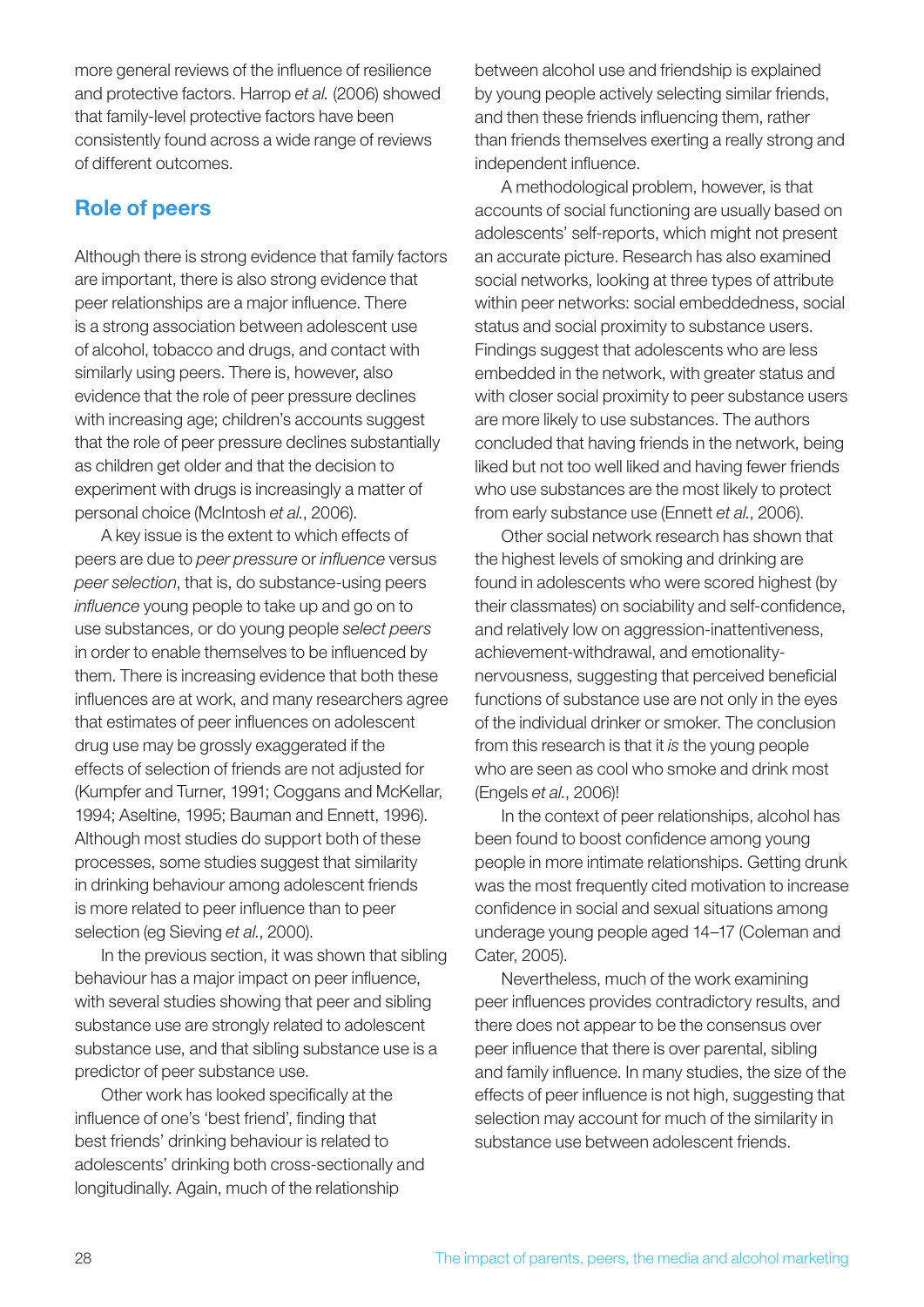more general reviews of the influence of resilience and protective factors. Harrop *et al.* (2006) showed that family-level protective factors have been consistently found across a wide range of reviews of different outcomes.

## Role of peers

Although there is strong evidence that family factors are important, there is also strong evidence that peer relationships are a major influence. There is a strong association between adolescent use of alcohol, tobacco and drugs, and contact with similarly using peers. There is, however, also evidence that the role of peer pressure declines with increasing age; children's accounts suggest that the role of peer pressure declines substantially as children get older and that the decision to experiment with drugs is increasingly a matter of personal choice (McIntosh *et al.*, 2006).

A key issue is the extent to which effects of peers are due to *peer pressure* or *influence* versus *peer selection*, that is, do substance-using peers *influence* young people to take up and go on to use substances, or do young people *select peers* in order to enable themselves to be influenced by them. There is increasing evidence that both these influences are at work, and many researchers agree that estimates of peer influences on adolescent drug use may be grossly exaggerated if the effects of selection of friends are not adjusted for (Kumpfer and Turner, 1991; Coggans and McKellar, 1994; Aseltine, 1995; Bauman and Ennett, 1996). Although most studies do support both of these processes, some studies suggest that similarity in drinking behaviour among adolescent friends is more related to peer influence than to peer selection (eg Sieving *et al.*, 2000).

In the previous section, it was shown that sibling behaviour has a major impact on peer influence, with several studies showing that peer and sibling substance use are strongly related to adolescent substance use, and that sibling substance use is a predictor of peer substance use.

Other work has looked specifically at the influence of one's 'best friend', finding that best friends' drinking behaviour is related to adolescents' drinking both cross-sectionally and longitudinally. Again, much of the relationship between alcohol use and friendship is explained by young people actively selecting similar friends, and then these friends influencing them, rather than friends themselves exerting a really strong and independent influence.

A methodological problem, however, is that accounts of social functioning are usually based on adolescents' self-reports, which might not present an accurate picture. Research has also examined social networks, looking at three types of attribute within peer networks: social embeddedness, social status and social proximity to substance users. Findings suggest that adolescents who are less embedded in the network, with greater status and with closer social proximity to peer substance users are more likely to use substances. The authors concluded that having friends in the network, being liked but not too well liked and having fewer friends who use substances are the most likely to protect from early substance use (Ennett *et al.*, 2006).

Other social network research has shown that the highest levels of smoking and drinking are found in adolescents who were scored highest (by their classmates) on sociability and self-confidence, and relatively low on aggression-inattentiveness, achievement-withdrawal, and emotionality-nervousness, suggesting that perceived beneficial functions of substance use are not only in the eyes of the individual drinker or smoker. The conclusion from this research is that it *is* the young people who are seen as cool who smoke and drink most (Engels *et al.*, 2006)!

In the context of peer relationships, alcohol has been found to boost confidence among young people in more intimate relationships. Getting drunk was the most frequently cited motivation to increase confidence in social and sexual situations among underage young people aged 14–17 (Coleman and Cater, 2005).

Nevertheless, much of the work examining peer influences provides contradictory results, and there does not appear to be the consensus over peer influence that there is over parental, sibling and family influence. In many studies, the size of the effects of peer influence is not high, suggesting that selection may account for much of the similarity in substance use between adolescent friends.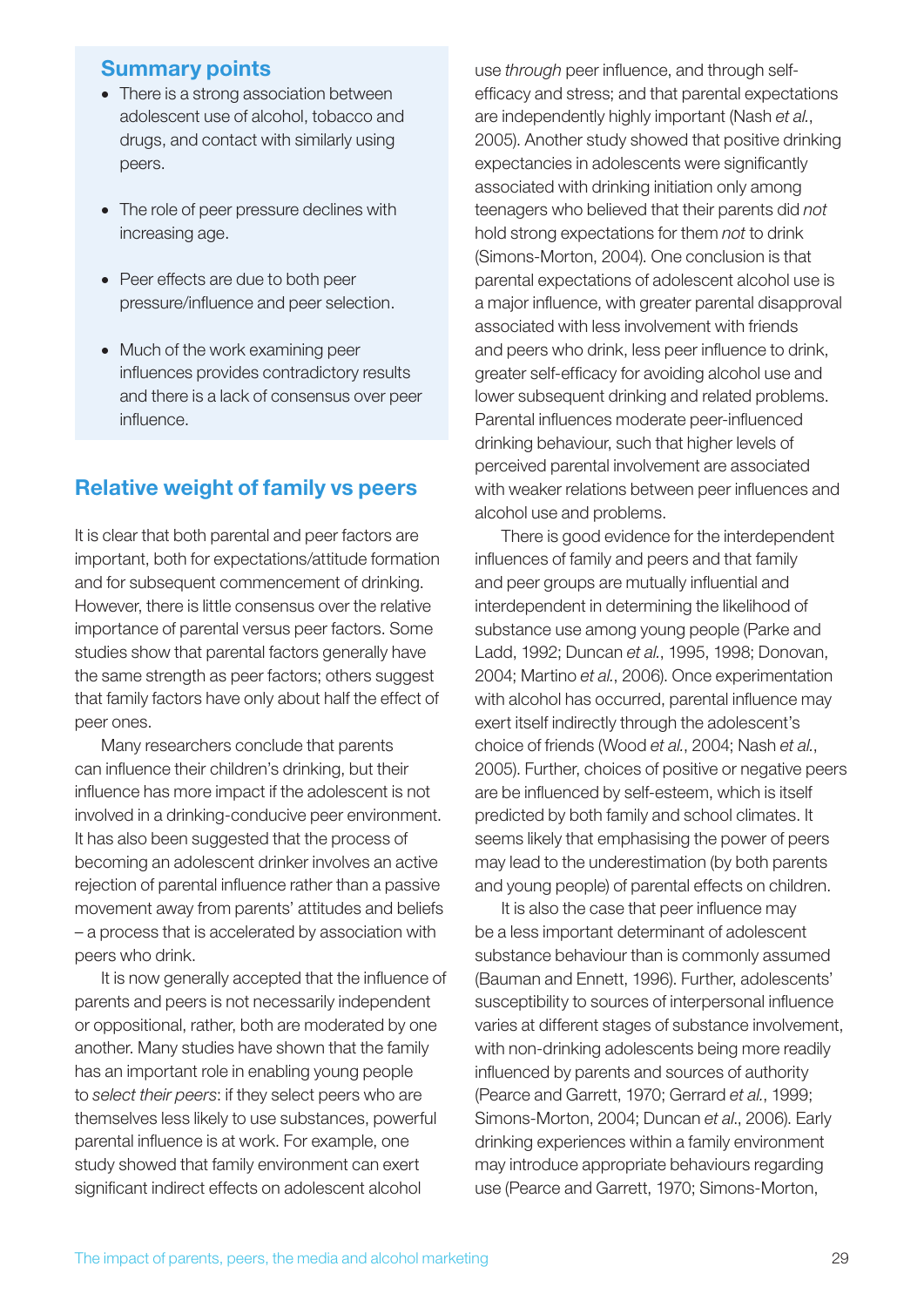### Summary points

- There is a strong association between adolescent use of alcohol, tobacco and drugs, and contact with similarly using peers.
- The role of peer pressure declines with increasing age.
- Peer effects are due to both peer pressure/influence and peer selection.
- Much of the work examining peer influences provides contradictory results and there is a lack of consensus over peer influence.

## Relative weight of family vs peers

It is clear that both parental and peer factors are important, both for expectations/attitude formation and for subsequent commencement of drinking. However, there is little consensus over the relative importance of parental versus peer factors. Some studies show that parental factors generally have the same strength as peer factors; others suggest that family factors have only about half the effect of peer ones.

Many researchers conclude that parents can influence their children's drinking, but their influence has more impact if the adolescent is not involved in a drinking-conducive peer environment. It has also been suggested that the process of becoming an adolescent drinker involves an active rejection of parental influence rather than a passive movement away from parents' attitudes and beliefs – a process that is accelerated by association with peers who drink.

It is now generally accepted that the influence of parents and peers is not necessarily independent or oppositional, rather, both are moderated by one another. Many studies have shown that the family has an important role in enabling young people to *select their peers*: if they select peers who are themselves less likely to use substances, powerful parental influence is at work. For example, one study showed that family environment can exert significant indirect effects on adolescent alcohol use *through* peer influence, and through self-efficacy and stress; and that parental expectations are independently highly important (Nash *et al.*, 2005). Another study showed that positive drinking expectancies in adolescents were significantly associated with drinking initiation only among teenagers who believed that their parents did *not* hold strong expectations for them *not* to drink (Simons-Morton, 2004). One conclusion is that parental expectations of adolescent alcohol use is a major influence, with greater parental disapproval associated with less involvement with friends and peers who drink, less peer influence to drink, greater self-efficacy for avoiding alcohol use and lower subsequent drinking and related problems. Parental influences moderate peer-influenced drinking behaviour, such that higher levels of perceived parental involvement are associated with weaker relations between peer influences and alcohol use and problems.

There is good evidence for the interdependent influences of family and peers and that family and peer groups are mutually influential and interdependent in determining the likelihood of substance use among young people (Parke and Ladd, 1992; Duncan *et al.*, 1995, 1998; Donovan, 2004; Martino *et al.*, 2006). Once experimentation with alcohol has occurred, parental influence may exert itself indirectly through the adolescent's choice of friends (Wood *et al.*, 2004; Nash *et al.*, 2005). Further, choices of positive or negative peers are be influenced by self-esteem, which is itself predicted by both family and school climates. It seems likely that emphasising the power of peers may lead to the underestimation (by both parents and young people) of parental effects on children.

It is also the case that peer influence may be a less important determinant of adolescent substance behaviour than is commonly assumed (Bauman and Ennett, 1996). Further, adolescents' susceptibility to sources of interpersonal influence varies at different stages of substance involvement, with non-drinking adolescents being more readily influenced by parents and sources of authority (Pearce and Garrett, 1970; Gerrard *et al.*, 1999; Simons-Morton, 2004; Duncan *et al.*, 2006). Early drinking experiences within a family environment may introduce appropriate behaviours regarding use (Pearce and Garrett, 1970; Simons-Morton,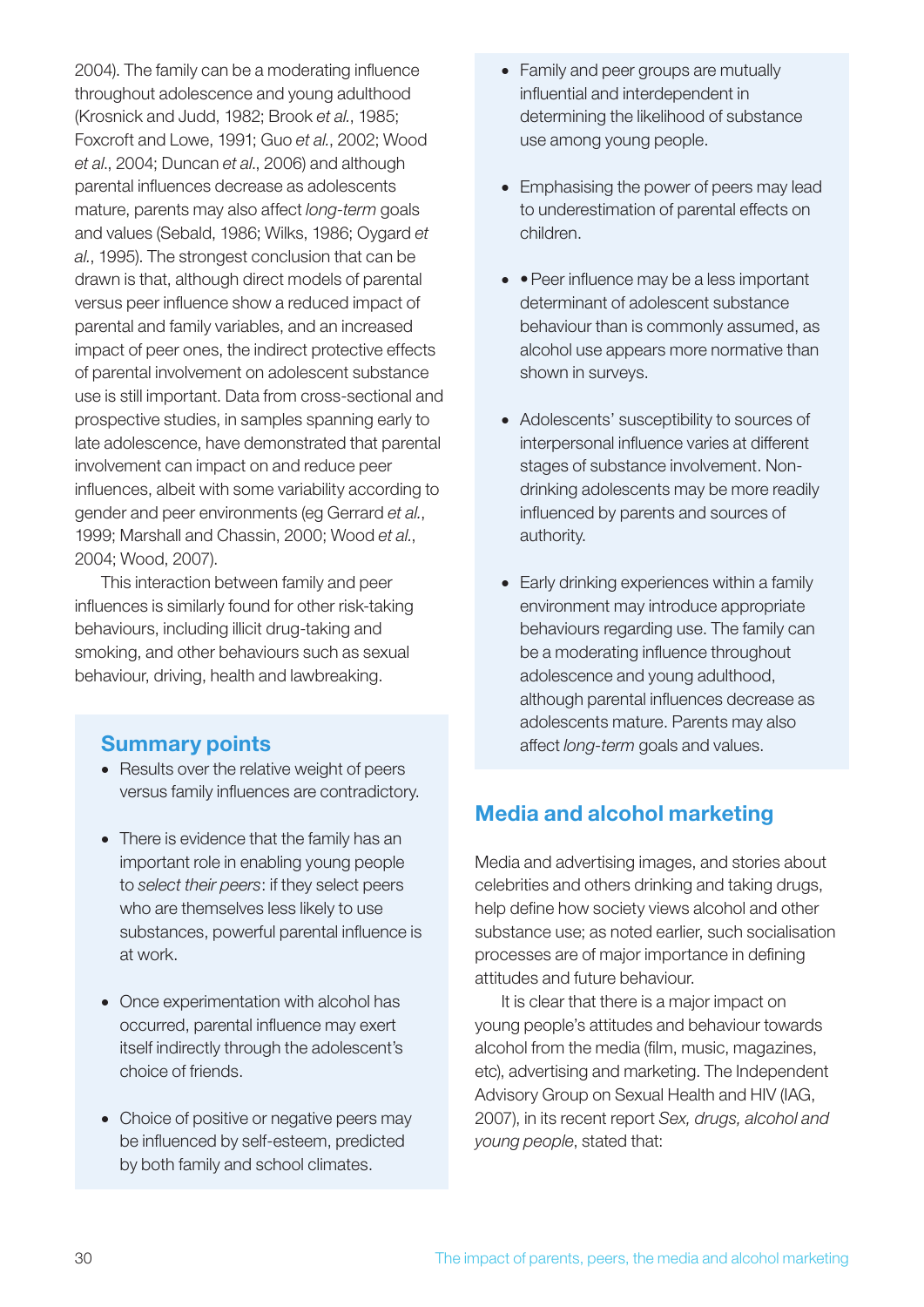2004). The family can be a moderating influence throughout adolescence and young adulthood (Krosnick and Judd, 1982; Brook *et al.*, 1985; Foxcroft and Lowe, 1991; Guo *et al.*, 2002; Wood *et al.*, 2004; Duncan *et al.*, 2006) and although parental influences decrease as adolescents mature, parents may also affect *long-term* goals and values (Sebald, 1986; Wilks, 1986; Oygard *et al.*, 1995). The strongest conclusion that can be drawn is that, although direct models of parental versus peer influence show a reduced impact of parental and family variables, and an increased impact of peer ones, the indirect protective effects of parental involvement on adolescent substance use is still important. Data from cross-sectional and prospective studies, in samples spanning early to late adolescence, have demonstrated that parental involvement can impact on and reduce peer influences, albeit with some variability according to gender and peer environments (eg Gerrard *et al.*, 1999; Marshall and Chassin, 2000; Wood *et al.*, 2004; Wood, 2007).

This interaction between family and peer influences is similarly found for other risk-taking behaviours, including illicit drug-taking and smoking, and other behaviours such as sexual behaviour, driving, health and lawbreaking.

### Summary points

- Results over the relative weight of peers versus family influences are contradictory.
- There is evidence that the family has an important role in enabling young people to *select their peers*: if they select peers who are themselves less likely to use substances, powerful parental influence is at work.
- Once experimentation with alcohol has occurred, parental influence may exert itself indirectly through the adolescent's choice of friends.
- Choice of positive or negative peers may be influenced by self-esteem, predicted by both family and school climates.
- Family and peer groups are mutually influential and interdependent in determining the likelihood of substance use among young people.
- Emphasising the power of peers may lead to underestimation of parental effects on children.
- • Peer influence may be a less important determinant of adolescent substance behaviour than is commonly assumed, as alcohol use appears more normative than shown in surveys.
- Adolescents' susceptibility to sources of interpersonal influence varies at different stages of substance involvement. Non-drinking adolescents may be more readily influenced by parents and sources of authority.
- Early drinking experiences within a family environment may introduce appropriate behaviours regarding use. The family can be a moderating influence throughout adolescence and young adulthood, although parental influences decrease as adolescents mature. Parents may also affect *long-term* goals and values.

## Media and alcohol marketing

Media and advertising images, and stories about celebrities and others drinking and taking drugs, help define how society views alcohol and other substance use; as noted earlier, such socialisation processes are of major importance in defining attitudes and future behaviour.

It is clear that there is a major impact on young people's attitudes and behaviour towards alcohol from the media (film, music, magazines, etc), advertising and marketing. The Independent Advisory Group on Sexual Health and HIV (IAG, 2007), in its recent report *Sex, drugs, alcohol and young people*, stated that: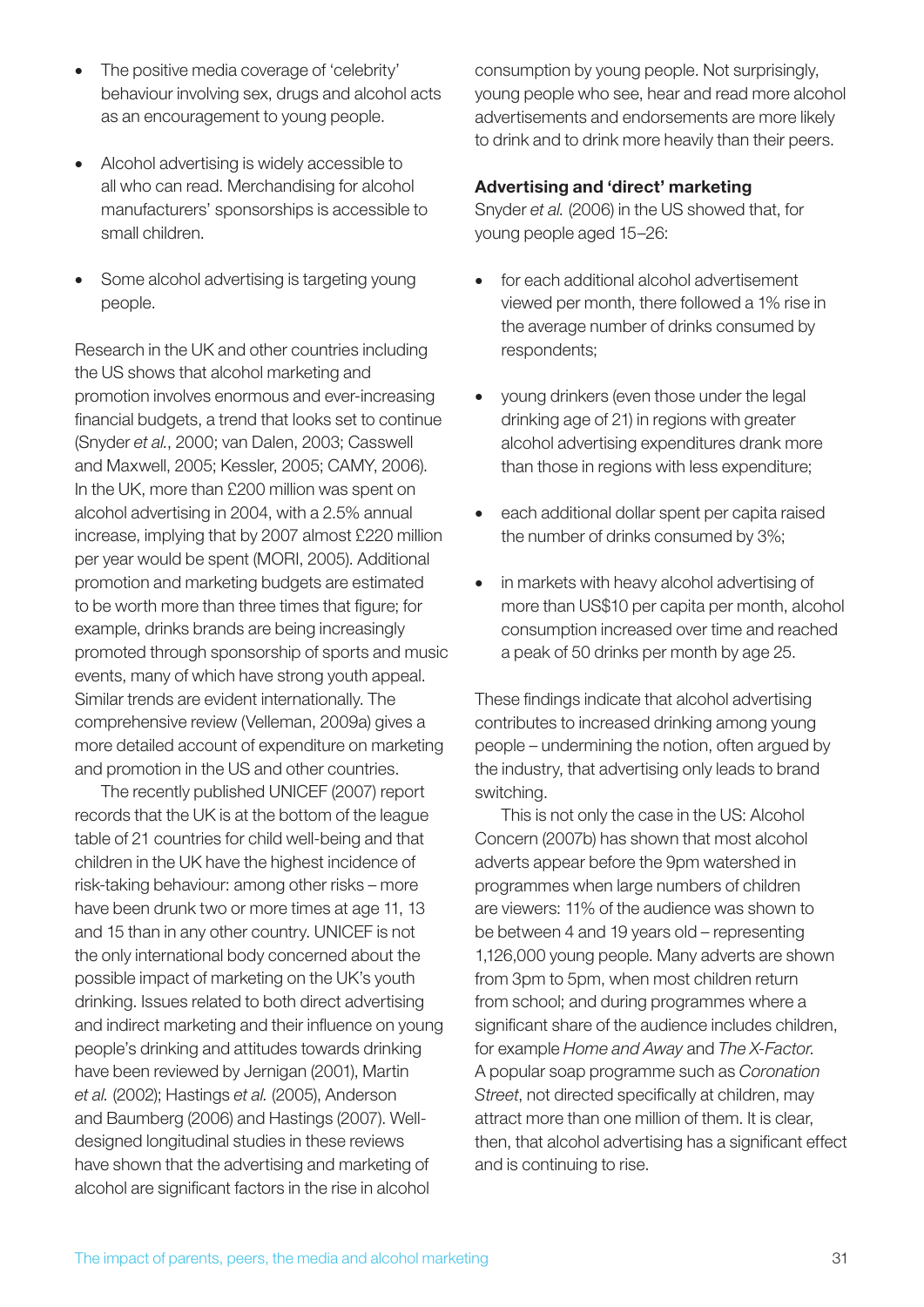- The positive media coverage of 'celebrity' behaviour involving sex, drugs and alcohol acts as an encouragement to young people.

- Alcohol advertising is widely accessible to all who can read. Merchandising for alcohol manufacturers' sponsorships is accessible to small children.

- Some alcohol advertising is targeting young people.

Research in the UK and other countries including the US shows that alcohol marketing and promotion involves enormous and ever-increasing financial budgets, a trend that looks set to continue (Snyder *et al.*, 2000; van Dalen, 2003; Casswell and Maxwell, 2005; Kessler, 2005; CAMY, 2006). In the UK, more than £200 million was spent on alcohol advertising in 2004, with a 2.5% annual increase, implying that by 2007 almost £220 million per year would be spent (MORI, 2005). Additional promotion and marketing budgets are estimated to be worth more than three times that figure; for example, drinks brands are being increasingly promoted through sponsorship of sports and music events, many of which have strong youth appeal. Similar trends are evident internationally. The comprehensive review (Velleman, 2009a) gives a more detailed account of expenditure on marketing and promotion in the US and other countries.

The recently published UNICEF (2007) report records that the UK is at the bottom of the league table of 21 countries for child well-being and that children in the UK have the highest incidence of risk-taking behaviour: among other risks – more have been drunk two or more times at age 11, 13 and 15 than in any other country. UNICEF is not the only international body concerned about the possible impact of marketing on the UK's youth drinking. Issues related to both direct advertising and indirect marketing and their influence on young people's drinking and attitudes towards drinking have been reviewed by Jernigan (2001), Martin *et al.* (2002); Hastings *et al.* (2005), Anderson and Baumberg (2006) and Hastings (2007). Well-designed longitudinal studies in these reviews have shown that the advertising and marketing of alcohol are significant factors in the rise in alcohol consumption by young people. Not surprisingly, young people who see, hear and read more alcohol advertisements and endorsements are more likely to drink and to drink more heavily than their peers.

**Advertising and 'direct' marketing**

Snyder *et al.* (2006) in the US showed that, for young people aged 15–26:

- for each additional alcohol advertisement viewed per month, there followed a 1% rise in the average number of drinks consumed by respondents;

- young drinkers (even those under the legal drinking age of 21) in regions with greater alcohol advertising expenditures drank more than those in regions with less expenditure;

- each additional dollar spent per capita raised the number of drinks consumed by 3%;

- in markets with heavy alcohol advertising of more than US$10 per capita per month, alcohol consumption increased over time and reached a peak of 50 drinks per month by age 25.

These findings indicate that alcohol advertising contributes to increased drinking among young people – undermining the notion, often argued by the industry, that advertising only leads to brand switching.

This is not only the case in the US: Alcohol Concern (2007b) has shown that most alcohol adverts appear before the 9pm watershed in programmes when large numbers of children are viewers: 11% of the audience was shown to be between 4 and 19 years old – representing 1,126,000 young people. Many adverts are shown from 3pm to 5pm, when most children return from school; and during programmes where a significant share of the audience includes children, for example *Home and Away* and *The X-Factor.* A popular soap programme such as *Coronation Street*, not directed specifically at children, may attract more than one million of them. It is clear, then, that alcohol advertising has a significant effect and is continuing to rise.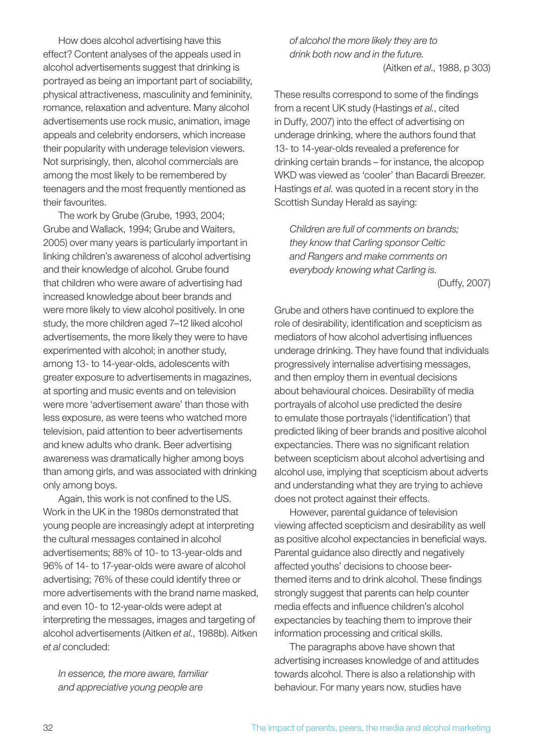How does alcohol advertising have this effect? Content analyses of the appeals used in alcohol advertisements suggest that drinking is portrayed as being an important part of sociability, physical attractiveness, masculinity and femininity, romance, relaxation and adventure. Many alcohol advertisements use rock music, animation, image appeals and celebrity endorsers, which increase their popularity with underage television viewers. Not surprisingly, then, alcohol commercials are among the most likely to be remembered by teenagers and the most frequently mentioned as their favourites.

The work by Grube (Grube, 1993, 2004; Grube and Wallack, 1994; Grube and Waiters, 2005) over many years is particularly important in linking children's awareness of alcohol advertising and their knowledge of alcohol. Grube found that children who were aware of advertising had increased knowledge about beer brands and were more likely to view alcohol positively. In one study, the more children aged 7–12 liked alcohol advertisements, the more likely they were to have experimented with alcohol; in another study, among 13- to 14-year-olds, adolescents with greater exposure to advertisements in magazines, at sporting and music events and on television were more 'advertisement aware' than those with less exposure, as were teens who watched more television, paid attention to beer advertisements and knew adults who drank. Beer advertising awareness was dramatically higher among boys than among girls, and was associated with drinking only among boys.

Again, this work is not confined to the US. Work in the UK in the 1980s demonstrated that young people are increasingly adept at interpreting the cultural messages contained in alcohol advertisements; 88% of 10- to 13-year-olds and 96% of 14- to 17-year-olds were aware of alcohol advertising; 76% of these could identify three or more advertisements with the brand name masked, and even 10- to 12-year-olds were adept at interpreting the messages, images and targeting of alcohol advertisements (Aitken *et al.*, 1988b). Aitken *et al* concluded:

> *In essence, the more aware, familiar and appreciative young people are of alcohol the more likely they are to drink both now and in the future.*
>
> (Aitken *et al.*, 1988, p 303)

These results correspond to some of the findings from a recent UK study (Hastings *et al.*, cited in Duffy, 2007) into the effect of advertising on underage drinking, where the authors found that 13- to 14-year-olds revealed a preference for drinking certain brands – for instance, the alcopop WKD was viewed as 'cooler' than Bacardi Breezer. Hastings *et al.* was quoted in a recent story in the Scottish Sunday Herald as saying:

> *Children are full of comments on brands; they know that Carling sponsor Celtic and Rangers and make comments on everybody knowing what Carling is.*
>
> (Duffy, 2007)

Grube and others have continued to explore the role of desirability, identification and scepticism as mediators of how alcohol advertising influences underage drinking. They have found that individuals progressively internalise advertising messages, and then employ them in eventual decisions about behavioural choices. Desirability of media portrayals of alcohol use predicted the desire to emulate those portrayals ('identification') that predicted liking of beer brands and positive alcohol expectancies. There was no significant relation between scepticism about alcohol advertising and alcohol use, implying that scepticism about adverts and understanding what they are trying to achieve does not protect against their effects.

However, parental guidance of television viewing affected scepticism and desirability as well as positive alcohol expectancies in beneficial ways. Parental guidance also directly and negatively affected youths' decisions to choose beer-themed items and to drink alcohol. These findings strongly suggest that parents can help counter media effects and influence children's alcohol expectancies by teaching them to improve their information processing and critical skills.

The paragraphs above have shown that advertising increases knowledge of and attitudes towards alcohol. There is also a relationship with behaviour. For many years now, studies have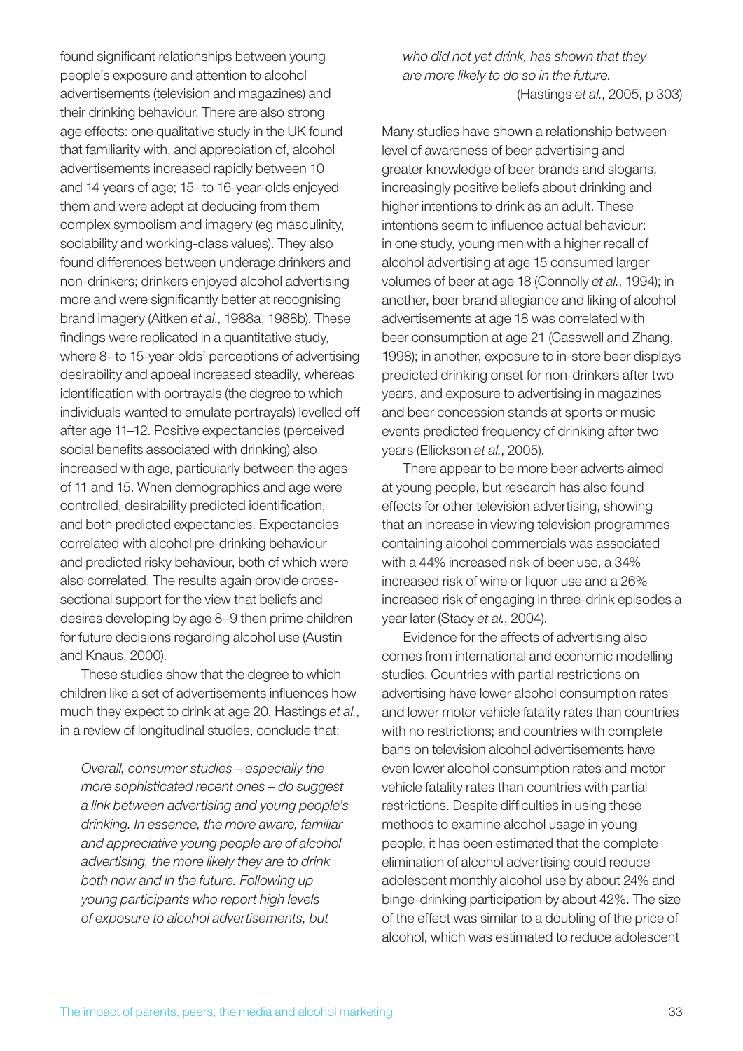found significant relationships between young people's exposure and attention to alcohol advertisements (television and magazines) and their drinking behaviour. There are also strong age effects: one qualitative study in the UK found that familiarity with, and appreciation of, alcohol advertisements increased rapidly between 10 and 14 years of age; 15- to 16-year-olds enjoyed them and were adept at deducing from them complex symbolism and imagery (eg masculinity, sociability and working-class values). They also found differences between underage drinkers and non-drinkers; drinkers enjoyed alcohol advertising more and were significantly better at recognising brand imagery (Aitken *et al.*, 1988a, 1988b). These findings were replicated in a quantitative study, where 8- to 15-year-olds' perceptions of advertising desirability and appeal increased steadily, whereas identification with portrayals (the degree to which individuals wanted to emulate portrayals) levelled off after age 11–12. Positive expectancies (perceived social benefits associated with drinking) also increased with age, particularly between the ages of 11 and 15. When demographics and age were controlled, desirability predicted identification, and both predicted expectancies. Expectancies correlated with alcohol pre-drinking behaviour and predicted risky behaviour, both of which were also correlated. The results again provide cross-sectional support for the view that beliefs and desires developing by age 8–9 then prime children for future decisions regarding alcohol use (Austin and Knaus, 2000).

These studies show that the degree to which children like a set of advertisements influences how much they expect to drink at age 20. Hastings *et al.*, in a review of longitudinal studies, conclude that:

> *Overall, consumer studies – especially the more sophisticated recent ones – do suggest a link between advertising and young people's drinking. In essence, the more aware, familiar and appreciative young people are of alcohol advertising, the more likely they are to drink both now and in the future. Following up young participants who report high levels of exposure to alcohol advertisements, but who did not yet drink, has shown that they are more likely to do so in the future.*
>
> (Hastings *et al.*, 2005, p 303)

Many studies have shown a relationship between level of awareness of beer advertising and greater knowledge of beer brands and slogans, increasingly positive beliefs about drinking and higher intentions to drink as an adult. These intentions seem to influence actual behaviour: in one study, young men with a higher recall of alcohol advertising at age 15 consumed larger volumes of beer at age 18 (Connolly *et al.*, 1994); in another, beer brand allegiance and liking of alcohol advertisements at age 18 was correlated with beer consumption at age 21 (Casswell and Zhang, 1998); in another, exposure to in-store beer displays predicted drinking onset for non-drinkers after two years, and exposure to advertising in magazines and beer concession stands at sports or music events predicted frequency of drinking after two years (Ellickson *et al.*, 2005).

There appear to be more beer adverts aimed at young people, but research has also found effects for other television advertising, showing that an increase in viewing television programmes containing alcohol commercials was associated with a 44% increased risk of beer use, a 34% increased risk of wine or liquor use and a 26% increased risk of engaging in three-drink episodes a year later (Stacy *et al.*, 2004).

Evidence for the effects of advertising also comes from international and economic modelling studies. Countries with partial restrictions on advertising have lower alcohol consumption rates and lower motor vehicle fatality rates than countries with no restrictions; and countries with complete bans on television alcohol advertisements have even lower alcohol consumption rates and motor vehicle fatality rates than countries with partial restrictions. Despite difficulties in using these methods to examine alcohol usage in young people, it has been estimated that the complete elimination of alcohol advertising could reduce adolescent monthly alcohol use by about 24% and binge-drinking participation by about 42%. The size of the effect was similar to a doubling of the price of alcohol, which was estimated to reduce adolescent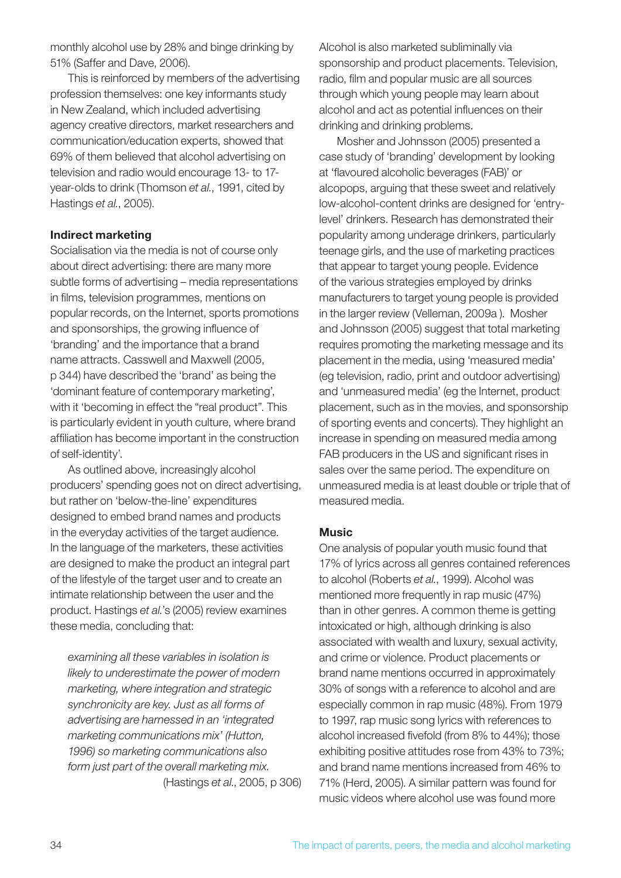monthly alcohol use by 28% and binge drinking by 51% (Saffer and Dave, 2006).

This is reinforced by members of the advertising profession themselves: one key informants study in New Zealand, which included advertising agency creative directors, market researchers and communication/education experts, showed that 69% of them believed that alcohol advertising on television and radio would encourage 13- to 17-year-olds to drink (Thomson *et al.*, 1991, cited by Hastings *et al.*, 2005).

**Indirect marketing**

Socialisation via the media is not of course only about direct advertising: there are many more subtle forms of advertising – media representations in films, television programmes, mentions on popular records, on the Internet, sports promotions and sponsorships, the growing influence of 'branding' and the importance that a brand name attracts. Casswell and Maxwell (2005, p 344) have described the 'brand' as being the 'dominant feature of contemporary marketing', with it 'becoming in effect the "real product". This is particularly evident in youth culture, where brand affiliation has become important in the construction of self-identity'.

As outlined above, increasingly alcohol producers' spending goes not on direct advertising, but rather on 'below-the-line' expenditures designed to embed brand names and products in the everyday activities of the target audience. In the language of the marketers, these activities are designed to make the product an integral part of the lifestyle of the target user and to create an intimate relationship between the user and the product. Hastings *et al.*'s (2005) review examines these media, concluding that:

> *examining all these variables in isolation is likely to underestimate the power of modern marketing, where integration and strategic synchronicity are key. Just as all forms of advertising are harnessed in an 'integrated marketing communications mix' (Hutton, 1996) so marketing communications also form just part of the overall marketing mix.*
> (Hastings *et al.*, 2005, p 306)

Alcohol is also marketed subliminally via sponsorship and product placements. Television, radio, film and popular music are all sources through which young people may learn about alcohol and act as potential influences on their drinking and drinking problems.

Mosher and Johnsson (2005) presented a case study of 'branding' development by looking at 'flavoured alcoholic beverages (FAB)' or alcopops, arguing that these sweet and relatively low-alcohol-content drinks are designed for 'entry-level' drinkers. Research has demonstrated their popularity among underage drinkers, particularly teenage girls, and the use of marketing practices that appear to target young people. Evidence of the various strategies employed by drinks manufacturers to target young people is provided in the larger review (Velleman, 2009a ). Mosher and Johnsson (2005) suggest that total marketing requires promoting the marketing message and its placement in the media, using 'measured media' (eg television, radio, print and outdoor advertising) and 'unmeasured media' (eg the Internet, product placement, such as in the movies, and sponsorship of sporting events and concerts). They highlight an increase in spending on measured media among FAB producers in the US and significant rises in sales over the same period. The expenditure on unmeasured media is at least double or triple that of measured media.

**Music**

One analysis of popular youth music found that 17% of lyrics across all genres contained references to alcohol (Roberts *et al.*, 1999). Alcohol was mentioned more frequently in rap music (47%) than in other genres. A common theme is getting intoxicated or high, although drinking is also associated with wealth and luxury, sexual activity, and crime or violence. Product placements or brand name mentions occurred in approximately 30% of songs with a reference to alcohol and are especially common in rap music (48%). From 1979 to 1997, rap music song lyrics with references to alcohol increased fivefold (from 8% to 44%); those exhibiting positive attitudes rose from 43% to 73%; and brand name mentions increased from 46% to 71% (Herd, 2005). A similar pattern was found for music videos where alcohol use was found more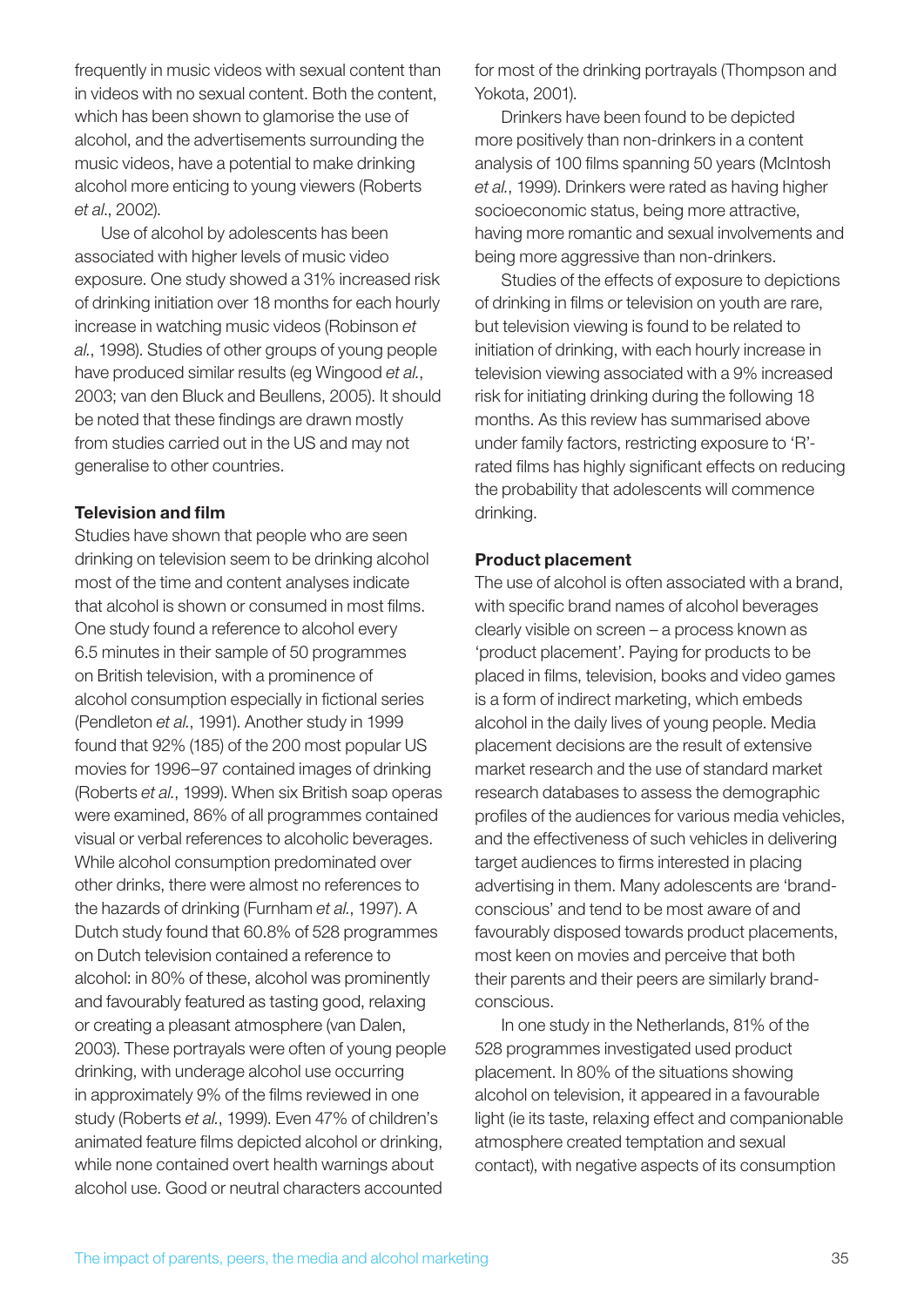frequently in music videos with sexual content than in videos with no sexual content. Both the content, which has been shown to glamorise the use of alcohol, and the advertisements surrounding the music videos, have a potential to make drinking alcohol more enticing to young viewers (Roberts *et al.*, 2002).

Use of alcohol by adolescents has been associated with higher levels of music video exposure. One study showed a 31% increased risk of drinking initiation over 18 months for each hourly increase in watching music videos (Robinson *et al.*, 1998). Studies of other groups of young people have produced similar results (eg Wingood *et al.*, 2003; van den Bluck and Beullens, 2005). It should be noted that these findings are drawn mostly from studies carried out in the US and may not generalise to other countries.

### Television and film

Studies have shown that people who are seen drinking on television seem to be drinking alcohol most of the time and content analyses indicate that alcohol is shown or consumed in most films. One study found a reference to alcohol every 6.5 minutes in their sample of 50 programmes on British television, with a prominence of alcohol consumption especially in fictional series (Pendleton *et al.*, 1991). Another study in 1999 found that 92% (185) of the 200 most popular US movies for 1996–97 contained images of drinking (Roberts *et al.*, 1999). When six British soap operas were examined, 86% of all programmes contained visual or verbal references to alcoholic beverages. While alcohol consumption predominated over other drinks, there were almost no references to the hazards of drinking (Furnham *et al.*, 1997). A Dutch study found that 60.8% of 528 programmes on Dutch television contained a reference to alcohol: in 80% of these, alcohol was prominently and favourably featured as tasting good, relaxing or creating a pleasant atmosphere (van Dalen, 2003). These portrayals were often of young people drinking, with underage alcohol use occurring in approximately 9% of the films reviewed in one study (Roberts *et al.*, 1999). Even 47% of children's animated feature films depicted alcohol or drinking, while none contained overt health warnings about alcohol use. Good or neutral characters accounted for most of the drinking portrayals (Thompson and Yokota, 2001).

Drinkers have been found to be depicted more positively than non-drinkers in a content analysis of 100 films spanning 50 years (McIntosh *et al.*, 1999). Drinkers were rated as having higher socioeconomic status, being more attractive, having more romantic and sexual involvements and being more aggressive than non-drinkers.

Studies of the effects of exposure to depictions of drinking in films or television on youth are rare, but television viewing is found to be related to initiation of drinking, with each hourly increase in television viewing associated with a 9% increased risk for initiating drinking during the following 18 months. As this review has summarised above under family factors, restricting exposure to 'R'-rated films has highly significant effects on reducing the probability that adolescents will commence drinking.

### Product placement

The use of alcohol is often associated with a brand, with specific brand names of alcohol beverages clearly visible on screen – a process known as 'product placement'. Paying for products to be placed in films, television, books and video games is a form of indirect marketing, which embeds alcohol in the daily lives of young people. Media placement decisions are the result of extensive market research and the use of standard market research databases to assess the demographic profiles of the audiences for various media vehicles, and the effectiveness of such vehicles in delivering target audiences to firms interested in placing advertising in them. Many adolescents are 'brand-conscious' and tend to be most aware of and favourably disposed towards product placements, most keen on movies and perceive that both their parents and their peers are similarly brand-conscious.

In one study in the Netherlands, 81% of the 528 programmes investigated used product placement. In 80% of the situations showing alcohol on television, it appeared in a favourable light (ie its taste, relaxing effect and companionable atmosphere created temptation and sexual contact), with negative aspects of its consumption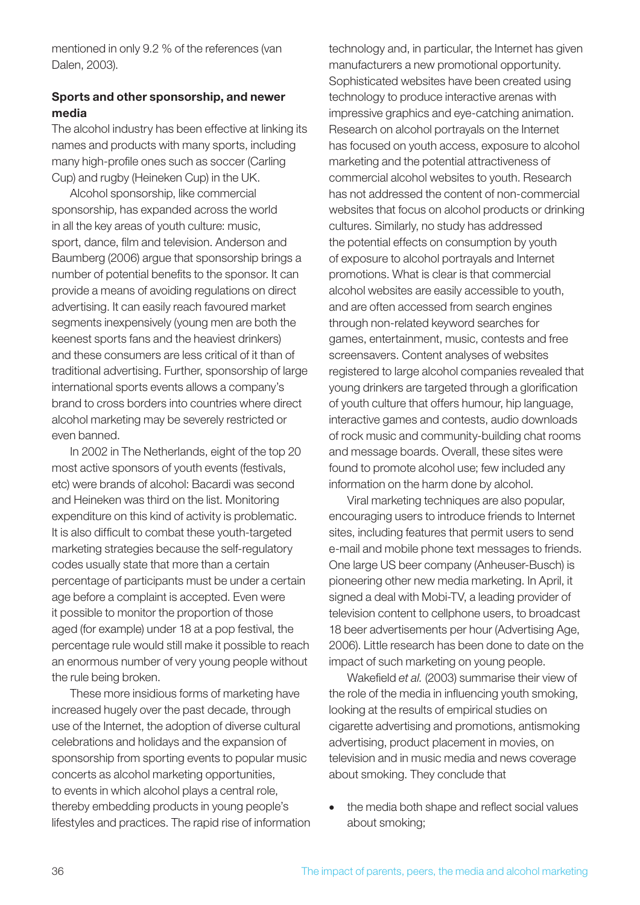mentioned in only 9.2 % of the references (van Dalen, 2003).

### Sports and other sponsorship, and newer media

The alcohol industry has been effective at linking its names and products with many sports, including many high-profile ones such as soccer (Carling Cup) and rugby (Heineken Cup) in the UK.

Alcohol sponsorship, like commercial sponsorship, has expanded across the world in all the key areas of youth culture: music, sport, dance, film and television. Anderson and Baumberg (2006) argue that sponsorship brings a number of potential benefits to the sponsor. It can provide a means of avoiding regulations on direct advertising. It can easily reach favoured market segments inexpensively (young men are both the keenest sports fans and the heaviest drinkers) and these consumers are less critical of it than of traditional advertising. Further, sponsorship of large international sports events allows a company's brand to cross borders into countries where direct alcohol marketing may be severely restricted or even banned.

In 2002 in The Netherlands, eight of the top 20 most active sponsors of youth events (festivals, etc) were brands of alcohol: Bacardi was second and Heineken was third on the list. Monitoring expenditure on this kind of activity is problematic. It is also difficult to combat these youth-targeted marketing strategies because the self-regulatory codes usually state that more than a certain percentage of participants must be under a certain age before a complaint is accepted. Even were it possible to monitor the proportion of those aged (for example) under 18 at a pop festival, the percentage rule would still make it possible to reach an enormous number of very young people without the rule being broken.

These more insidious forms of marketing have increased hugely over the past decade, through use of the Internet, the adoption of diverse cultural celebrations and holidays and the expansion of sponsorship from sporting events to popular music concerts as alcohol marketing opportunities, to events in which alcohol plays a central role, thereby embedding products in young people's lifestyles and practices. The rapid rise of information technology and, in particular, the Internet has given manufacturers a new promotional opportunity. Sophisticated websites have been created using technology to produce interactive arenas with impressive graphics and eye-catching animation. Research on alcohol portrayals on the Internet has focused on youth access, exposure to alcohol marketing and the potential attractiveness of commercial alcohol websites to youth. Research has not addressed the content of non-commercial websites that focus on alcohol products or drinking cultures. Similarly, no study has addressed the potential effects on consumption by youth of exposure to alcohol portrayals and Internet promotions. What is clear is that commercial alcohol websites are easily accessible to youth, and are often accessed from search engines through non-related keyword searches for games, entertainment, music, contests and free screensavers. Content analyses of websites registered to large alcohol companies revealed that young drinkers are targeted through a glorification of youth culture that offers humour, hip language, interactive games and contests, audio downloads of rock music and community-building chat rooms and message boards. Overall, these sites were found to promote alcohol use; few included any information on the harm done by alcohol.

Viral marketing techniques are also popular, encouraging users to introduce friends to Internet sites, including features that permit users to send e-mail and mobile phone text messages to friends. One large US beer company (Anheuser-Busch) is pioneering other new media marketing. In April, it signed a deal with Mobi-TV, a leading provider of television content to cellphone users, to broadcast 18 beer advertisements per hour (Advertising Age, 2006). Little research has been done to date on the impact of such marketing on young people.

Wakefield *et al.* (2003) summarise their view of the role of the media in influencing youth smoking, looking at the results of empirical studies on cigarette advertising and promotions, antismoking advertising, product placement in movies, on television and in music media and news coverage about smoking. They conclude that

- the media both shape and reflect social values about smoking;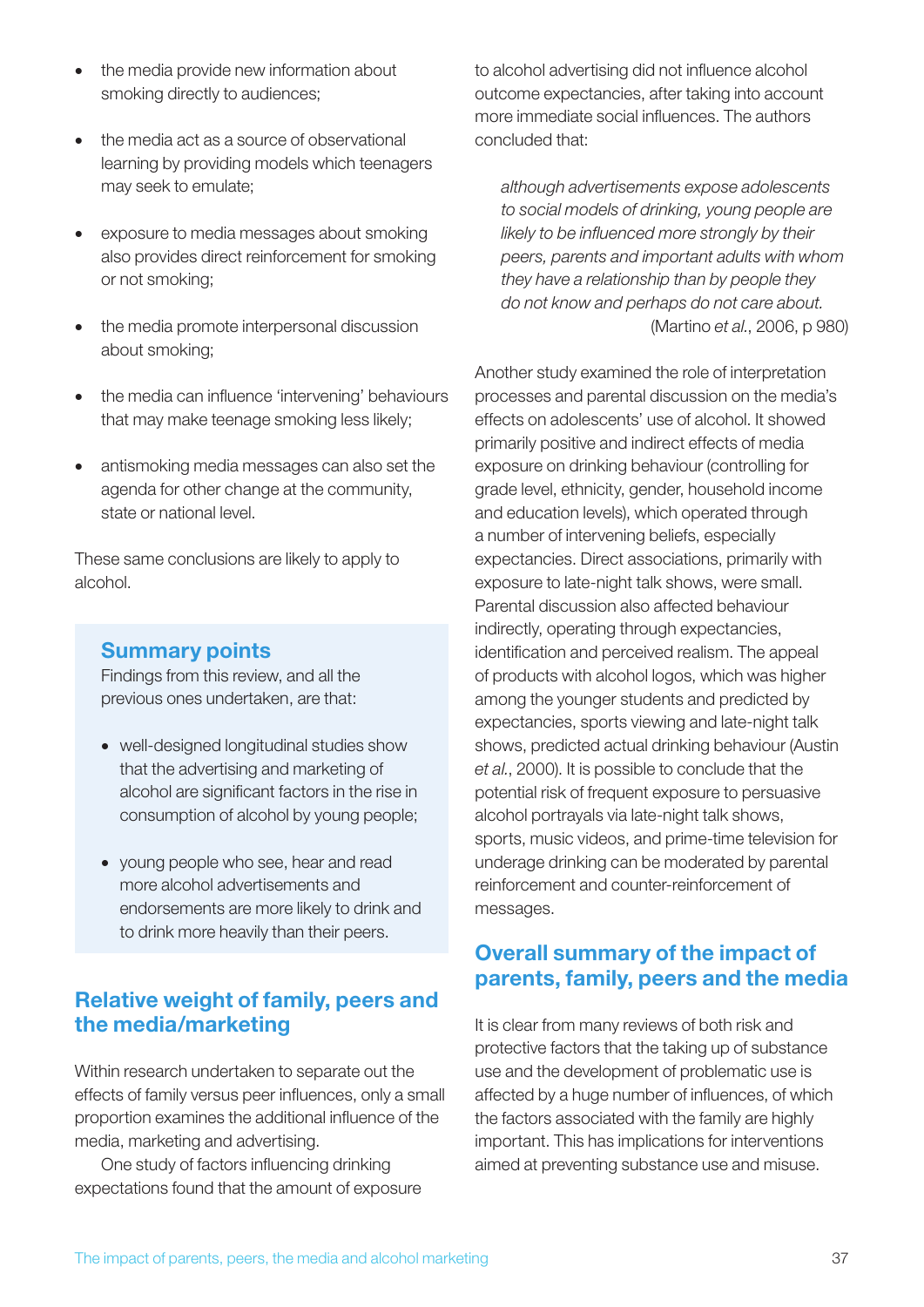- the media provide new information about smoking directly to audiences;
- the media act as a source of observational learning by providing models which teenagers may seek to emulate;
- exposure to media messages about smoking also provides direct reinforcement for smoking or not smoking;
- the media promote interpersonal discussion about smoking;
- the media can influence 'intervening' behaviours that may make teenage smoking less likely;
- antismoking media messages can also set the agenda for other change at the community, state or national level.

These same conclusions are likely to apply to alcohol.

### Summary points

Findings from this review, and all the previous ones undertaken, are that:

- well-designed longitudinal studies show that the advertising and marketing of alcohol are significant factors in the rise in consumption of alcohol by young people;
- young people who see, hear and read more alcohol advertisements and endorsements are more likely to drink and to drink more heavily than their peers.

## Relative weight of family, peers and the media/marketing

Within research undertaken to separate out the effects of family versus peer influences, only a small proportion examines the additional influence of the media, marketing and advertising.

One study of factors influencing drinking expectations found that the amount of exposure to alcohol advertising did not influence alcohol outcome expectancies, after taking into account more immediate social influences. The authors concluded that:

> *although advertisements expose adolescents to social models of drinking, young people are likely to be influenced more strongly by their peers, parents and important adults with whom they have a relationship than by people they do not know and perhaps do not care about.*
> (Martino *et al.*, 2006, p 980)

Another study examined the role of interpretation processes and parental discussion on the media's effects on adolescents' use of alcohol. It showed primarily positive and indirect effects of media exposure on drinking behaviour (controlling for grade level, ethnicity, gender, household income and education levels), which operated through a number of intervening beliefs, especially expectancies. Direct associations, primarily with exposure to late-night talk shows, were small. Parental discussion also affected behaviour indirectly, operating through expectancies, identification and perceived realism. The appeal of products with alcohol logos, which was higher among the younger students and predicted by expectancies, sports viewing and late-night talk shows, predicted actual drinking behaviour (Austin *et al.*, 2000). It is possible to conclude that the potential risk of frequent exposure to persuasive alcohol portrayals via late-night talk shows, sports, music videos, and prime-time television for underage drinking can be moderated by parental reinforcement and counter-reinforcement of messages.

## Overall summary of the impact of parents, family, peers and the media

It is clear from many reviews of both risk and protective factors that the taking up of substance use and the development of problematic use is affected by a huge number of influences, of which the factors associated with the family are highly important. This has implications for interventions aimed at preventing substance use and misuse.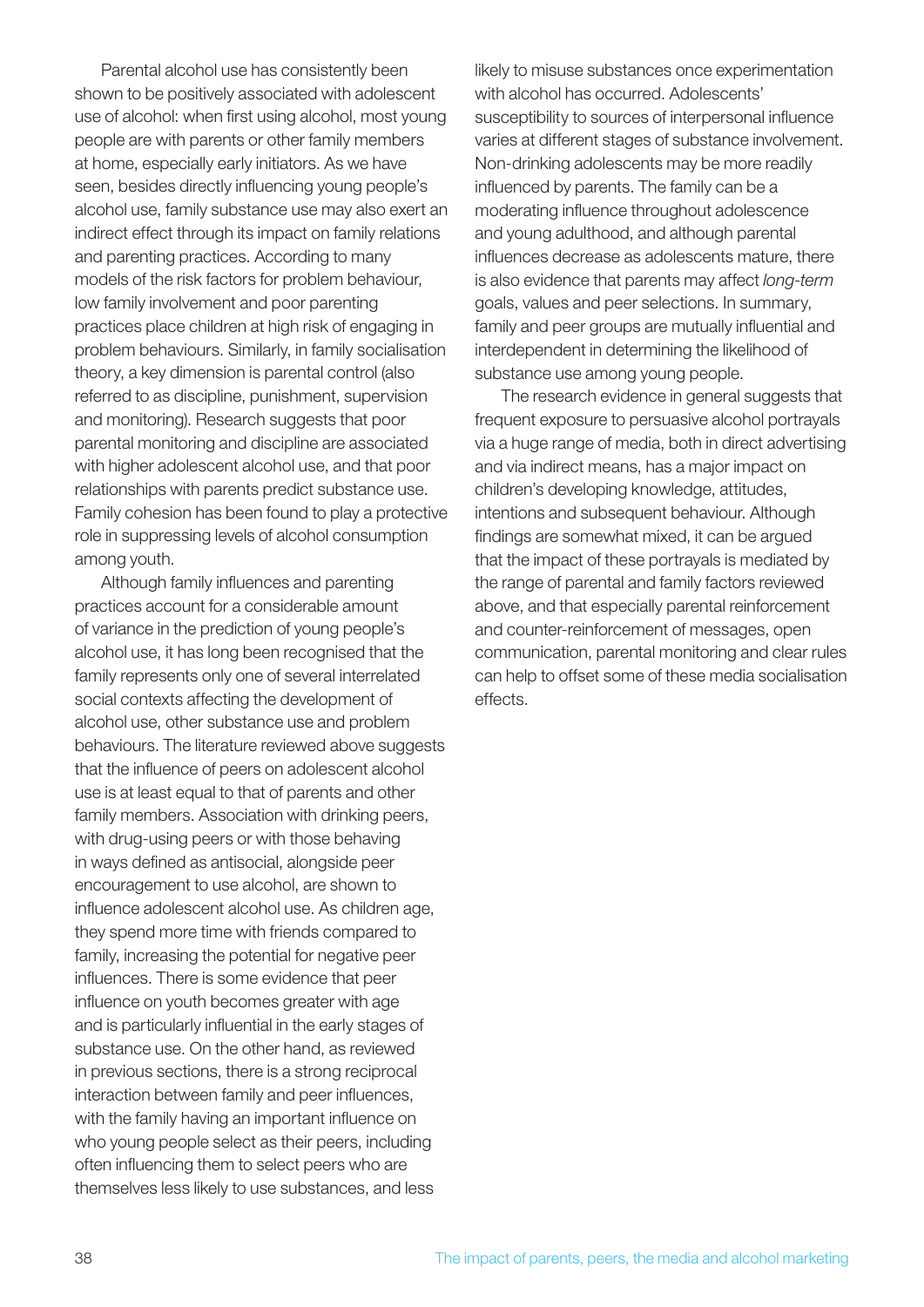Parental alcohol use has consistently been shown to be positively associated with adolescent use of alcohol: when first using alcohol, most young people are with parents or other family members at home, especially early initiators. As we have seen, besides directly influencing young people's alcohol use, family substance use may also exert an indirect effect through its impact on family relations and parenting practices. According to many models of the risk factors for problem behaviour, low family involvement and poor parenting practices place children at high risk of engaging in problem behaviours. Similarly, in family socialisation theory, a key dimension is parental control (also referred to as discipline, punishment, supervision and monitoring). Research suggests that poor parental monitoring and discipline are associated with higher adolescent alcohol use, and that poor relationships with parents predict substance use. Family cohesion has been found to play a protective role in suppressing levels of alcohol consumption among youth.

Although family influences and parenting practices account for a considerable amount of variance in the prediction of young people's alcohol use, it has long been recognised that the family represents only one of several interrelated social contexts affecting the development of alcohol use, other substance use and problem behaviours. The literature reviewed above suggests that the influence of peers on adolescent alcohol use is at least equal to that of parents and other family members. Association with drinking peers, with drug-using peers or with those behaving in ways defined as antisocial, alongside peer encouragement to use alcohol, are shown to influence adolescent alcohol use. As children age, they spend more time with friends compared to family, increasing the potential for negative peer influences. There is some evidence that peer influence on youth becomes greater with age and is particularly influential in the early stages of substance use. On the other hand, as reviewed in previous sections, there is a strong reciprocal interaction between family and peer influences, with the family having an important influence on who young people select as their peers, including often influencing them to select peers who are themselves less likely to use substances, and less likely to misuse substances once experimentation with alcohol has occurred. Adolescents' susceptibility to sources of interpersonal influence varies at different stages of substance involvement. Non-drinking adolescents may be more readily influenced by parents. The family can be a moderating influence throughout adolescence and young adulthood, and although parental influences decrease as adolescents mature, there is also evidence that parents may affect *long-term* goals, values and peer selections. In summary, family and peer groups are mutually influential and interdependent in determining the likelihood of substance use among young people.

The research evidence in general suggests that frequent exposure to persuasive alcohol portrayals via a huge range of media, both in direct advertising and via indirect means, has a major impact on children's developing knowledge, attitudes, intentions and subsequent behaviour. Although findings are somewhat mixed, it can be argued that the impact of these portrayals is mediated by the range of parental and family factors reviewed above, and that especially parental reinforcement and counter-reinforcement of messages, open communication, parental monitoring and clear rules can help to offset some of these media socialisation effects.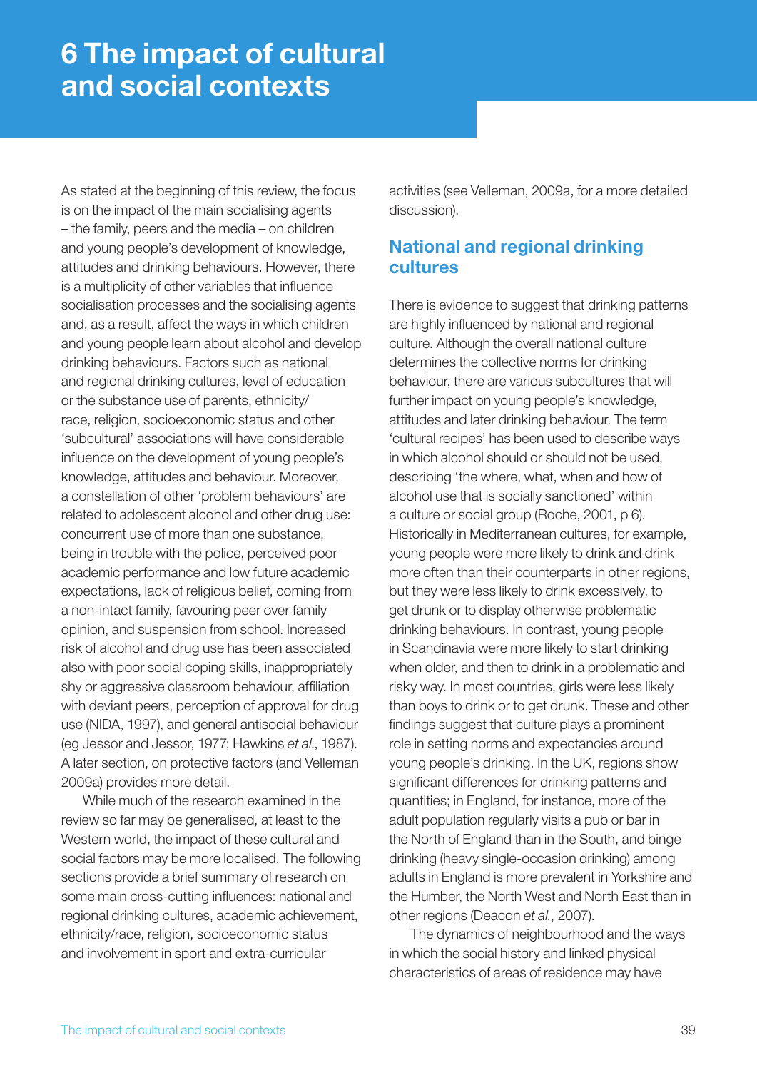# 6 The impact of cultural and social contexts

As stated at the beginning of this review, the focus is on the impact of the main socialising agents – the family, peers and the media – on children and young people's development of knowledge, attitudes and drinking behaviours. However, there is a multiplicity of other variables that influence socialisation processes and the socialising agents and, as a result, affect the ways in which children and young people learn about alcohol and develop drinking behaviours. Factors such as national and regional drinking cultures, level of education or the substance use of parents, ethnicity/race, religion, socioeconomic status and other 'subcultural' associations will have considerable influence on the development of young people's knowledge, attitudes and behaviour. Moreover, a constellation of other 'problem behaviours' are related to adolescent alcohol and other drug use: concurrent use of more than one substance, being in trouble with the police, perceived poor academic performance and low future academic expectations, lack of religious belief, coming from a non-intact family, favouring peer over family opinion, and suspension from school. Increased risk of alcohol and drug use has been associated also with poor social coping skills, inappropriately shy or aggressive classroom behaviour, affiliation with deviant peers, perception of approval for drug use (NIDA, 1997), and general antisocial behaviour (eg Jessor and Jessor, 1977; Hawkins *et al.*, 1987). A later section, on protective factors (and Velleman 2009a) provides more detail.

While much of the research examined in the review so far may be generalised, at least to the Western world, the impact of these cultural and social factors may be more localised. The following sections provide a brief summary of research on some main cross-cutting influences: national and regional drinking cultures, academic achievement, ethnicity/race, religion, socioeconomic status and involvement in sport and extra-curricular activities (see Velleman, 2009a, for a more detailed discussion).

## National and regional drinking cultures

There is evidence to suggest that drinking patterns are highly influenced by national and regional culture. Although the overall national culture determines the collective norms for drinking behaviour, there are various subcultures that will further impact on young people's knowledge, attitudes and later drinking behaviour. The term 'cultural recipes' has been used to describe ways in which alcohol should or should not be used, describing 'the where, what, when and how of alcohol use that is socially sanctioned' within a culture or social group (Roche, 2001, p 6). Historically in Mediterranean cultures, for example, young people were more likely to drink and drink more often than their counterparts in other regions, but they were less likely to drink excessively, to get drunk or to display otherwise problematic drinking behaviours. In contrast, young people in Scandinavia were more likely to start drinking when older, and then to drink in a problematic and risky way. In most countries, girls were less likely than boys to drink or to get drunk. These and other findings suggest that culture plays a prominent role in setting norms and expectancies around young people's drinking. In the UK, regions show significant differences for drinking patterns and quantities; in England, for instance, more of the adult population regularly visits a pub or bar in the North of England than in the South, and binge drinking (heavy single-occasion drinking) among adults in England is more prevalent in Yorkshire and the Humber, the North West and North East than in other regions (Deacon *et al.*, 2007).

The dynamics of neighbourhood and the ways in which the social history and linked physical characteristics of areas of residence may have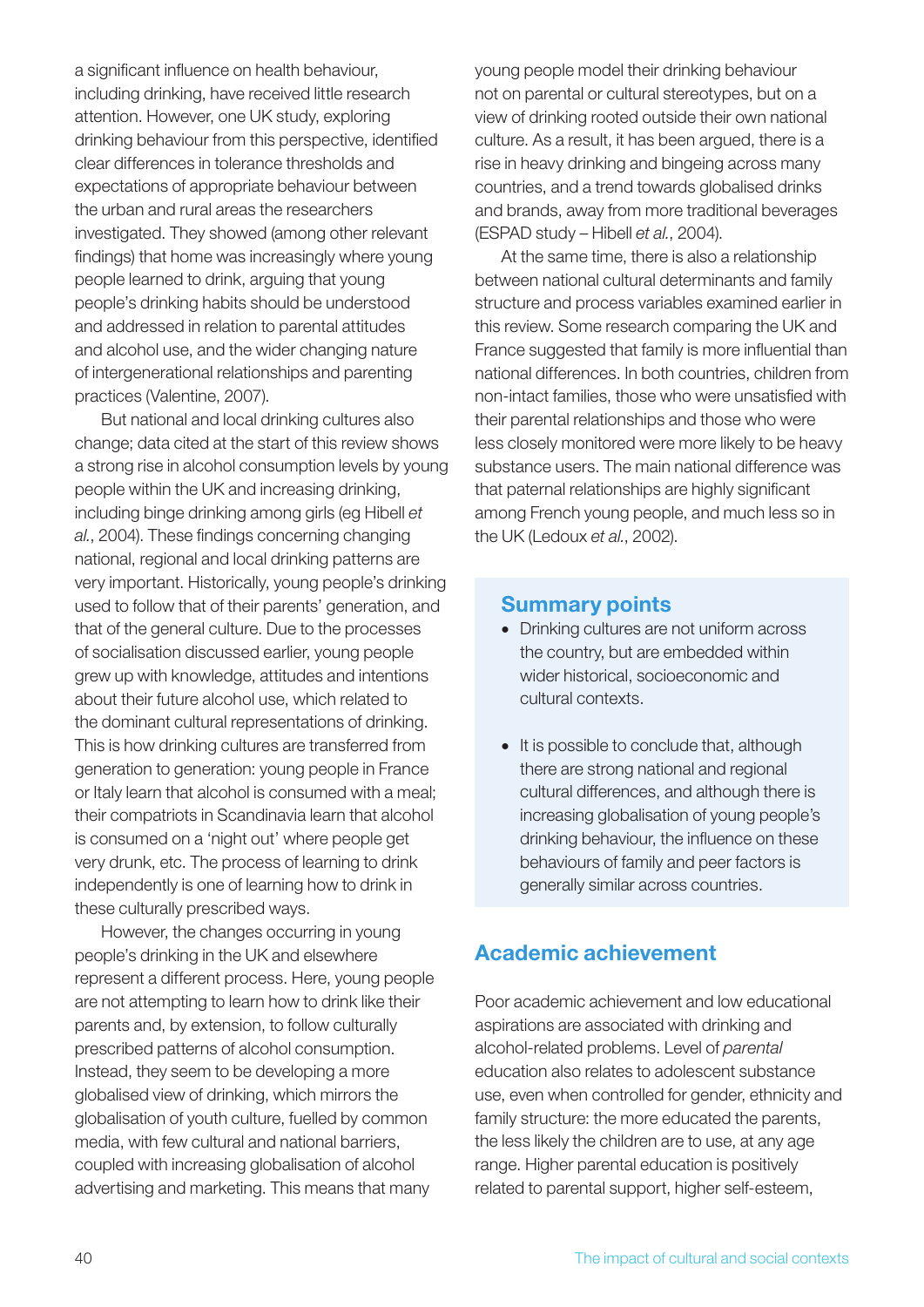a significant influence on health behaviour, including drinking, have received little research attention. However, one UK study, exploring drinking behaviour from this perspective, identified clear differences in tolerance thresholds and expectations of appropriate behaviour between the urban and rural areas the researchers investigated. They showed (among other relevant findings) that home was increasingly where young people learned to drink, arguing that young people's drinking habits should be understood and addressed in relation to parental attitudes and alcohol use, and the wider changing nature of intergenerational relationships and parenting practices (Valentine, 2007).

But national and local drinking cultures also change; data cited at the start of this review shows a strong rise in alcohol consumption levels by young people within the UK and increasing drinking, including binge drinking among girls (eg Hibell *et al.*, 2004). These findings concerning changing national, regional and local drinking patterns are very important. Historically, young people's drinking used to follow that of their parents' generation, and that of the general culture. Due to the processes of socialisation discussed earlier, young people grew up with knowledge, attitudes and intentions about their future alcohol use, which related to the dominant cultural representations of drinking. This is how drinking cultures are transferred from generation to generation: young people in France or Italy learn that alcohol is consumed with a meal; their compatriots in Scandinavia learn that alcohol is consumed on a 'night out' where people get very drunk, etc. The process of learning to drink independently is one of learning how to drink in these culturally prescribed ways.

However, the changes occurring in young people's drinking in the UK and elsewhere represent a different process. Here, young people are not attempting to learn how to drink like their parents and, by extension, to follow culturally prescribed patterns of alcohol consumption. Instead, they seem to be developing a more globalised view of drinking, which mirrors the globalisation of youth culture, fuelled by common media, with few cultural and national barriers, coupled with increasing globalisation of alcohol advertising and marketing. This means that many young people model their drinking behaviour not on parental or cultural stereotypes, but on a view of drinking rooted outside their own national culture. As a result, it has been argued, there is a rise in heavy drinking and bingeing across many countries, and a trend towards globalised drinks and brands, away from more traditional beverages (ESPAD study – Hibell *et al.*, 2004).

At the same time, there is also a relationship between national cultural determinants and family structure and process variables examined earlier in this review. Some research comparing the UK and France suggested that family is more influential than national differences. In both countries, children from non-intact families, those who were unsatisfied with their parental relationships and those who were less closely monitored were more likely to be heavy substance users. The main national difference was that paternal relationships are highly significant among French young people, and much less so in the UK (Ledoux *et al.*, 2002).

### Summary points

- Drinking cultures are not uniform across the country, but are embedded within wider historical, socioeconomic and cultural contexts.
- It is possible to conclude that, although there are strong national and regional cultural differences, and although there is increasing globalisation of young people's drinking behaviour, the influence on these behaviours of family and peer factors is generally similar across countries.

## Academic achievement

Poor academic achievement and low educational aspirations are associated with drinking and alcohol-related problems. Level of *parental* education also relates to adolescent substance use, even when controlled for gender, ethnicity and family structure: the more educated the parents, the less likely the children are to use, at any age range. Higher parental education is positively related to parental support, higher self-esteem,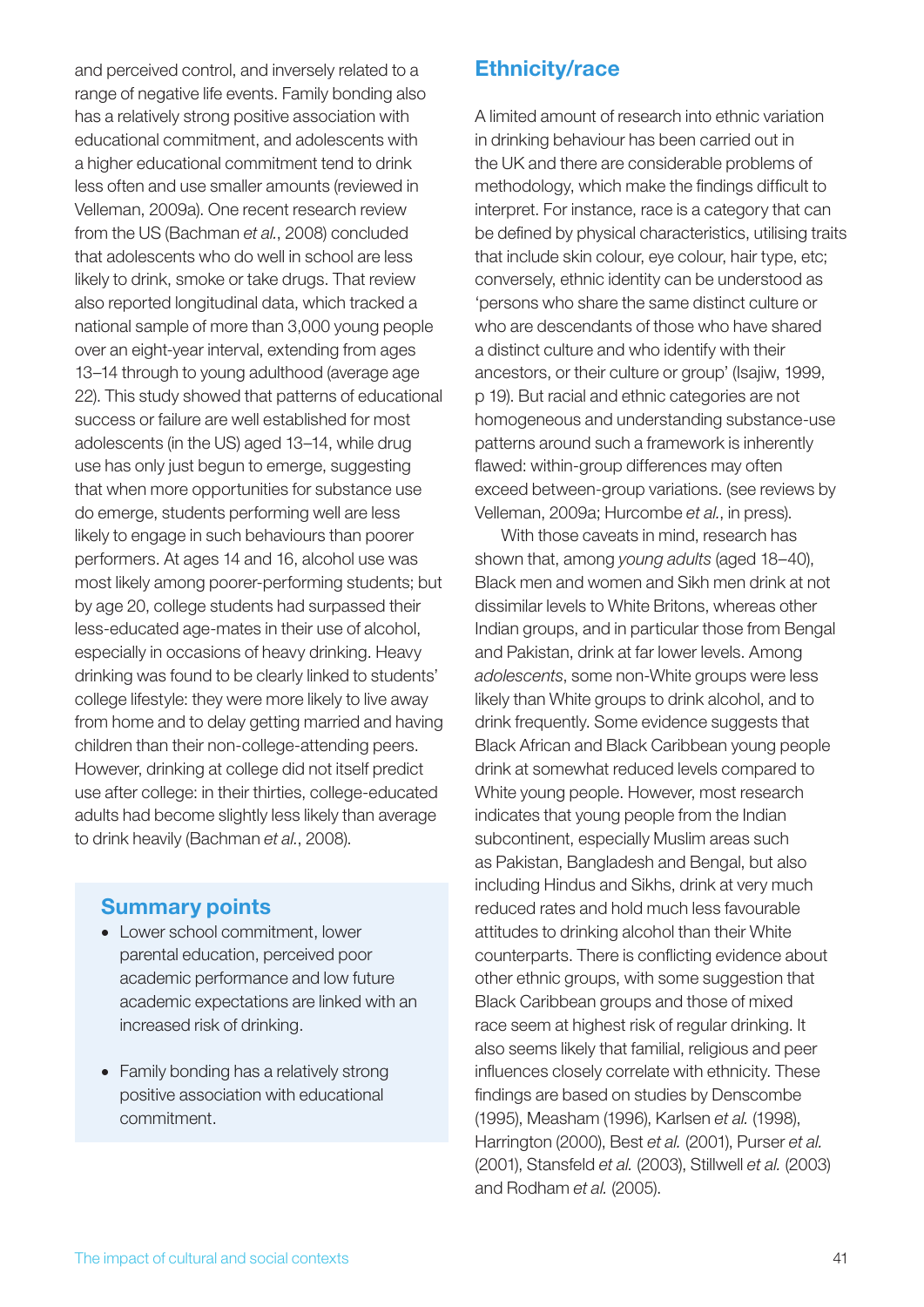and perceived control, and inversely related to a range of negative life events. Family bonding also has a relatively strong positive association with educational commitment, and adolescents with a higher educational commitment tend to drink less often and use smaller amounts (reviewed in Velleman, 2009a). One recent research review from the US (Bachman *et al.*, 2008) concluded that adolescents who do well in school are less likely to drink, smoke or take drugs. That review also reported longitudinal data, which tracked a national sample of more than 3,000 young people over an eight-year interval, extending from ages 13–14 through to young adulthood (average age 22). This study showed that patterns of educational success or failure are well established for most adolescents (in the US) aged 13–14, while drug use has only just begun to emerge, suggesting that when more opportunities for substance use do emerge, students performing well are less likely to engage in such behaviours than poorer performers. At ages 14 and 16, alcohol use was most likely among poorer-performing students; but by age 20, college students had surpassed their less-educated age-mates in their use of alcohol, especially in occasions of heavy drinking. Heavy drinking was found to be clearly linked to students' college lifestyle: they were more likely to live away from home and to delay getting married and having children than their non-college-attending peers. However, drinking at college did not itself predict use after college: in their thirties, college-educated adults had become slightly less likely than average to drink heavily (Bachman *et al.*, 2008).

### Summary points

- Lower school commitment, lower parental education, perceived poor academic performance and low future academic expectations are linked with an increased risk of drinking.
- Family bonding has a relatively strong positive association with educational commitment.

## Ethnicity/race

A limited amount of research into ethnic variation in drinking behaviour has been carried out in the UK and there are considerable problems of methodology, which make the findings difficult to interpret. For instance, race is a category that can be defined by physical characteristics, utilising traits that include skin colour, eye colour, hair type, etc; conversely, ethnic identity can be understood as 'persons who share the same distinct culture or who are descendants of those who have shared a distinct culture and who identify with their ancestors, or their culture or group' (Isajiw, 1999, p 19). But racial and ethnic categories are not homogeneous and understanding substance-use patterns around such a framework is inherently flawed: within-group differences may often exceed between-group variations. (see reviews by Velleman, 2009a; Hurcombe *et al.*, in press).

With those caveats in mind, research has shown that, among *young adults* (aged 18–40), Black men and women and Sikh men drink at not dissimilar levels to White Britons, whereas other Indian groups, and in particular those from Bengal and Pakistan, drink at far lower levels. Among *adolescents*, some non-White groups were less likely than White groups to drink alcohol, and to drink frequently. Some evidence suggests that Black African and Black Caribbean young people drink at somewhat reduced levels compared to White young people. However, most research indicates that young people from the Indian subcontinent, especially Muslim areas such as Pakistan, Bangladesh and Bengal, but also including Hindus and Sikhs, drink at very much reduced rates and hold much less favourable attitudes to drinking alcohol than their White counterparts. There is conflicting evidence about other ethnic groups, with some suggestion that Black Caribbean groups and those of mixed race seem at highest risk of regular drinking. It also seems likely that familial, religious and peer influences closely correlate with ethnicity. These findings are based on studies by Denscombe (1995), Measham (1996), Karlsen *et al.* (1998), Harrington (2000), Best *et al.* (2001), Purser *et al.* (2001), Stansfeld *et al.* (2003), Stillwell *et al.* (2003) and Rodham *et al.* (2005).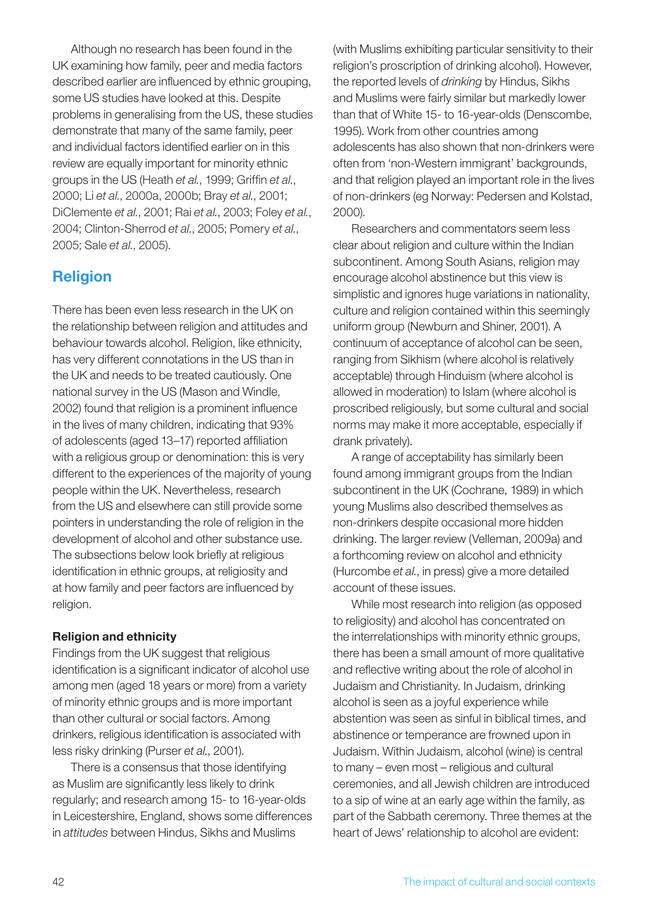Although no research has been found in the UK examining how family, peer and media factors described earlier are influenced by ethnic grouping, some US studies have looked at this. Despite problems in generalising from the US, these studies demonstrate that many of the same family, peer and individual factors identified earlier on in this review are equally important for minority ethnic groups in the US (Heath *et al.*, 1999; Griffin *et al.*, 2000; Li *et al.*, 2000a, 2000b; Bray *et al.*, 2001; DiClemente *et al.*, 2001; Rai *et al.*, 2003; Foley *et al.*, 2004; Clinton-Sherrod *et al.*, 2005; Pomery *et al.*, 2005; Sale *et al.*, 2005).

## Religion

There has been even less research in the UK on the relationship between religion and attitudes and behaviour towards alcohol. Religion, like ethnicity, has very different connotations in the US than in the UK and needs to be treated cautiously. One national survey in the US (Mason and Windle, 2002) found that religion is a prominent influence in the lives of many children, indicating that 93% of adolescents (aged 13–17) reported affiliation with a religious group or denomination: this is very different to the experiences of the majority of young people within the UK. Nevertheless, research from the US and elsewhere can still provide some pointers in understanding the role of religion in the development of alcohol and other substance use. The subsections below look briefly at religious identification in ethnic groups, at religiosity and at how family and peer factors are influenced by religion.

### Religion and ethnicity

Findings from the UK suggest that religious identification is a significant indicator of alcohol use among men (aged 18 years or more) from a variety of minority ethnic groups and is more important than other cultural or social factors. Among drinkers, religious identification is associated with less risky drinking (Purser *et al.*, 2001).

There is a consensus that those identifying as Muslim are significantly less likely to drink regularly; and research among 15- to 16-year-olds in Leicestershire, England, shows some differences in *attitudes* between Hindus, Sikhs and Muslims (with Muslims exhibiting particular sensitivity to their religion's proscription of drinking alcohol). However, the reported levels of *drinking* by Hindus, Sikhs and Muslims were fairly similar but markedly lower than that of White 15- to 16-year-olds (Denscombe, 1995). Work from other countries among adolescents has also shown that non-drinkers were often from 'non-Western immigrant' backgrounds, and that religion played an important role in the lives of non-drinkers (eg Norway: Pedersen and Kolstad, 2000).

Researchers and commentators seem less clear about religion and culture within the Indian subcontinent. Among South Asians, religion may encourage alcohol abstinence but this view is simplistic and ignores huge variations in nationality, culture and religion contained within this seemingly uniform group (Newburn and Shiner, 2001). A continuum of acceptance of alcohol can be seen, ranging from Sikhism (where alcohol is relatively acceptable) through Hinduism (where alcohol is allowed in moderation) to Islam (where alcohol is proscribed religiously, but some cultural and social norms may make it more acceptable, especially if drank privately).

A range of acceptability has similarly been found among immigrant groups from the Indian subcontinent in the UK (Cochrane, 1989) in which young Muslims also described themselves as non-drinkers despite occasional more hidden drinking. The larger review (Velleman, 2009a) and a forthcoming review on alcohol and ethnicity (Hurcombe *et al.*, in press) give a more detailed account of these issues.

While most research into religion (as opposed to religiosity) and alcohol has concentrated on the interrelationships with minority ethnic groups, there has been a small amount of more qualitative and reflective writing about the role of alcohol in Judaism and Christianity. In Judaism, drinking alcohol is seen as a joyful experience while abstention was seen as sinful in biblical times, and abstinence or temperance are frowned upon in Judaism. Within Judaism, alcohol (wine) is central to many – even most – religious and cultural ceremonies, and all Jewish children are introduced to a sip of wine at an early age within the family, as part of the Sabbath ceremony. Three themes at the heart of Jews' relationship to alcohol are evident: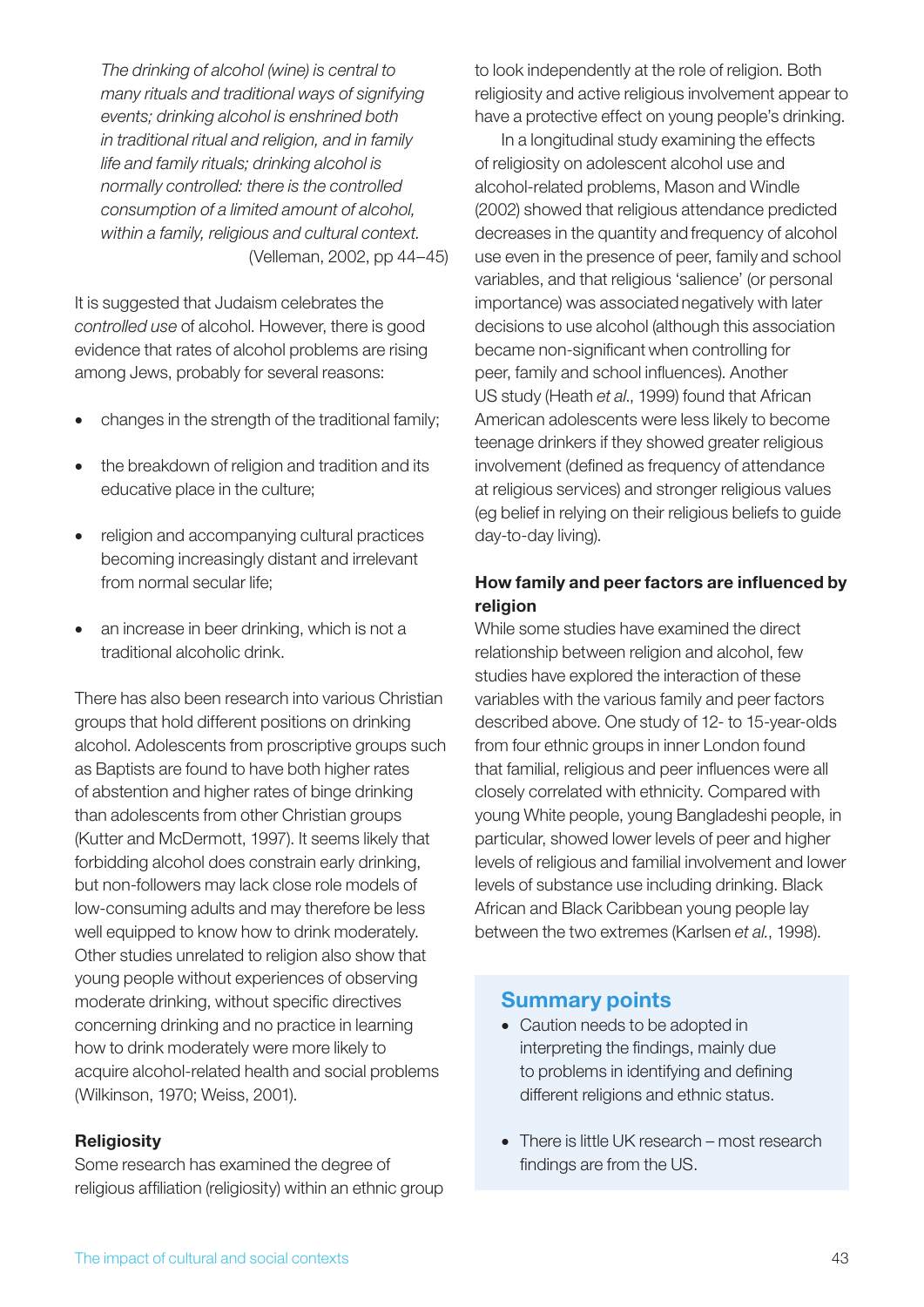> *The drinking of alcohol (wine) is central to many rituals and traditional ways of signifying events; drinking alcohol is enshrined both in traditional ritual and religion, and in family life and family rituals; drinking alcohol is normally controlled: there is the controlled consumption of a limited amount of alcohol, within a family, religious and cultural context.*
> (Velleman, 2002, pp 44–45)

It is suggested that Judaism celebrates the *controlled use* of alcohol. However, there is good evidence that rates of alcohol problems are rising among Jews, probably for several reasons:

- changes in the strength of the traditional family;
- the breakdown of religion and tradition and its educative place in the culture;
- religion and accompanying cultural practices becoming increasingly distant and irrelevant from normal secular life;
- an increase in beer drinking, which is not a traditional alcoholic drink.

There has also been research into various Christian groups that hold different positions on drinking alcohol. Adolescents from proscriptive groups such as Baptists are found to have both higher rates of abstention and higher rates of binge drinking than adolescents from other Christian groups (Kutter and McDermott, 1997). It seems likely that forbidding alcohol does constrain early drinking, but non-followers may lack close role models of low-consuming adults and may therefore be less well equipped to know how to drink moderately. Other studies unrelated to religion also show that young people without experiences of observing moderate drinking, without specific directives concerning drinking and no practice in learning how to drink moderately were more likely to acquire alcohol-related health and social problems (Wilkinson, 1970; Weiss, 2001).

**Religiosity**

Some research has examined the degree of religious affiliation (religiosity) within an ethnic group to look independently at the role of religion. Both religiosity and active religious involvement appear to have a protective effect on young people's drinking.

In a longitudinal study examining the effects of religiosity on adolescent alcohol use and alcohol-related problems, Mason and Windle (2002) showed that religious attendance predicted decreases in the quantity and frequency of alcohol use even in the presence of peer, family and school variables, and that religious 'salience' (or personal importance) was associated negatively with later decisions to use alcohol (although this association became non-significant when controlling for peer, family and school influences). Another US study (Heath *et al*., 1999) found that African American adolescents were less likely to become teenage drinkers if they showed greater religious involvement (defined as frequency of attendance at religious services) and stronger religious values (eg belief in relying on their religious beliefs to guide day-to-day living).

**How family and peer factors are influenced by religion**

While some studies have examined the direct relationship between religion and alcohol, few studies have explored the interaction of these variables with the various family and peer factors described above. One study of 12- to 15-year-olds from four ethnic groups in inner London found that familial, religious and peer influences were all closely correlated with ethnicity. Compared with young White people, young Bangladeshi people, in particular, showed lower levels of peer and higher levels of religious and familial involvement and lower levels of substance use including drinking. Black African and Black Caribbean young people lay between the two extremes (Karlsen *et al*., 1998).

## Summary points

- Caution needs to be adopted in interpreting the findings, mainly due to problems in identifying and defining different religions and ethnic status.
- There is little UK research – most research findings are from the US.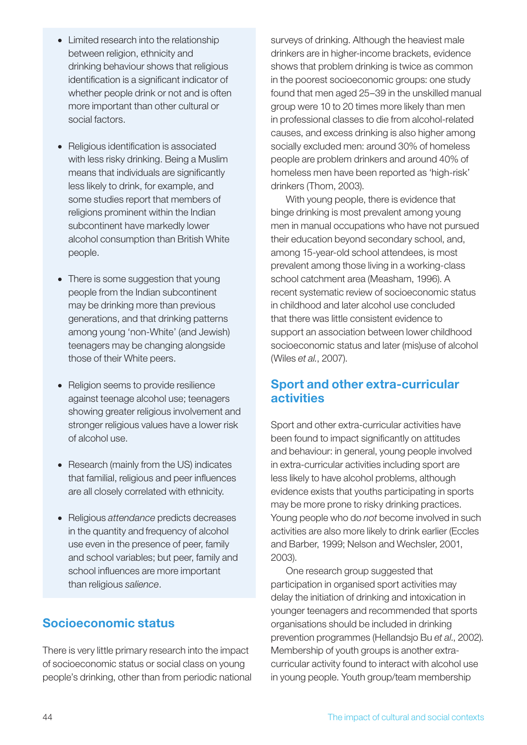- Limited research into the relationship between religion, ethnicity and drinking behaviour shows that religious identification is a significant indicator of whether people drink or not and is often more important than other cultural or social factors.

- Religious identification is associated with less risky drinking. Being a Muslim means that individuals are significantly less likely to drink, for example, and some studies report that members of religions prominent within the Indian subcontinent have markedly lower alcohol consumption than British White people.

- There is some suggestion that young people from the Indian subcontinent may be drinking more than previous generations, and that drinking patterns among young 'non-White' (and Jewish) teenagers may be changing alongside those of their White peers.

- Religion seems to provide resilience against teenage alcohol use; teenagers showing greater religious involvement and stronger religious values have a lower risk of alcohol use.

- Research (mainly from the US) indicates that familial, religious and peer influences are all closely correlated with ethnicity.

- Religious *attendance* predicts decreases in the quantity and frequency of alcohol use even in the presence of peer, family and school variables; but peer, family and school influences are more important than religious *salience*.

## Socioeconomic status

There is very little primary research into the impact of socioeconomic status or social class on young people's drinking, other than from periodic national surveys of drinking. Although the heaviest male drinkers are in higher-income brackets, evidence shows that problem drinking is twice as common in the poorest socioeconomic groups: one study found that men aged 25–39 in the unskilled manual group were 10 to 20 times more likely than men in professional classes to die from alcohol-related causes, and excess drinking is also higher among socially excluded men: around 30% of homeless people are problem drinkers and around 40% of homeless men have been reported as 'high-risk' drinkers (Thom, 2003).

With young people, there is evidence that binge drinking is most prevalent among young men in manual occupations who have not pursued their education beyond secondary school, and, among 15-year-old school attendees, is most prevalent among those living in a working-class school catchment area (Measham, 1996). A recent systematic review of socioeconomic status in childhood and later alcohol use concluded that there was little consistent evidence to support an association between lower childhood socioeconomic status and later (mis)use of alcohol (Wiles *et al.*, 2007).

## Sport and other extra-curricular activities

Sport and other extra-curricular activities have been found to impact significantly on attitudes and behaviour: in general, young people involved in extra-curricular activities including sport are less likely to have alcohol problems, although evidence exists that youths participating in sports may be more prone to risky drinking practices. Young people who do *not* become involved in such activities are also more likely to drink earlier (Eccles and Barber, 1999; Nelson and Wechsler, 2001, 2003).

One research group suggested that participation in organised sport activities may delay the initiation of drinking and intoxication in younger teenagers and recommended that sports organisations should be included in drinking prevention programmes (Hellandsjo Bu *et al.*, 2002). Membership of youth groups is another extra-curricular activity found to interact with alcohol use in young people. Youth group/team membership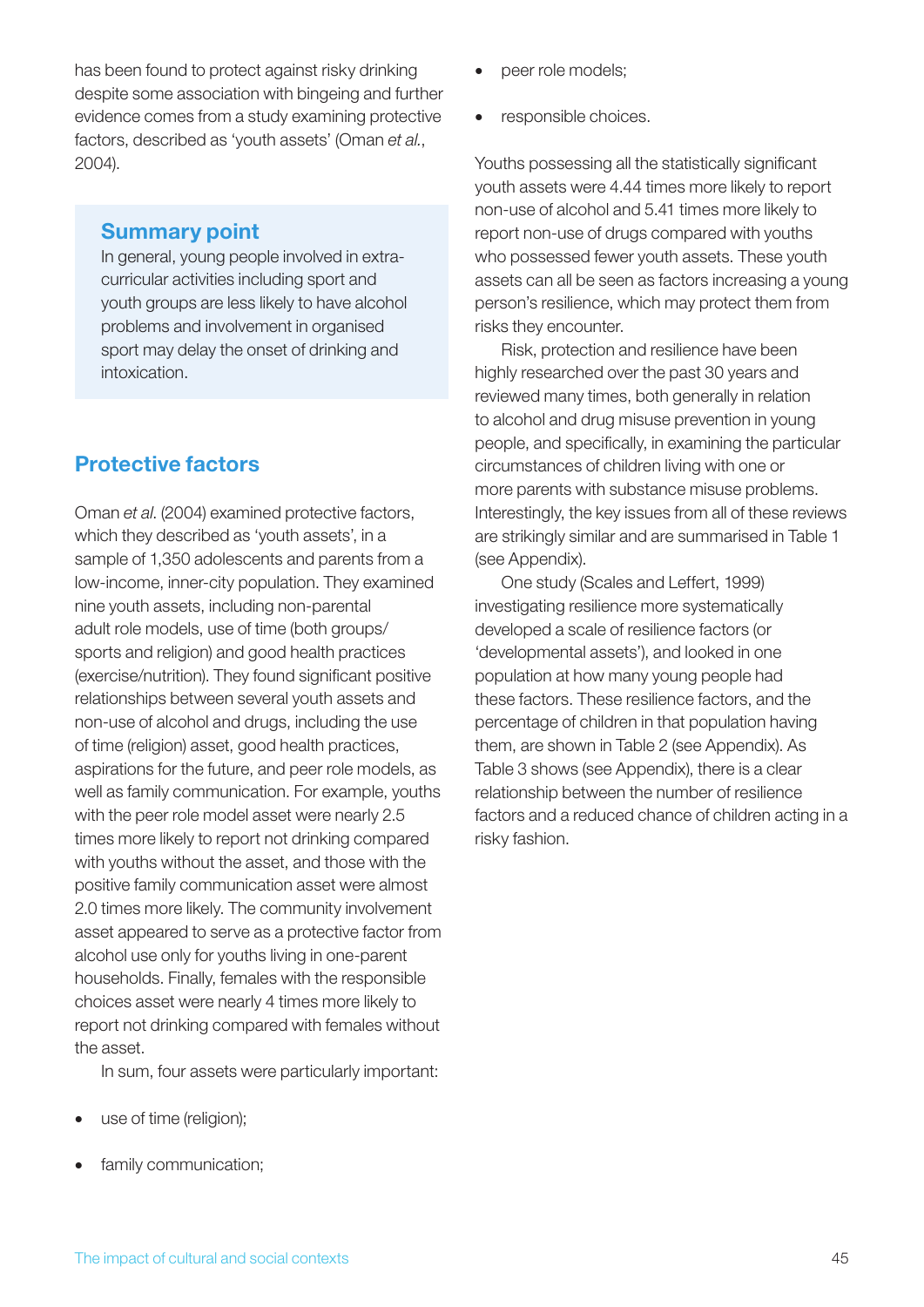has been found to protect against risky drinking despite some association with bingeing and further evidence comes from a study examining protective factors, described as 'youth assets' (Oman *et al.*, 2004).

### Summary point

In general, young people involved in extra-curricular activities including sport and youth groups are less likely to have alcohol problems and involvement in organised sport may delay the onset of drinking and intoxication.

## Protective factors

Oman *et al*. (2004) examined protective factors, which they described as 'youth assets', in a sample of 1,350 adolescents and parents from a low-income, inner-city population. They examined nine youth assets, including non-parental adult role models, use of time (both groups/ sports and religion) and good health practices (exercise/nutrition). They found significant positive relationships between several youth assets and non-use of alcohol and drugs, including the use of time (religion) asset, good health practices, aspirations for the future, and peer role models, as well as family communication. For example, youths with the peer role model asset were nearly 2.5 times more likely to report not drinking compared with youths without the asset, and those with the positive family communication asset were almost 2.0 times more likely. The community involvement asset appeared to serve as a protective factor from alcohol use only for youths living in one-parent households. Finally, females with the responsible choices asset were nearly 4 times more likely to report not drinking compared with females without the asset.

In sum, four assets were particularly important:

- use of time (religion);
- family communication;
- peer role models;
- responsible choices.

Youths possessing all the statistically significant youth assets were 4.44 times more likely to report non-use of alcohol and 5.41 times more likely to report non-use of drugs compared with youths who possessed fewer youth assets. These youth assets can all be seen as factors increasing a young person's resilience, which may protect them from risks they encounter.

Risk, protection and resilience have been highly researched over the past 30 years and reviewed many times, both generally in relation to alcohol and drug misuse prevention in young people, and specifically, in examining the particular circumstances of children living with one or more parents with substance misuse problems. Interestingly, the key issues from all of these reviews are strikingly similar and are summarised in Table 1 (see Appendix).

One study (Scales and Leffert, 1999) investigating resilience more systematically developed a scale of resilience factors (or 'developmental assets'), and looked in one population at how many young people had these factors. These resilience factors, and the percentage of children in that population having them, are shown in Table 2 (see Appendix). As Table 3 shows (see Appendix), there is a clear relationship between the number of resilience factors and a reduced chance of children acting in a risky fashion.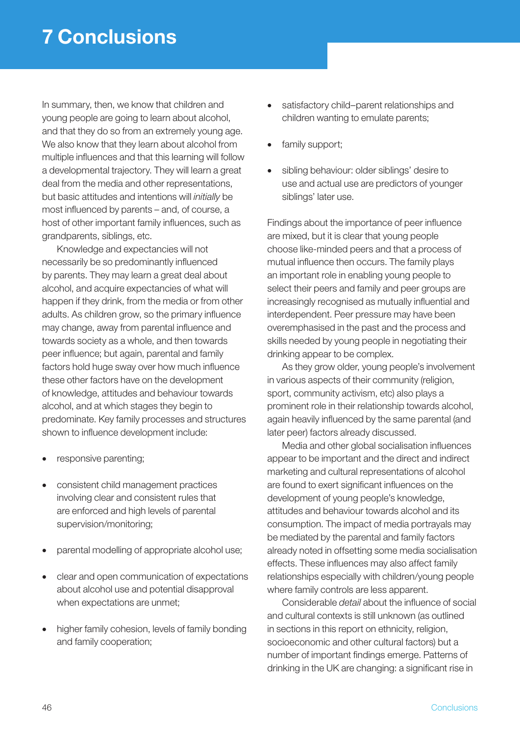# 7 Conclusions

In summary, then, we know that children and young people are going to learn about alcohol, and that they do so from an extremely young age. We also know that they learn about alcohol from multiple influences and that this learning will follow a developmental trajectory. They will learn a great deal from the media and other representations, but basic attitudes and intentions will *initially* be most influenced by parents – and, of course, a host of other important family influences, such as grandparents, siblings, etc.

Knowledge and expectancies will not necessarily be so predominantly influenced by parents. They may learn a great deal about alcohol, and acquire expectancies of what will happen if they drink, from the media or from other adults. As children grow, so the primary influence may change, away from parental influence and towards society as a whole, and then towards peer influence; but again, parental and family factors hold huge sway over how much influence these other factors have on the development of knowledge, attitudes and behaviour towards alcohol, and at which stages they begin to predominate. Key family processes and structures shown to influence development include:

- responsive parenting;
- consistent child management practices involving clear and consistent rules that are enforced and high levels of parental supervision/monitoring;
- parental modelling of appropriate alcohol use;
- clear and open communication of expectations about alcohol use and potential disapproval when expectations are unmet;
- higher family cohesion, levels of family bonding and family cooperation;
- satisfactory child–parent relationships and children wanting to emulate parents;
- family support;
- sibling behaviour: older siblings' desire to use and actual use are predictors of younger siblings' later use.

Findings about the importance of peer influence are mixed, but it is clear that young people choose like-minded peers and that a process of mutual influence then occurs. The family plays an important role in enabling young people to select their peers and family and peer groups are increasingly recognised as mutually influential and interdependent. Peer pressure may have been overemphasised in the past and the process and skills needed by young people in negotiating their drinking appear to be complex.

As they grow older, young people's involvement in various aspects of their community (religion, sport, community activism, etc) also plays a prominent role in their relationship towards alcohol, again heavily influenced by the same parental (and later peer) factors already discussed.

Media and other global socialisation influences appear to be important and the direct and indirect marketing and cultural representations of alcohol are found to exert significant influences on the development of young people's knowledge, attitudes and behaviour towards alcohol and its consumption. The impact of media portrayals may be mediated by the parental and family factors already noted in offsetting some media socialisation effects. These influences may also affect family relationships especially with children/young people where family controls are less apparent.

Considerable *detail* about the influence of social and cultural contexts is still unknown (as outlined in sections in this report on ethnicity, religion, socioeconomic and other cultural factors) but a number of important findings emerge. Patterns of drinking in the UK are changing: a significant rise in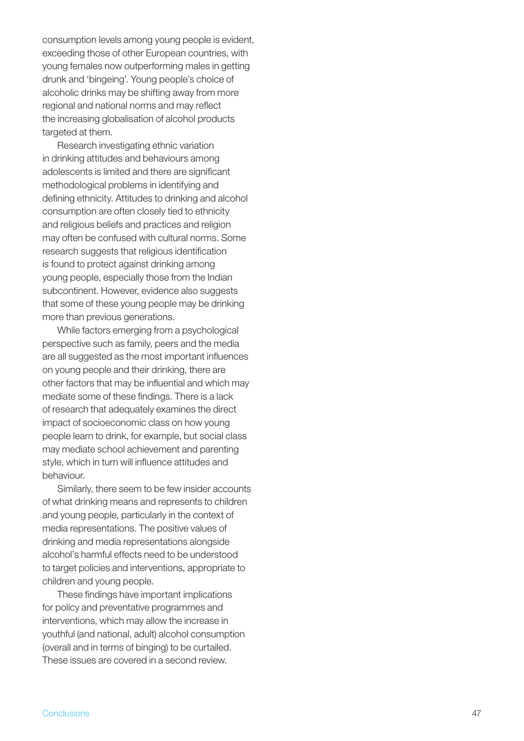consumption levels among young people is evident, exceeding those of other European countries, with young females now outperforming males in getting drunk and 'bingeing'. Young people's choice of alcoholic drinks may be shifting away from more regional and national norms and may reflect the increasing globalisation of alcohol products targeted at them.

Research investigating ethnic variation in drinking attitudes and behaviours among adolescents is limited and there are significant methodological problems in identifying and defining ethnicity. Attitudes to drinking and alcohol consumption are often closely tied to ethnicity and religious beliefs and practices and religion may often be confused with cultural norms. Some research suggests that religious identification is found to protect against drinking among young people, especially those from the Indian subcontinent. However, evidence also suggests that some of these young people may be drinking more than previous generations.

While factors emerging from a psychological perspective such as family, peers and the media are all suggested as the most important influences on young people and their drinking, there are other factors that may be influential and which may mediate some of these findings. There is a lack of research that adequately examines the direct impact of socioeconomic class on how young people learn to drink, for example, but social class may mediate school achievement and parenting style, which in turn will influence attitudes and behaviour.

Similarly, there seem to be few insider accounts of what drinking means and represents to children and young people, particularly in the context of media representations. The positive values of drinking and media representations alongside alcohol's harmful effects need to be understood to target policies and interventions, appropriate to children and young people.

These findings have important implications for policy and preventative programmes and interventions, which may allow the increase in youthful (and national, adult) alcohol consumption (overall and in terms of binging) to be curtailed. These issues are covered in a second review.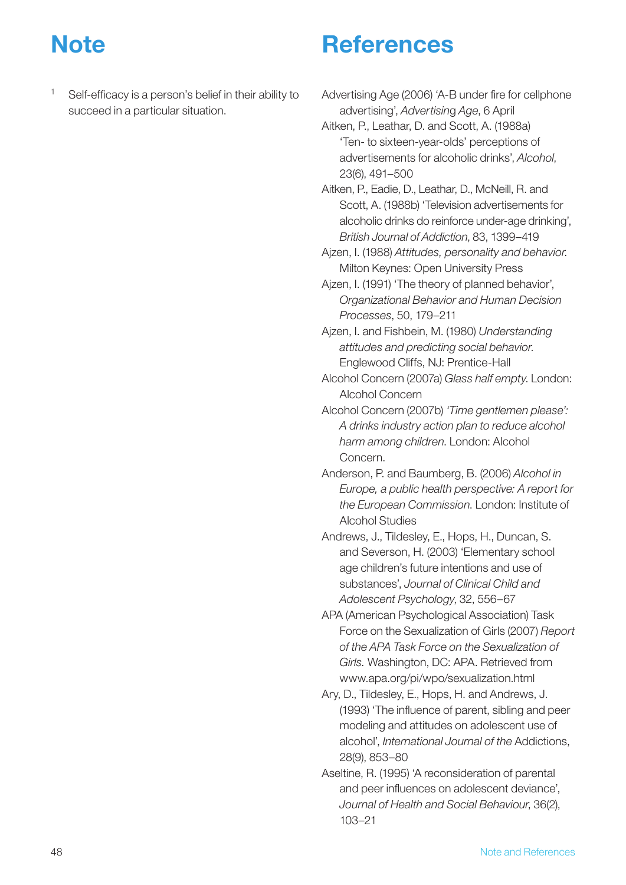# Note

1. Self-efficacy is a person's belief in their ability to succeed in a particular situation.

# References

Advertising Age (2006) 'A-B under fire for cellphone advertising', *Advertising Age*, 6 April

Aitken, P., Leathar, D. and Scott, A. (1988a) 'Ten- to sixteen-year-olds' perceptions of advertisements for alcoholic drinks', *Alcohol*, 23(6), 491–500

Aitken, P., Eadie, D., Leathar, D., McNeill, R. and Scott, A. (1988b) 'Television advertisements for alcoholic drinks do reinforce under-age drinking', *British Journal of Addiction*, 83, 1399–419

Ajzen, I. (1988) *Attitudes, personality and behavior.* Milton Keynes: Open University Press

Ajzen, I. (1991) 'The theory of planned behavior', *Organizational Behavior and Human Decision Processes*, 50, 179–211

Ajzen, I. and Fishbein, M. (1980) *Understanding attitudes and predicting social behavior.* Englewood Cliffs, NJ: Prentice-Hall

Alcohol Concern (2007a) *Glass half empty.* London: Alcohol Concern

Alcohol Concern (2007b) *'Time gentlemen please': A drinks industry action plan to reduce alcohol harm among children.* London: Alcohol Concern.

Anderson, P. and Baumberg, B. (2006) *Alcohol in Europe, a public health perspective: A report for the European Commission.* London: Institute of Alcohol Studies

Andrews, J., Tildesley, E., Hops, H., Duncan, S. and Severson, H. (2003) 'Elementary school age children's future intentions and use of substances', *Journal of Clinical Child and Adolescent Psychology*, 32, 556–67

APA (American Psychological Association) Task Force on the Sexualization of Girls (2007) *Report of the APA Task Force on the Sexualization of Girls.* Washington, DC: APA. Retrieved from www.apa.org/pi/wpo/sexualization.html

Ary, D., Tildesley, E., Hops, H. and Andrews, J. (1993) 'The influence of parent, sibling and peer modeling and attitudes on adolescent use of alcohol', *International Journal of the* Addictions, 28(9), 853–80

Aseltine, R. (1995) 'A reconsideration of parental and peer influences on adolescent deviance', *Journal of Health and Social Behaviour*, 36(2), 103–21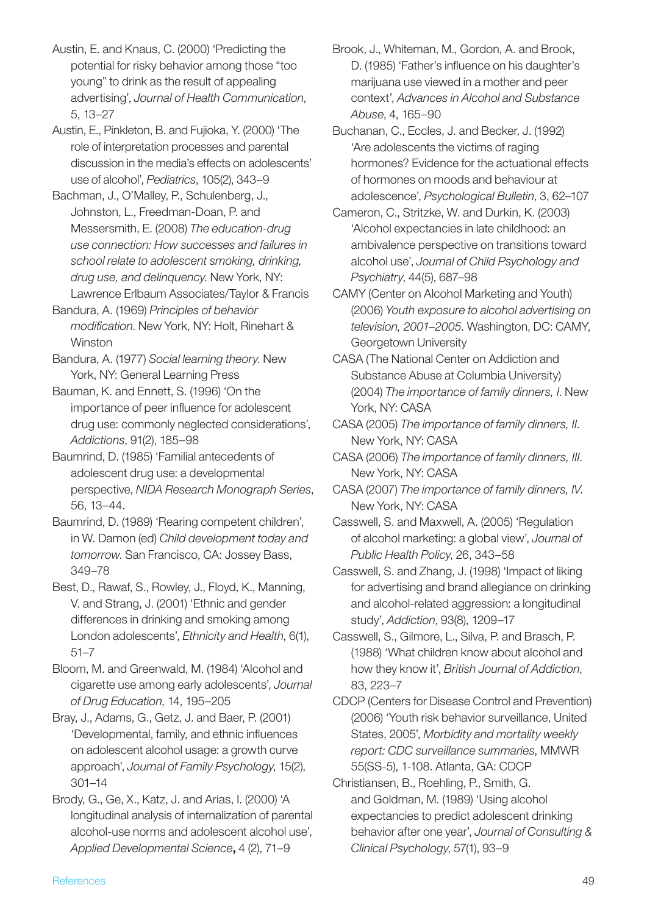Austin, E. and Knaus, C. (2000) 'Predicting the potential for risky behavior among those "too young" to drink as the result of appealing advertising', *Journal of Health Communication*, 5, 13–27

Austin, E., Pinkleton, B. and Fujioka, Y. (2000) 'The role of interpretation processes and parental discussion in the media's effects on adolescents' use of alcohol', *Pediatrics*, 105(2), 343–9

Bachman, J., O'Malley, P., Schulenberg, J., Johnston, L., Freedman-Doan, P. and Messersmith, E. (2008) *The education-drug use connection: How successes and failures in school relate to adolescent smoking, drinking, drug use, and delinquency*. New York, NY: Lawrence Erlbaum Associates/Taylor & Francis

Bandura, A. (1969) *Principles of behavior modification*. New York, NY: Holt, Rinehart & Winston

Bandura, A. (1977) *Social learning theory*. New York, NY: General Learning Press

Bauman, K. and Ennett, S. (1996) 'On the importance of peer influence for adolescent drug use: commonly neglected considerations', *Addictions*, 91(2), 185–98

Baumrind, D. (1985) 'Familial antecedents of adolescent drug use: a developmental perspective, *NIDA Research Monograph Series*, 56, 13–44.

Baumrind, D. (1989) 'Rearing competent children', in W. Damon (ed) *Child development today and tomorrow*. San Francisco, CA: Jossey Bass, 349–78

Best, D., Rawaf, S., Rowley, J., Floyd, K., Manning, V. and Strang, J. (2001) 'Ethnic and gender differences in drinking and smoking among London adolescents', *Ethnicity and Health*, 6(1), 51–7

Bloom, M. and Greenwald, M. (1984) 'Alcohol and cigarette use among early adolescents', *Journal of Drug Education*, 14, 195–205

Bray, J., Adams, G., Getz, J. and Baer, P. (2001) 'Developmental, family, and ethnic influences on adolescent alcohol usage: a growth curve approach', *Journal of Family Psychology*, 15(2), 301–14

Brody, G., Ge, X., Katz, J. and Arias, I. (2000) 'A longitudinal analysis of internalization of parental alcohol-use norms and adolescent alcohol use', *Applied Developmental Science*, 4 (2), 71–9

Brook, J., Whiteman, M., Gordon, A. and Brook, D. (1985) 'Father's influence on his daughter's marijuana use viewed in a mother and peer context', *Advances in Alcohol and Substance Abuse*, 4, 165–90

Buchanan, C., Eccles, J. and Becker, J. (1992) 'Are adolescents the victims of raging hormones? Evidence for the actuational effects of hormones on moods and behaviour at adolescence', *Psychological Bulletin*, 3, 62–107

Cameron, C., Stritzke, W. and Durkin, K. (2003) 'Alcohol expectancies in late childhood: an ambivalence perspective on transitions toward alcohol use', *Journal of Child Psychology and Psychiatry*, 44(5), 687–98

CAMY (Center on Alcohol Marketing and Youth) (2006) *Youth exposure to alcohol advertising on television, 2001–2005*. Washington, DC: CAMY, Georgetown University

CASA (The National Center on Addiction and Substance Abuse at Columbia University) (2004) *The importance of family dinners, I*. New York, NY: CASA

CASA (2005) *The importance of family dinners, II*. New York, NY: CASA

CASA (2006) *The importance of family dinners, III*. New York, NY: CASA

CASA (2007) *The importance of family dinners, IV*. New York, NY: CASA

Casswell, S. and Maxwell, A. (2005) 'Regulation of alcohol marketing: a global view', *Journal of Public Health Policy*, 26, 343–58

Casswell, S. and Zhang, J. (1998) 'Impact of liking for advertising and brand allegiance on drinking and alcohol-related aggression: a longitudinal study', *Addiction*, 93(8), 1209–17

Casswell, S., Gilmore, L., Silva, P. and Brasch, P. (1988) 'What children know about alcohol and how they know it', *British Journal of Addiction*, 83, 223–7

CDCP (Centers for Disease Control and Prevention) (2006) 'Youth risk behavior surveillance, United States, 2005', *Morbidity and mortality weekly report: CDC surveillance summaries*, MMWR 55(SS-5), 1-108. Atlanta, GA: CDCP

Christiansen, B., Roehling, P., Smith, G. and Goldman, M. (1989) 'Using alcohol expectancies to predict adolescent drinking behavior after one year', *Journal of Consulting & Clinical Psychology*, 57(1), 93–9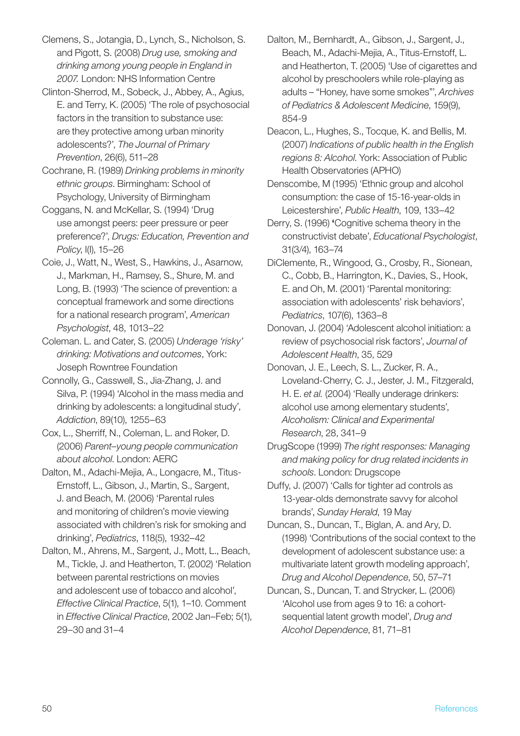Clemens, S., Jotangia, D., Lynch, S., Nicholson, S. and Pigott, S. (2008) *Drug use, smoking and drinking among young people in England in 2007.* London: NHS Information Centre

Clinton-Sherrod, M., Sobeck, J., Abbey, A., Agius, E. and Terry, K. (2005) 'The role of psychosocial factors in the transition to substance use: are they protective among urban minority adolescents?', *The Journal of Primary Prevention*, 26(6), 511–28

Cochrane, R. (1989) *Drinking problems in minority ethnic groups*. Birmingham: School of Psychology, University of Birmingham

Coggans, N. and McKellar, S. (1994) 'Drug use amongst peers: peer pressure or peer preference?', *Drugs: Education, Prevention and Policy*, I(I), 15–26

Coie, J., Watt, N., West, S., Hawkins, J., Asarnow, J., Markman, H., Ramsey, S., Shure, M. and Long, B. (1993) 'The science of prevention: a conceptual framework and some directions for a national research program', *American Psychologist*, 48, 1013–22

Coleman. L. and Cater, S. (2005) *Underage 'risky' drinking: Motivations and outcomes*, York: Joseph Rowntree Foundation

Connolly, G., Casswell, S., Jia-Zhang, J. and Silva, P. (1994) 'Alcohol in the mass media and drinking by adolescents: a longitudinal study', *Addiction*, 89(10), 1255–63

Cox, L., Sherriff, N., Coleman, L. and Roker, D. (2006) *Parent–young people communication about alcohol*. London: AERC

Dalton, M., Adachi-Mejia, A., Longacre, M., Titus-Ernstoff, L., Gibson, J., Martin, S., Sargent, J. and Beach, M. (2006) 'Parental rules and monitoring of children's movie viewing associated with children's risk for smoking and drinking', *Pediatrics*, 118(5), 1932–42

Dalton, M., Ahrens, M., Sargent, J., Mott, L., Beach, M., Tickle, J. and Heatherton, T. (2002) 'Relation between parental restrictions on movies and adolescent use of tobacco and alcohol', *Effective Clinical Practice*, 5(1), 1–10. Comment in *Effective Clinical Practice*, 2002 Jan–Feb; 5(1), 29–30 and 31–4

Dalton, M., Bernhardt, A., Gibson, J., Sargent, J., Beach, M., Adachi-Mejia, A., Titus-Ernstoff, L. and Heatherton, T. (2005) 'Use of cigarettes and alcohol by preschoolers while role-playing as adults – "Honey, have some smokes"', *Archives of Pediatrics & Adolescent Medicine*, 159(9), 854-9

Deacon, L., Hughes, S., Tocque, K. and Bellis, M. (2007) *Indications of public health in the English regions 8: Alcohol.* York: Association of Public Health Observatories (APHO)

Denscombe, M (1995) 'Ethnic group and alcohol consumption: the case of 15-16-year-olds in Leicestershire', *Public Health*, 109, 133–42

Derry, S. (1996) 'Cognitive schema theory in the constructivist debate', *Educational Psychologist*, 31(3/4), 163–74

DiClemente, R., Wingood, G., Crosby, R., Sionean, C., Cobb, B., Harrington, K., Davies, S., Hook, E. and Oh, M. (2001) 'Parental monitoring: association with adolescents' risk behaviors', *Pediatrics*, 107(6), 1363–8

Donovan, J. (2004) 'Adolescent alcohol initiation: a review of psychosocial risk factors', *Journal of Adolescent Health*, 35, 529

Donovan, J. E., Leech, S. L., Zucker, R. A., Loveland-Cherry, C. J., Jester, J. M., Fitzgerald, H. E. *et al.* (2004) 'Really underage drinkers: alcohol use among elementary students', *Alcoholism: Clinical and Experimental Research*, 28, 341–9

DrugScope (1999) *The right responses: Managing and making policy for drug related incidents in schools*. London: Drugscope

Duffy, J. (2007) 'Calls for tighter ad controls as 13-year-olds demonstrate savvy for alcohol brands', *Sunday Herald*, 19 May

Duncan, S., Duncan, T., Biglan, A. and Ary, D. (1998) 'Contributions of the social context to the development of adolescent substance use: a multivariate latent growth modeling approach', *Drug and Alcohol Dependence*, 50, 57–71

Duncan, S., Duncan, T. and Strycker, L. (2006) 'Alcohol use from ages 9 to 16: a cohort-sequential latent growth model', *Drug and Alcohol Dependence*, 81, 71–81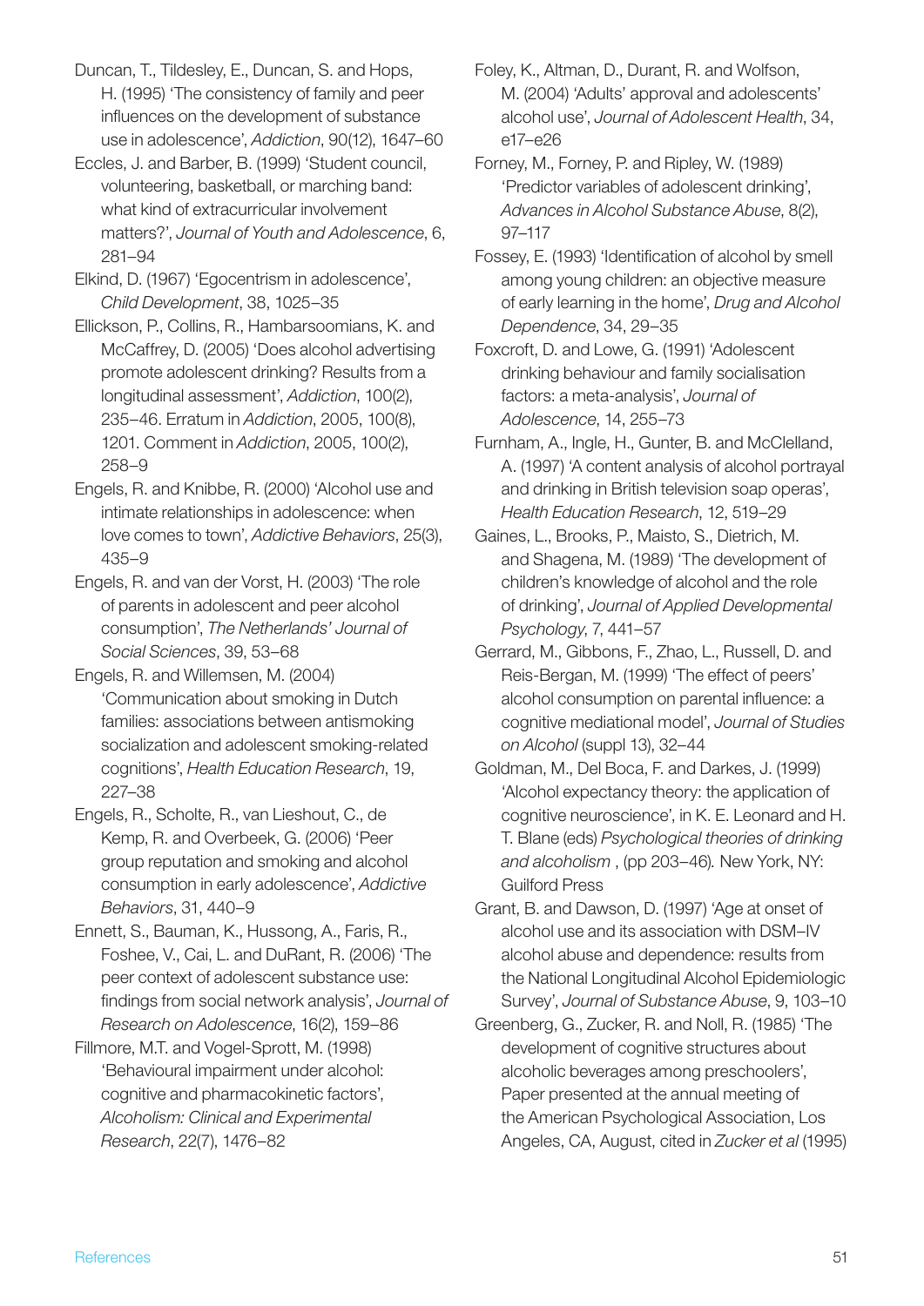Duncan, T., Tildesley, E., Duncan, S. and Hops, H. (1995) 'The consistency of family and peer influences on the development of substance use in adolescence', *Addiction*, 90(12), 1647–60

Eccles, J. and Barber, B. (1999) 'Student council, volunteering, basketball, or marching band: what kind of extracurricular involvement matters?', *Journal of Youth and Adolescence*, 6, 281–94

Elkind, D. (1967) 'Egocentrism in adolescence', *Child Development*, 38, 1025–35

Ellickson, P., Collins, R., Hambarsoomians, K. and McCaffrey, D. (2005) 'Does alcohol advertising promote adolescent drinking? Results from a longitudinal assessment', *Addiction*, 100(2), 235–46. Erratum in *Addiction*, 2005, 100(8), 1201. Comment in *Addiction*, 2005, 100(2), 258–9

Engels, R. and Knibbe, R. (2000) 'Alcohol use and intimate relationships in adolescence: when love comes to town', *Addictive Behaviors*, 25(3), 435–9

Engels, R. and van der Vorst, H. (2003) 'The role of parents in adolescent and peer alcohol consumption', *The Netherlands' Journal of Social Sciences*, 39, 53–68

Engels, R. and Willemsen, M. (2004) 'Communication about smoking in Dutch families: associations between antismoking socialization and adolescent smoking-related cognitions', *Health Education Research*, 19, 227–38

Engels, R., Scholte, R., van Lieshout, C., de Kemp, R. and Overbeek, G. (2006) 'Peer group reputation and smoking and alcohol consumption in early adolescence', *Addictive Behaviors*, 31, 440–9

Ennett, S., Bauman, K., Hussong, A., Faris, R., Foshee, V., Cai, L. and DuRant, R. (2006) 'The peer context of adolescent substance use: findings from social network analysis', *Journal of Research on Adolescence*, 16(2), 159–86

Fillmore, M.T. and Vogel-Sprott, M. (1998) 'Behavioural impairment under alcohol: cognitive and pharmacokinetic factors', *Alcoholism: Clinical and Experimental Research*, 22(7), 1476–82

Foley, K., Altman, D., Durant, R. and Wolfson, M. (2004) 'Adults' approval and adolescents' alcohol use', *Journal of Adolescent Health*, 34, e17–e26

Forney, M., Forney, P. and Ripley, W. (1989) 'Predictor variables of adolescent drinking', *Advances in Alcohol Substance Abuse*, 8(2), 97–117

Fossey, E. (1993) 'Identification of alcohol by smell among young children: an objective measure of early learning in the home', *Drug and Alcohol Dependence*, 34, 29–35

Foxcroft, D. and Lowe, G. (1991) 'Adolescent drinking behaviour and family socialisation factors: a meta-analysis', *Journal of Adolescence*, 14, 255–73

Furnham, A., Ingle, H., Gunter, B. and McClelland, A. (1997) 'A content analysis of alcohol portrayal and drinking in British television soap operas', *Health Education Research*, 12, 519–29

Gaines, L., Brooks, P., Maisto, S., Dietrich, M. and Shagena, M. (1989) 'The development of children's knowledge of alcohol and the role of drinking', *Journal of Applied Developmental Psychology*, 7, 441–57

Gerrard, M., Gibbons, F., Zhao, L., Russell, D. and Reis-Bergan, M. (1999) 'The effect of peers' alcohol consumption on parental influence: a cognitive mediational model', *Journal of Studies on Alcohol* (suppl 13), 32–44

Goldman, M., Del Boca, F. and Darkes, J. (1999) 'Alcohol expectancy theory: the application of cognitive neuroscience', in K. E. Leonard and H. T. Blane (eds) *Psychological theories of drinking and alcoholism* , (pp 203–46). New York, NY: Guilford Press

Grant, B. and Dawson, D. (1997) 'Age at onset of alcohol use and its association with DSM–IV alcohol abuse and dependence: results from the National Longitudinal Alcohol Epidemiologic Survey', *Journal of Substance Abuse*, 9, 103–10

Greenberg, G., Zucker, R. and Noll, R. (1985) 'The development of cognitive structures about alcoholic beverages among preschoolers', Paper presented at the annual meeting of the American Psychological Association, Los Angeles, CA, August, cited in *Zucker et al* (1995)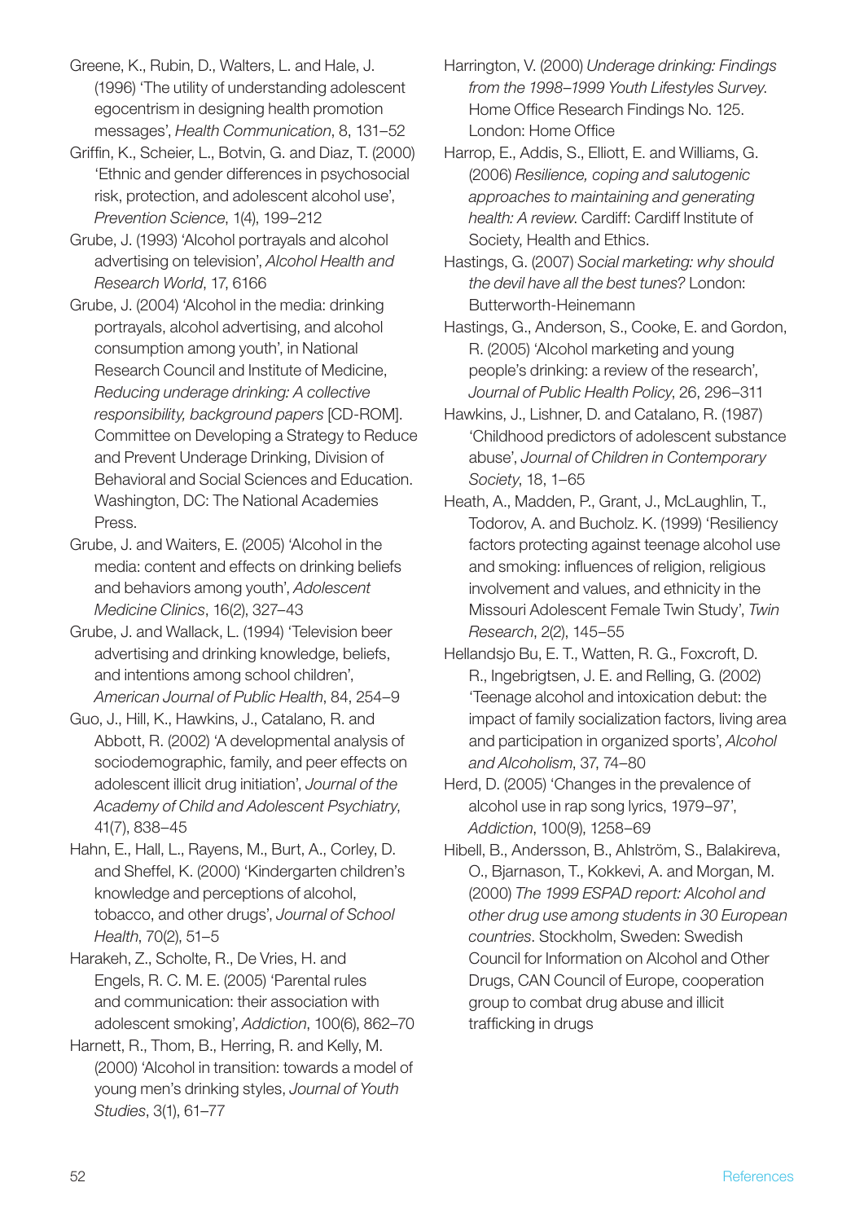Greene, K., Rubin, D., Walters, L. and Hale, J. (1996) 'The utility of understanding adolescent egocentrism in designing health promotion messages', *Health Communication*, 8, 131–52

Griffin, K., Scheier, L., Botvin, G. and Diaz, T. (2000) 'Ethnic and gender differences in psychosocial risk, protection, and adolescent alcohol use', *Prevention Science*, 1(4), 199–212

Grube, J. (1993) 'Alcohol portrayals and alcohol advertising on television', *Alcohol Health and Research World*, 17, 6166

Grube, J. (2004) 'Alcohol in the media: drinking portrayals, alcohol advertising, and alcohol consumption among youth', in National Research Council and Institute of Medicine, *Reducing underage drinking: A collective responsibility, background papers* [CD-ROM]. Committee on Developing a Strategy to Reduce and Prevent Underage Drinking, Division of Behavioral and Social Sciences and Education. Washington, DC: The National Academies Press.

Grube, J. and Waiters, E. (2005) 'Alcohol in the media: content and effects on drinking beliefs and behaviors among youth', *Adolescent Medicine Clinics*, 16(2), 327–43

Grube, J. and Wallack, L. (1994) 'Television beer advertising and drinking knowledge, beliefs, and intentions among school children', *American Journal of Public Health*, 84, 254–9

Guo, J., Hill, K., Hawkins, J., Catalano, R. and Abbott, R. (2002) 'A developmental analysis of sociodemographic, family, and peer effects on adolescent illicit drug initiation', *Journal of the Academy of Child and Adolescent Psychiatry*, 41(7), 838–45

Hahn, E., Hall, L., Rayens, M., Burt, A., Corley, D. and Sheffel, K. (2000) 'Kindergarten children's knowledge and perceptions of alcohol, tobacco, and other drugs', *Journal of School Health*, 70(2), 51–5

Harakeh, Z., Scholte, R., De Vries, H. and Engels, R. C. M. E. (2005) 'Parental rules and communication: their association with adolescent smoking', *Addiction*, 100(6), 862–70

Harnett, R., Thom, B., Herring, R. and Kelly, M. (2000) 'Alcohol in transition: towards a model of young men's drinking styles, *Journal of Youth Studies*, 3(1), 61–77

Harrington, V. (2000) *Underage drinking: Findings from the 1998–1999 Youth Lifestyles Survey*. Home Office Research Findings No. 125. London: Home Office

Harrop, E., Addis, S., Elliott, E. and Williams, G. (2006) *Resilience, coping and salutogenic approaches to maintaining and generating health: A review*. Cardiff: Cardiff Institute of Society, Health and Ethics.

Hastings, G. (2007) *Social marketing: why should the devil have all the best tunes?* London: Butterworth-Heinemann

Hastings, G., Anderson, S., Cooke, E. and Gordon, R. (2005) 'Alcohol marketing and young people's drinking: a review of the research', *Journal of Public Health Policy*, 26, 296–311

Hawkins, J., Lishner, D. and Catalano, R. (1987) 'Childhood predictors of adolescent substance abuse', *Journal of Children in Contemporary Society*, 18, 1–65

Heath, A., Madden, P., Grant, J., McLaughlin, T., Todorov, A. and Bucholz. K. (1999) 'Resiliency factors protecting against teenage alcohol use and smoking: influences of religion, religious involvement and values, and ethnicity in the Missouri Adolescent Female Twin Study', *Twin Research*, 2(2), 145–55

Hellandsjo Bu, E. T., Watten, R. G., Foxcroft, D. R., Ingebrigtsen, J. E. and Relling, G. (2002) 'Teenage alcohol and intoxication debut: the impact of family socialization factors, living area and participation in organized sports', *Alcohol and Alcoholism*, 37, 74–80

Herd, D. (2005) 'Changes in the prevalence of alcohol use in rap song lyrics, 1979–97', *Addiction*, 100(9), 1258–69

Hibell, B., Andersson, B., Ahlström, S., Balakireva, O., Bjarnason, T., Kokkevi, A. and Morgan, M. (2000) *The 1999 ESPAD report: Alcohol and other drug use among students in 30 European countries*. Stockholm, Sweden: Swedish Council for Information on Alcohol and Other Drugs, CAN Council of Europe, cooperation group to combat drug abuse and illicit trafficking in drugs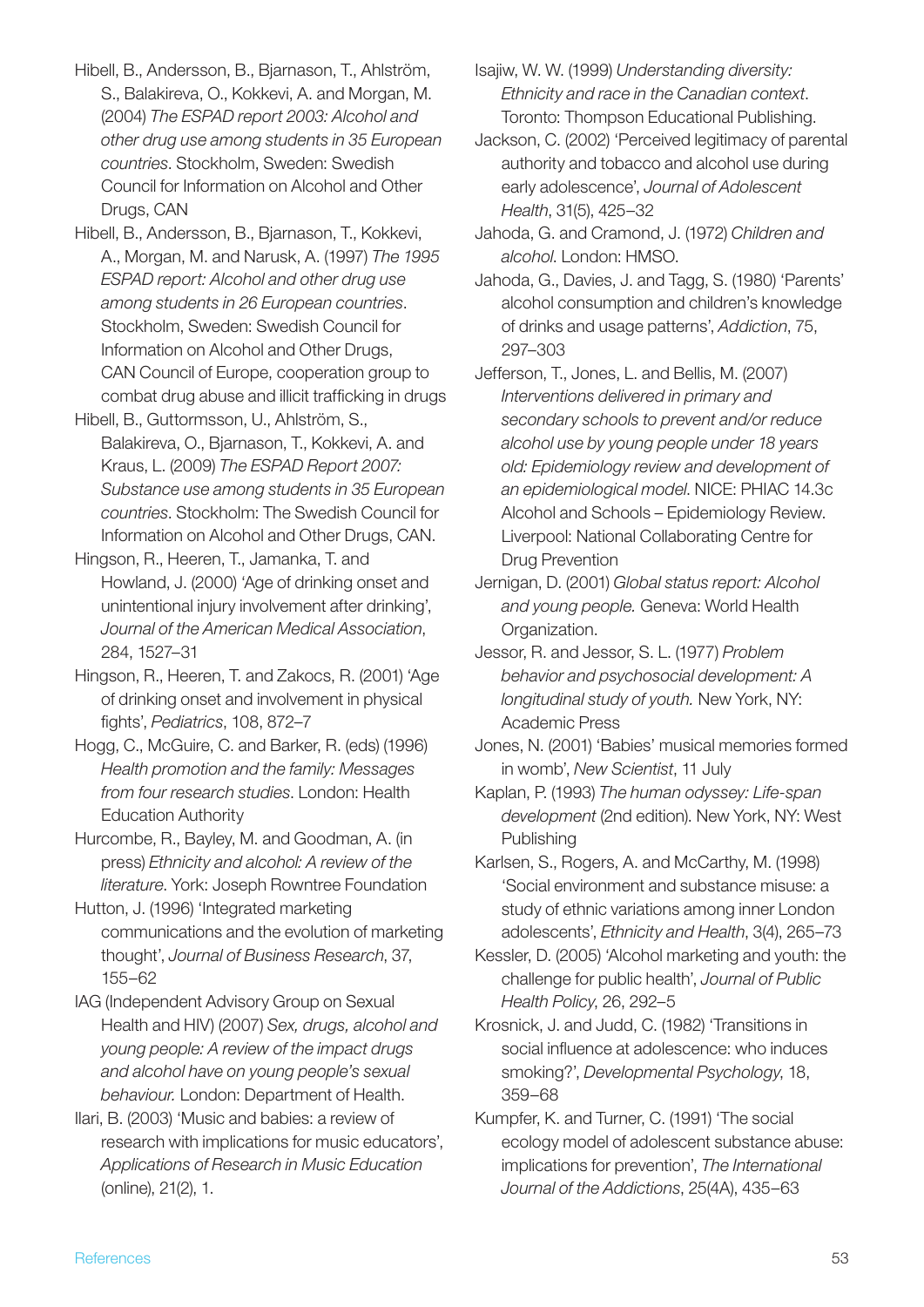Hibell, B., Andersson, B., Bjarnason, T., Ahlström, S., Balakireva, O., Kokkevi, A. and Morgan, M. (2004) *The ESPAD report 2003: Alcohol and other drug use among students in 35 European countries*. Stockholm, Sweden: Swedish Council for Information on Alcohol and Other Drugs, CAN

Hibell, B., Andersson, B., Bjarnason, T., Kokkevi, A., Morgan, M. and Narusk, A. (1997) *The 1995 ESPAD report: Alcohol and other drug use among students in 26 European countries*. Stockholm, Sweden: Swedish Council for Information on Alcohol and Other Drugs, CAN Council of Europe, cooperation group to combat drug abuse and illicit trafficking in drugs

Hibell, B., Guttormsson, U., Ahlström, S., Balakireva, O., Bjarnason, T., Kokkevi, A. and Kraus, L. (2009) *The ESPAD Report 2007: Substance use among students in 35 European countries*. Stockholm: The Swedish Council for Information on Alcohol and Other Drugs, CAN.

Hingson, R., Heeren, T., Jamanka, T. and Howland, J. (2000) 'Age of drinking onset and unintentional injury involvement after drinking', *Journal of the American Medical Association*, 284, 1527–31

Hingson, R., Heeren, T. and Zakocs, R. (2001) 'Age of drinking onset and involvement in physical fights', *Pediatrics*, 108, 872–7

Hogg, C., McGuire, C. and Barker, R. (eds) (1996) *Health promotion and the family: Messages from four research studies*. London: Health Education Authority

Hurcombe, R., Bayley, M. and Goodman, A. (in press) *Ethnicity and alcohol: A review of the literature*. York: Joseph Rowntree Foundation

Hutton, J. (1996) 'Integrated marketing communications and the evolution of marketing thought', *Journal of Business Research*, 37, 155–62

IAG (Independent Advisory Group on Sexual Health and HIV) (2007) *Sex, drugs, alcohol and young people: A review of the impact drugs and alcohol have on young people's sexual behaviour.* London: Department of Health.

Ilari, B. (2003) 'Music and babies: a review of research with implications for music educators', *Applications of Research in Music Education* (online), 21(2), 1.

Isajiw, W. W. (1999) *Understanding diversity: Ethnicity and race in the Canadian context*. Toronto: Thompson Educational Publishing.

Jackson, C. (2002) 'Perceived legitimacy of parental authority and tobacco and alcohol use during early adolescence', *Journal of Adolescent Health*, 31(5), 425–32

Jahoda, G. and Cramond, J. (1972) *Children and alcohol*. London: HMSO.

Jahoda, G., Davies, J. and Tagg, S. (1980) 'Parents' alcohol consumption and children's knowledge of drinks and usage patterns', *Addiction*, 75, 297–303

Jefferson, T., Jones, L. and Bellis, M. (2007) *Interventions delivered in primary and secondary schools to prevent and/or reduce alcohol use by young people under 18 years old: Epidemiology review and development of an epidemiological model*. NICE: PHIAC 14.3c Alcohol and Schools – Epidemiology Review. Liverpool: National Collaborating Centre for Drug Prevention

Jernigan, D. (2001) *Global status report: Alcohol and young people.* Geneva: World Health Organization.

Jessor, R. and Jessor, S. L. (1977) *Problem behavior and psychosocial development: A longitudinal study of youth.* New York, NY: Academic Press

Jones, N. (2001) 'Babies' musical memories formed in womb', *New Scientist*, 11 July

Kaplan, P. (1993) *The human odyssey: Life-span development* (2nd edition). New York, NY: West Publishing

Karlsen, S., Rogers, A. and McCarthy, M. (1998) 'Social environment and substance misuse: a study of ethnic variations among inner London adolescents', *Ethnicity and Health*, 3(4), 265–73

Kessler, D. (2005) 'Alcohol marketing and youth: the challenge for public health', *Journal of Public Health Policy*, 26, 292–5

Krosnick, J. and Judd, C. (1982) 'Transitions in social influence at adolescence: who induces smoking?', *Developmental Psychology*, 18, 359–68

Kumpfer, K. and Turner, C. (1991) 'The social ecology model of adolescent substance abuse: implications for prevention', *The International Journal of the Addictions*, 25(4A), 435–63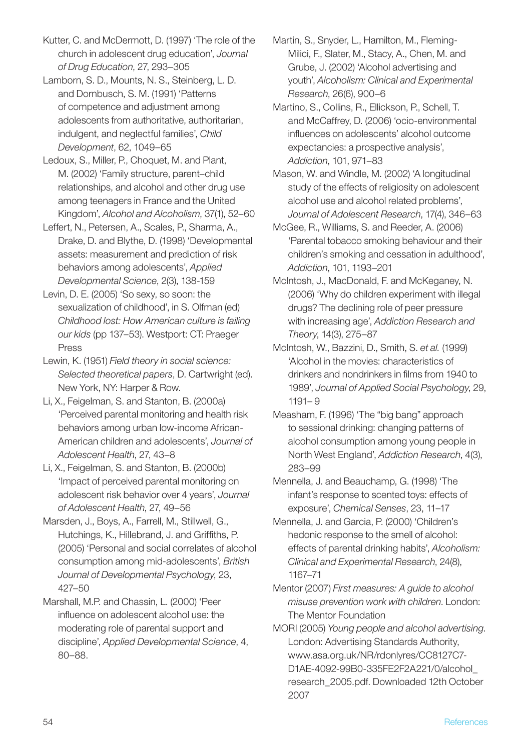Kutter, C. and McDermott, D. (1997) 'The role of the church in adolescent drug education', *Journal of Drug Education*, 27, 293–305

Lamborn, S. D., Mounts, N. S., Steinberg, L. D. and Dornbusch, S. M. (1991) 'Patterns of competence and adjustment among adolescents from authoritative, authoritarian, indulgent, and neglectful families', *Child Development*, 62, 1049–65

Ledoux, S., Miller, P., Choquet, M. and Plant, M. (2002) 'Family structure, parent–child relationships, and alcohol and other drug use among teenagers in France and the United Kingdom', *Alcohol and Alcoholism*, 37(1), 52–60

Leffert, N., Petersen, A., Scales, P., Sharma, A., Drake, D. and Blythe, D. (1998) 'Developmental assets: measurement and prediction of risk behaviors among adolescents', *Applied Developmental Science*, 2(3), 138-159

Levin, D. E. (2005) 'So sexy, so soon: the sexualization of childhood', in S. Olfman (ed) *Childhood lost: How American culture is failing our kids* (pp 137–53). Westport: CT: Praeger Press

Lewin, K. (1951) *Field theory in social science: Selected theoretical papers*, D. Cartwright (ed). New York, NY: Harper & Row.

Li, X., Feigelman, S. and Stanton, B. (2000a) 'Perceived parental monitoring and health risk behaviors among urban low-income African-American children and adolescents', *Journal of Adolescent Health*, 27, 43–8

Li, X., Feigelman, S. and Stanton, B. (2000b) 'Impact of perceived parental monitoring on adolescent risk behavior over 4 years', *Journal of Adolescent Health*, 27, 49–56

Marsden, J., Boys, A., Farrell, M., Stillwell, G., Hutchings, K., Hillebrand, J. and Griffiths, P. (2005) 'Personal and social correlates of alcohol consumption among mid-adolescents', *British Journal of Developmental Psychology*, 23, 427–50

Marshall, M.P. and Chassin, L. (2000) 'Peer influence on adolescent alcohol use: the moderating role of parental support and discipline', *Applied Developmental Science*, 4, 80–88.

Martin, S., Snyder, L., Hamilton, M., Fleming-Milici, F., Slater, M., Stacy, A., Chen, M. and Grube, J. (2002) 'Alcohol advertising and youth', *Alcoholism: Clinical and Experimental Research*, 26(6), 900–6

Martino, S., Collins, R., Ellickson, P., Schell, T. and McCaffrey, D. (2006) 'ocio-environmental influences on adolescents' alcohol outcome expectancies: a prospective analysis', *Addiction*, 101, 971–83

Mason, W. and Windle, M. (2002) 'A longitudinal study of the effects of religiosity on adolescent alcohol use and alcohol related problems', *Journal of Adolescent Research*, 17(4), 346–63

McGee, R., Williams, S. and Reeder, A. (2006) 'Parental tobacco smoking behaviour and their children's smoking and cessation in adulthood', *Addiction*, 101, 1193–201

McIntosh, J., MacDonald, F. and McKeganey, N. (2006) 'Why do children experiment with illegal drugs? The declining role of peer pressure with increasing age', *Addiction Research and Theory*, 14(3), 275–87

McIntosh, W., Bazzini, D., Smith, S. *et al.* (1999) 'Alcohol in the movies: characteristics of drinkers and nondrinkers in films from 1940 to 1989', *Journal of Applied Social Psychology*, 29, 1191– 9

Measham, F. (1996) 'The "big bang" approach to sessional drinking: changing patterns of alcohol consumption among young people in North West England', *Addiction Research*, 4(3), 283–99

Mennella, J. and Beauchamp, G. (1998) 'The infant's response to scented toys: effects of exposure', *Chemical Senses*, 23, 11–17

Mennella, J. and Garcia, P. (2000) 'Children's hedonic response to the smell of alcohol: effects of parental drinking habits', *Alcoholism: Clinical and Experimental Research*, 24(8), 1167–71

Mentor (2007) *First measures: A guide to alcohol misuse prevention work with children*. London: The Mentor Foundation

MORI (2005) *Young people and alcohol advertising*. London: Advertising Standards Authority, www.asa.org.uk/NR/rdonlyres/CC8127C7-D1AE-4092-99B0-335FE2F2A221/0/alcohol_research_2005.pdf. Downloaded 12th October 2007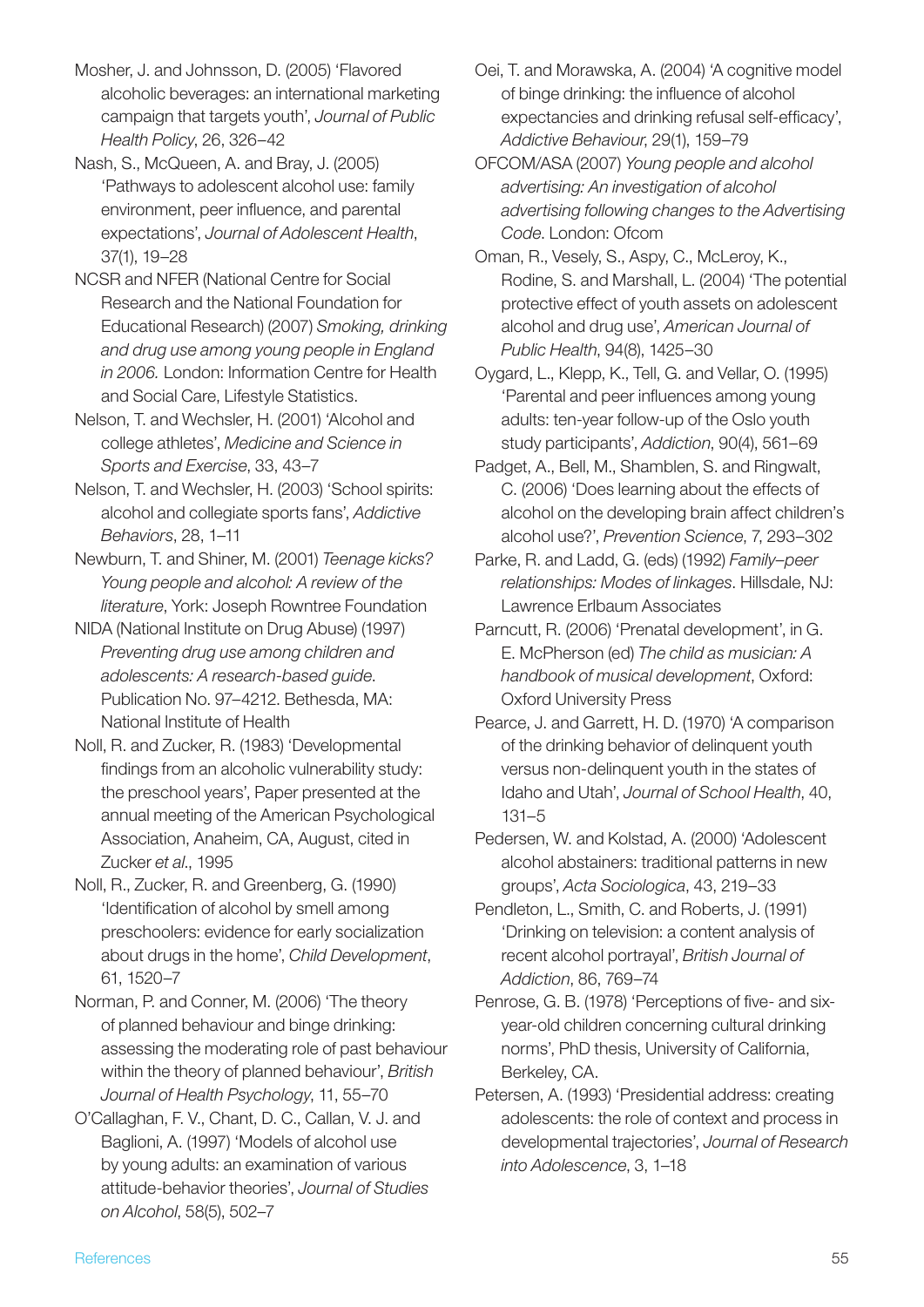Mosher, J. and Johnsson, D. (2005) 'Flavored alcoholic beverages: an international marketing campaign that targets youth', *Journal of Public Health Policy*, 26, 326–42

Nash, S., McQueen, A. and Bray, J. (2005) 'Pathways to adolescent alcohol use: family environment, peer influence, and parental expectations', *Journal of Adolescent Health*, 37(1), 19–28

NCSR and NFER (National Centre for Social Research and the National Foundation for Educational Research) (2007) *Smoking, drinking and drug use among young people in England in 2006.* London: Information Centre for Health and Social Care, Lifestyle Statistics.

Nelson, T. and Wechsler, H. (2001) 'Alcohol and college athletes', *Medicine and Science in Sports and Exercise*, 33, 43–7

Nelson, T. and Wechsler, H. (2003) 'School spirits: alcohol and collegiate sports fans', *Addictive Behaviors*, 28, 1–11

Newburn, T. and Shiner, M. (2001) *Teenage kicks? Young people and alcohol: A review of the literature*, York: Joseph Rowntree Foundation

NIDA (National Institute on Drug Abuse) (1997) *Preventing drug use among children and adolescents: A research-based guide*. Publication No. 97–4212. Bethesda, MA: National Institute of Health

Noll, R. and Zucker, R. (1983) 'Developmental findings from an alcoholic vulnerability study: the preschool years', Paper presented at the annual meeting of the American Psychological Association, Anaheim, CA, August, cited in Zucker *et al*., 1995

Noll, R., Zucker, R. and Greenberg, G. (1990) 'Identification of alcohol by smell among preschoolers: evidence for early socialization about drugs in the home', *Child Development*, 61, 1520–7

Norman, P. and Conner, M. (2006) 'The theory of planned behaviour and binge drinking: assessing the moderating role of past behaviour within the theory of planned behaviour', *British Journal of Health Psychology*, 11, 55–70

O'Callaghan, F. V., Chant, D. C., Callan, V. J. and Baglioni, A. (1997) 'Models of alcohol use by young adults: an examination of various attitude-behavior theories', *Journal of Studies on Alcohol*, 58(5), 502–7

Oei, T. and Morawska, A. (2004) 'A cognitive model of binge drinking: the influence of alcohol expectancies and drinking refusal self-efficacy', *Addictive Behaviour*, 29(1), 159–79

OFCOM/ASA (2007) *Young people and alcohol advertising: An investigation of alcohol advertising following changes to the Advertising Code*. London: Ofcom

Oman, R., Vesely, S., Aspy, C., McLeroy, K., Rodine, S. and Marshall, L. (2004) 'The potential protective effect of youth assets on adolescent alcohol and drug use', *American Journal of Public Health*, 94(8), 1425–30

Oygard, L., Klepp, K., Tell, G. and Vellar, O. (1995) 'Parental and peer influences among young adults: ten-year follow-up of the Oslo youth study participants', *Addiction*, 90(4), 561–69

Padget, A., Bell, M., Shamblen, S. and Ringwalt, C. (2006) 'Does learning about the effects of alcohol on the developing brain affect children's alcohol use?', *Prevention Science*, 7, 293–302

Parke, R. and Ladd, G. (eds) (1992) *Family–peer relationships: Modes of linkages*. Hillsdale, NJ: Lawrence Erlbaum Associates

Parncutt, R. (2006) 'Prenatal development', in G. E. McPherson (ed) *The child as musician: A handbook of musical development*, Oxford: Oxford University Press

Pearce, J. and Garrett, H. D. (1970) 'A comparison of the drinking behavior of delinquent youth versus non-delinquent youth in the states of Idaho and Utah', *Journal of School Health*, 40, 131–5

Pedersen, W. and Kolstad, A. (2000) 'Adolescent alcohol abstainers: traditional patterns in new groups', *Acta Sociologica*, 43, 219–33

Pendleton, L., Smith, C. and Roberts, J. (1991) 'Drinking on television: a content analysis of recent alcohol portrayal', *British Journal of Addiction*, 86, 769–74

Penrose, G. B. (1978) 'Perceptions of five- and six-year-old children concerning cultural drinking norms', PhD thesis, University of California, Berkeley, CA.

Petersen, A. (1993) 'Presidential address: creating adolescents: the role of context and process in developmental trajectories', *Journal of Research into Adolescence*, 3, 1–18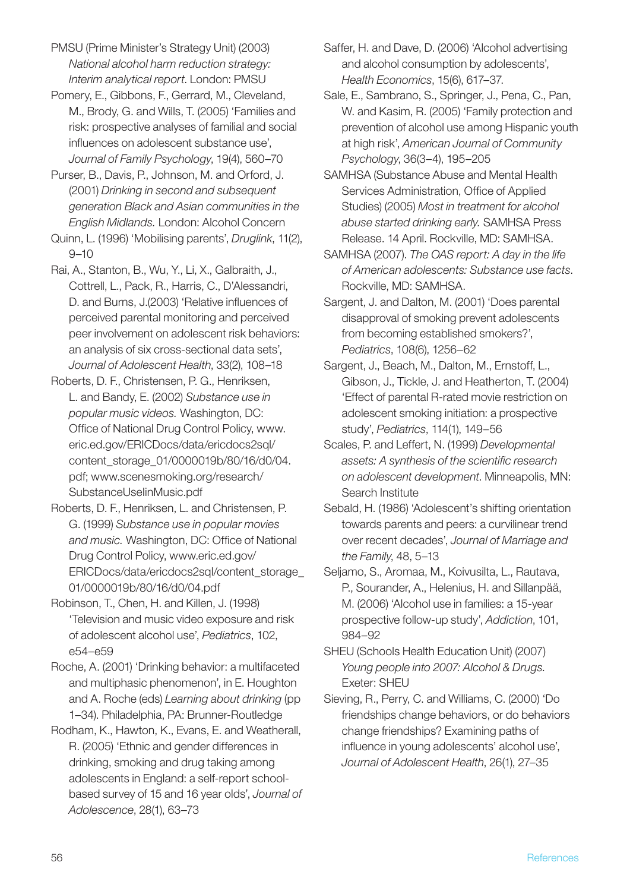PMSU (Prime Minister's Strategy Unit) (2003) *National alcohol harm reduction strategy: Interim analytical report*. London: PMSU

Pomery, E., Gibbons, F., Gerrard, M., Cleveland, M., Brody, G. and Wills, T. (2005) 'Families and risk: prospective analyses of familial and social influences on adolescent substance use', *Journal of Family Psychology*, 19(4), 560–70

Purser, B., Davis, P., Johnson, M. and Orford, J. (2001) *Drinking in second and subsequent generation Black and Asian communities in the English Midlands.* London: Alcohol Concern

Quinn, L. (1996) 'Mobilising parents', *Druglink*, 11(2), 9–10

Rai, A., Stanton, B., Wu, Y., Li, X., Galbraith, J., Cottrell, L., Pack, R., Harris, C., D'Alessandri, D. and Burns, J.(2003) 'Relative influences of perceived parental monitoring and perceived peer involvement on adolescent risk behaviors: an analysis of six cross-sectional data sets', *Journal of Adolescent Health*, 33(2), 108–18

Roberts, D. F., Christensen, P. G., Henriksen, L. and Bandy, E. (2002) *Substance use in popular music videos.* Washington, DC: Office of National Drug Control Policy, www.eric.ed.gov/ERICDocs/data/ericdocs2sql/content_storage_01/0000019b/80/16/d0/04.pdf; www.scenesmoking.org/research/SubstanceUseInMusic.pdf

Roberts, D. F., Henriksen, L. and Christensen, P. G. (1999) *Substance use in popular movies and music.* Washington, DC: Office of National Drug Control Policy, www.eric.ed.gov/ERICDocs/data/ericdocs2sql/content_storage_01/0000019b/80/16/d0/04.pdf

Robinson, T., Chen, H. and Killen, J. (1998) 'Television and music video exposure and risk of adolescent alcohol use', *Pediatrics*, 102, e54–e59

Roche, A. (2001) 'Drinking behavior: a multifaceted and multiphasic phenomenon', in E. Houghton and A. Roche (eds) *Learning about drinking* (pp 1–34). Philadelphia, PA: Brunner-Routledge

Rodham, K., Hawton, K., Evans, E. and Weatherall, R. (2005) 'Ethnic and gender differences in drinking, smoking and drug taking among adolescents in England: a self-report school-based survey of 15 and 16 year olds', *Journal of Adolescence*, 28(1), 63–73

Saffer, H. and Dave, D. (2006) 'Alcohol advertising and alcohol consumption by adolescents', *Health Economics*, 15(6), 617–37.

Sale, E., Sambrano, S., Springer, J., Pena, C., Pan, W. and Kasim, R. (2005) 'Family protection and prevention of alcohol use among Hispanic youth at high risk', *American Journal of Community Psychology*, 36(3–4), 195–205

SAMHSA (Substance Abuse and Mental Health Services Administration, Office of Applied Studies) (2005) *Most in treatment for alcohol abuse started drinking early.* SAMHSA Press Release. 14 April. Rockville, MD: SAMHSA.

SAMHSA (2007). *The OAS report: A day in the life of American adolescents: Substance use facts*. Rockville, MD: SAMHSA.

Sargent, J. and Dalton, M. (2001) 'Does parental disapproval of smoking prevent adolescents from becoming established smokers?', *Pediatrics*, 108(6), 1256–62

Sargent, J., Beach, M., Dalton, M., Ernstoff, L., Gibson, J., Tickle, J. and Heatherton, T. (2004) 'Effect of parental R-rated movie restriction on adolescent smoking initiation: a prospective study', *Pediatrics*, 114(1), 149–56

Scales, P. and Leffert, N. (1999) *Developmental assets: A synthesis of the scientific research on adolescent development*. Minneapolis, MN: Search Institute

Sebald, H. (1986) 'Adolescent's shifting orientation towards parents and peers: a curvilinear trend over recent decades', *Journal of Marriage and the Family*, 48, 5–13

Seljamo, S., Aromaa, M., Koivusilta, L., Rautava, P., Sourander, A., Helenius, H. and Sillanpää, M. (2006) 'Alcohol use in families: a 15-year prospective follow-up study', *Addiction*, 101, 984–92

SHEU (Schools Health Education Unit) (2007) *Young people into 2007: Alcohol & Drugs.* Exeter: SHEU

Sieving, R., Perry, C. and Williams, C. (2000) 'Do friendships change behaviors, or do behaviors change friendships? Examining paths of influence in young adolescents' alcohol use', *Journal of Adolescent Health*, 26(1), 27–35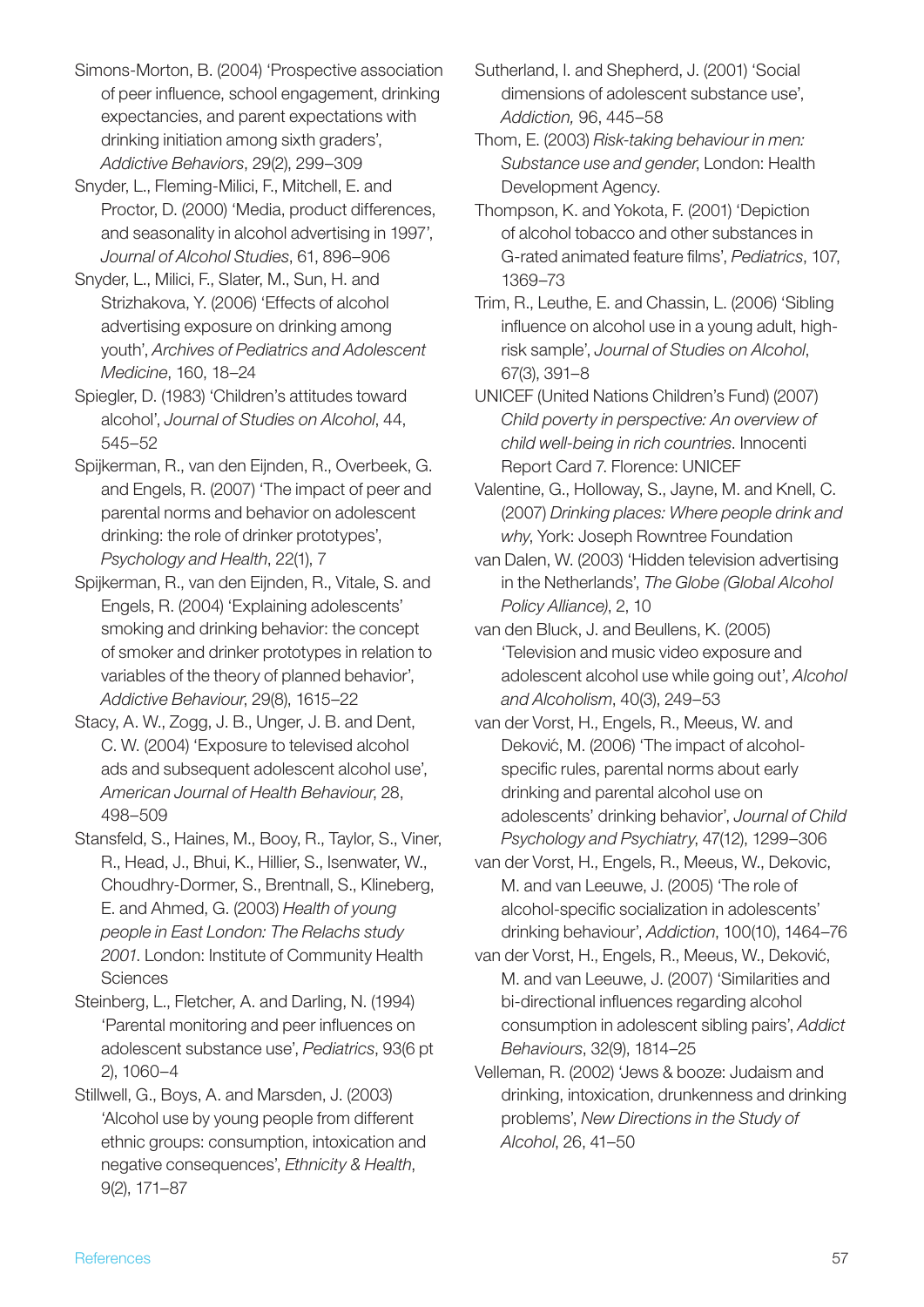Simons-Morton, B. (2004) 'Prospective association of peer influence, school engagement, drinking expectancies, and parent expectations with drinking initiation among sixth graders', *Addictive Behaviors*, 29(2), 299–309

Snyder, L., Fleming-Milici, F., Mitchell, E. and Proctor, D. (2000) 'Media, product differences, and seasonality in alcohol advertising in 1997', *Journal of Alcohol Studies*, 61, 896–906

Snyder, L., Milici, F., Slater, M., Sun, H. and Strizhakova, Y. (2006) 'Effects of alcohol advertising exposure on drinking among youth', *Archives of Pediatrics and Adolescent Medicine*, 160, 18–24

Spiegler, D. (1983) 'Children's attitudes toward alcohol', *Journal of Studies on Alcohol*, 44, 545–52

Spijkerman, R., van den Eijnden, R., Overbeek, G. and Engels, R. (2007) 'The impact of peer and parental norms and behavior on adolescent drinking: the role of drinker prototypes', *Psychology and Health*, 22(1), 7

Spijkerman, R., van den Eijnden, R., Vitale, S. and Engels, R. (2004) 'Explaining adolescents' smoking and drinking behavior: the concept of smoker and drinker prototypes in relation to variables of the theory of planned behavior', *Addictive Behaviour*, 29(8), 1615–22

Stacy, A. W., Zogg, J. B., Unger, J. B. and Dent, C. W. (2004) 'Exposure to televised alcohol ads and subsequent adolescent alcohol use', *American Journal of Health Behaviour*, 28, 498–509

Stansfeld, S., Haines, M., Booy, R., Taylor, S., Viner, R., Head, J., Bhui, K., Hillier, S., Isenwater, W., Choudhry-Dormer, S., Brentnall, S., Klineberg, E. and Ahmed, G. (2003) *Health of young people in East London: The Relachs study 2001*. London: Institute of Community Health Sciences

Steinberg, L., Fletcher, A. and Darling, N. (1994) 'Parental monitoring and peer influences on adolescent substance use', *Pediatrics*, 93(6 pt 2), 1060–4

Stillwell, G., Boys, A. and Marsden, J. (2003) 'Alcohol use by young people from different ethnic groups: consumption, intoxication and negative consequences', *Ethnicity & Health*, 9(2), 171–87

Sutherland, I. and Shepherd, J. (2001) 'Social dimensions of adolescent substance use', *Addiction,* 96, 445–58

Thom, E. (2003) *Risk-taking behaviour in men: Substance use and gender*, London: Health Development Agency.

Thompson, K. and Yokota, F. (2001) 'Depiction of alcohol tobacco and other substances in G-rated animated feature films', *Pediatrics*, 107, 1369–73

Trim, R., Leuthe, E. and Chassin, L. (2006) 'Sibling influence on alcohol use in a young adult, high-risk sample', *Journal of Studies on Alcohol*, 67(3), 391–8

UNICEF (United Nations Children's Fund) (2007) *Child poverty in perspective: An overview of child well-being in rich countries*. Innocenti Report Card 7. Florence: UNICEF

Valentine, G., Holloway, S., Jayne, M. and Knell, C. (2007) *Drinking places: Where people drink and why*, York: Joseph Rowntree Foundation

van Dalen, W. (2003) 'Hidden television advertising in the Netherlands', *The Globe (Global Alcohol Policy Alliance)*, 2, 10

van den Bluck, J. and Beullens, K. (2005) 'Television and music video exposure and adolescent alcohol use while going out', *Alcohol and Alcoholism*, 40(3), 249–53

van der Vorst, H., Engels, R., Meeus, W. and Deković, M. (2006) 'The impact of alcohol-specific rules, parental norms about early drinking and parental alcohol use on adolescents' drinking behavior', *Journal of Child Psychology and Psychiatry*, 47(12), 1299–306

van der Vorst, H., Engels, R., Meeus, W., Dekovic, M. and van Leeuwe, J. (2005) 'The role of alcohol-specific socialization in adolescents' drinking behaviour', *Addiction*, 100(10), 1464–76

van der Vorst, H., Engels, R., Meeus, W., Deković, M. and van Leeuwe, J. (2007) 'Similarities and bi-directional influences regarding alcohol consumption in adolescent sibling pairs', *Addict Behaviours*, 32(9), 1814–25

Velleman, R. (2002) 'Jews & booze: Judaism and drinking, intoxication, drunkenness and drinking problems', *New Directions in the Study of Alcohol*, 26, 41–50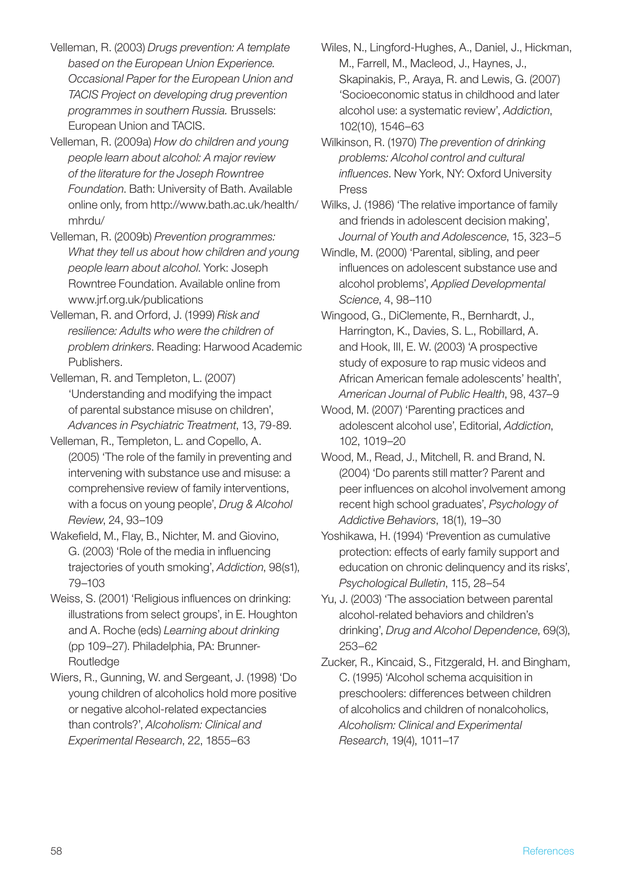Velleman, R. (2003) *Drugs prevention: A template based on the European Union Experience. Occasional Paper for the European Union and TACIS Project on developing drug prevention programmes in southern Russia.* Brussels: European Union and TACIS.

Velleman, R. (2009a) *How do children and young people learn about alcohol: A major review of the literature for the Joseph Rowntree Foundation*. Bath: University of Bath. Available online only, from http://www.bath.ac.uk/health/mhrdu/

Velleman, R. (2009b) *Prevention programmes: What they tell us about how children and young people learn about alcohol.* York: Joseph Rowntree Foundation. Available online from www.jrf.org.uk/publications

Velleman, R. and Orford, J. (1999) *Risk and resilience: Adults who were the children of problem drinkers*. Reading: Harwood Academic Publishers.

Velleman, R. and Templeton, L. (2007) 'Understanding and modifying the impact of parental substance misuse on children', *Advances in Psychiatric Treatment*, 13, 79-89.

Velleman, R., Templeton, L. and Copello, A. (2005) 'The role of the family in preventing and intervening with substance use and misuse: a comprehensive review of family interventions, with a focus on young people', *Drug & Alcohol Review*, 24, 93–109

Wakefield, M., Flay, B., Nichter, M. and Giovino, G. (2003) 'Role of the media in influencing trajectories of youth smoking', *Addiction*, 98(s1), 79–103

Weiss, S. (2001) 'Religious influences on drinking: illustrations from select groups', in E. Houghton and A. Roche (eds) *Learning about drinking* (pp 109–27). Philadelphia, PA: Brunner-Routledge

Wiers, R., Gunning, W. and Sergeant, J. (1998) 'Do young children of alcoholics hold more positive or negative alcohol-related expectancies than controls?', *Alcoholism: Clinical and Experimental Research*, 22, 1855–63

Wiles, N., Lingford-Hughes, A., Daniel, J., Hickman, M., Farrell, M., Macleod, J., Haynes, J., Skapinakis, P., Araya, R. and Lewis, G. (2007) 'Socioeconomic status in childhood and later alcohol use: a systematic review', *Addiction*, 102(10), 1546–63

Wilkinson, R. (1970) *The prevention of drinking problems: Alcohol control and cultural influences*. New York, NY: Oxford University Press

Wilks, J. (1986) 'The relative importance of family and friends in adolescent decision making', *Journal of Youth and Adolescence*, 15, 323–5

Windle, M. (2000) 'Parental, sibling, and peer influences on adolescent substance use and alcohol problems', *Applied Developmental Science*, 4, 98–110

Wingood, G., DiClemente, R., Bernhardt, J., Harrington, K., Davies, S. L., Robillard, A. and Hook, III, E. W. (2003) 'A prospective study of exposure to rap music videos and African American female adolescents' health', *American Journal of Public Health*, 98, 437–9

Wood, M. (2007) 'Parenting practices and adolescent alcohol use', Editorial, *Addiction*, 102, 1019–20

Wood, M., Read, J., Mitchell, R. and Brand, N. (2004) 'Do parents still matter? Parent and peer influences on alcohol involvement among recent high school graduates', *Psychology of Addictive Behaviors*, 18(1), 19–30

Yoshikawa, H. (1994) 'Prevention as cumulative protection: effects of early family support and education on chronic delinquency and its risks', *Psychological Bulletin*, 115, 28–54

Yu, J. (2003) 'The association between parental alcohol-related behaviors and children's drinking', *Drug and Alcohol Dependence*, 69(3), 253–62

Zucker, R., Kincaid, S., Fitzgerald, H. and Bingham, C. (1995) 'Alcohol schema acquisition in preschoolers: differences between children of alcoholics and children of nonalcoholics, *Alcoholism: Clinical and Experimental Research*, 19(4), 1011–17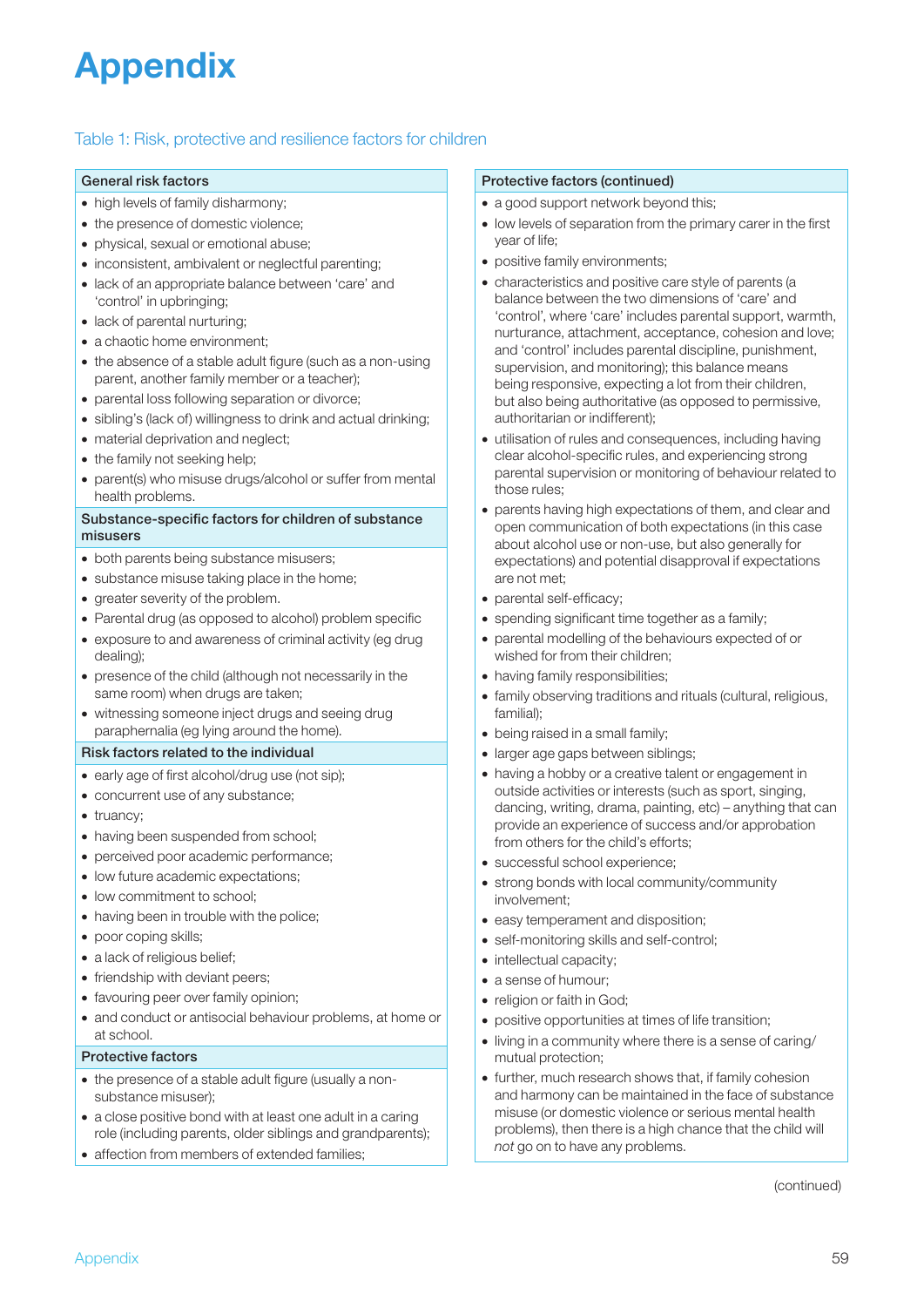# Appendix

Table 1: Risk, protective and resilience factors for children

**General risk factors**

- high levels of family disharmony;
- the presence of domestic violence;
- physical, sexual or emotional abuse;
- inconsistent, ambivalent or neglectful parenting;
- lack of an appropriate balance between 'care' and 'control' in upbringing;
- lack of parental nurturing;
- a chaotic home environment;
- the absence of a stable adult figure (such as a non-using parent, another family member or a teacher);
- parental loss following separation or divorce;
- sibling's (lack of) willingness to drink and actual drinking;
- material deprivation and neglect;
- the family not seeking help;
- parent(s) who misuse drugs/alcohol or suffer from mental health problems.

**Substance-specific factors for children of substance misusers**

- both parents being substance misusers;
- substance misuse taking place in the home;
- greater severity of the problem.
- Parental drug (as opposed to alcohol) problem specific
- exposure to and awareness of criminal activity (eg drug dealing);
- presence of the child (although not necessarily in the same room) when drugs are taken;
- witnessing someone inject drugs and seeing drug paraphernalia (eg lying around the home).

**Risk factors related to the individual**

- early age of first alcohol/drug use (not sip);
- concurrent use of any substance;
- truancy;
- having been suspended from school;
- perceived poor academic performance;
- low future academic expectations;
- low commitment to school;
- having been in trouble with the police;
- poor coping skills;
- a lack of religious belief;
- friendship with deviant peers;
- favouring peer over family opinion;
- and conduct or antisocial behaviour problems, at home or at school.

**Protective factors**

- the presence of a stable adult figure (usually a non-substance misuser);
- a close positive bond with at least one adult in a caring role (including parents, older siblings and grandparents);
- affection from members of extended families;

**Protective factors (continued)**

- a good support network beyond this;
- low levels of separation from the primary carer in the first year of life;
- positive family environments;
- characteristics and positive care style of parents (a balance between the two dimensions of 'care' and 'control', where 'care' includes parental support, warmth, nurturance, attachment, acceptance, cohesion and love; and 'control' includes parental discipline, punishment, supervision, and monitoring); this balance means being responsive, expecting a lot from their children, but also being authoritative (as opposed to permissive, authoritarian or indifferent);
- utilisation of rules and consequences, including having clear alcohol-specific rules, and experiencing strong parental supervision or monitoring of behaviour related to those rules;
- parents having high expectations of them, and clear and open communication of both expectations (in this case about alcohol use or non-use, but also generally for expectations) and potential disapproval if expectations are not met;
- parental self-efficacy;
- spending significant time together as a family;
- parental modelling of the behaviours expected of or wished for from their children;
- having family responsibilities;
- family observing traditions and rituals (cultural, religious, familial);
- being raised in a small family;
- larger age gaps between siblings;
- having a hobby or a creative talent or engagement in outside activities or interests (such as sport, singing, dancing, writing, drama, painting, etc) – anything that can provide an experience of success and/or approbation from others for the child's efforts;
- successful school experience;
- strong bonds with local community/community involvement;
- easy temperament and disposition;
- self-monitoring skills and self-control;
- intellectual capacity;
- a sense of humour;
- religion or faith in God;
- positive opportunities at times of life transition;
- living in a community where there is a sense of caring/mutual protection;
- further, much research shows that, if family cohesion and harmony can be maintained in the face of substance misuse (or domestic violence or serious mental health problems), then there is a high chance that the child will *not* go on to have any problems.

(continued)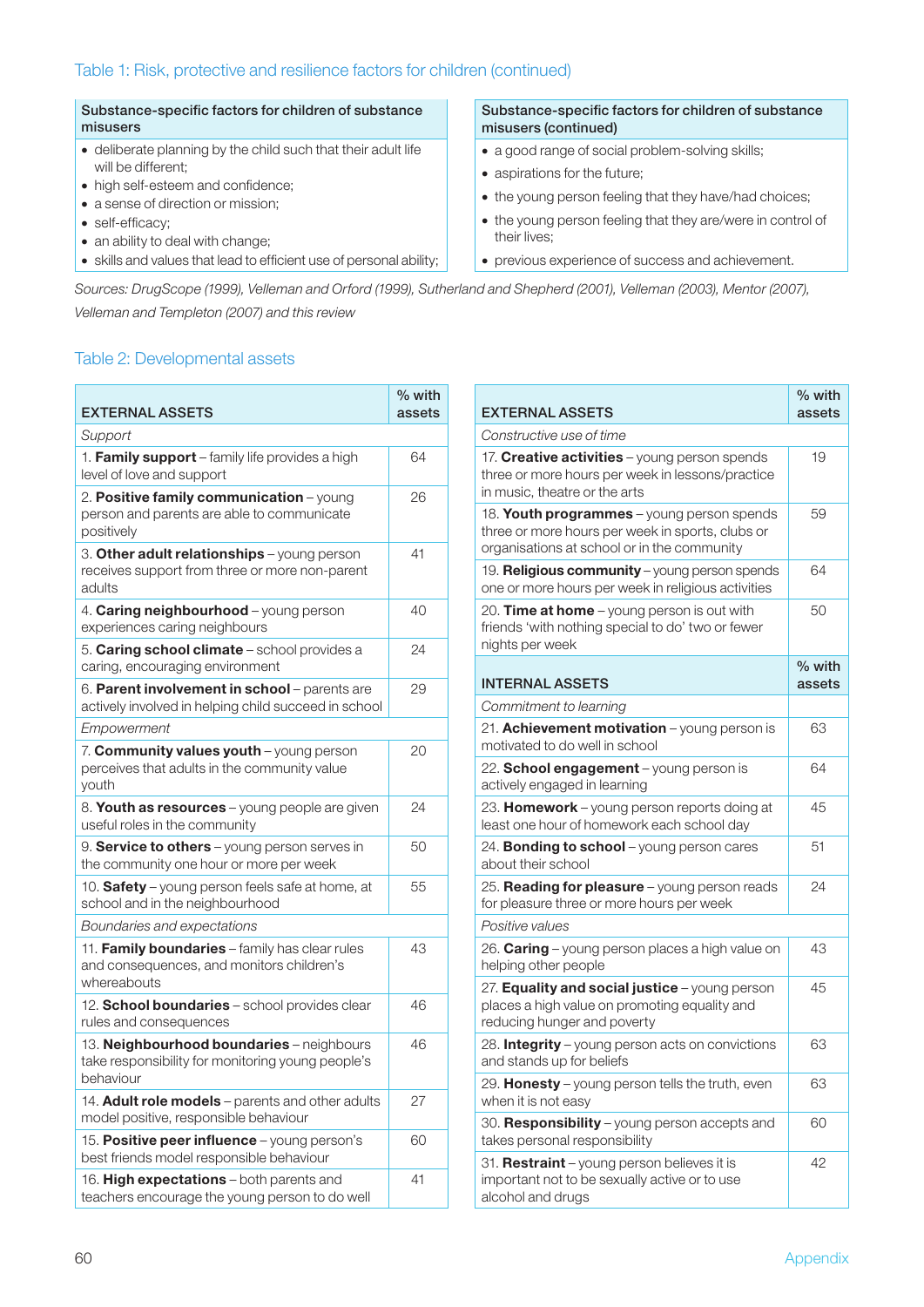## Table 1: Risk, protective and resilience factors for children (continued)

| Substance-specific factors for children of substance misusers | Substance-specific factors for children of substance misusers (continued) |
|---|---|
| • deliberate planning by the child such that their adult life will be different;<br>• high self-esteem and confidence;<br>• a sense of direction or mission;<br>• self-efficacy;<br>• an ability to deal with change;<br>• skills and values that lead to efficient use of personal ability; | • a good range of social problem-solving skills;<br>• aspirations for the future;<br>• the young person feeling that they have/had choices;<br>• the young person feeling that they are/were in control of their lives;<br>• previous experience of success and achievement. |

*Sources: DrugScope (1999), Velleman and Orford (1999), Sutherland and Shepherd (2001), Velleman (2003), Mentor (2007), Velleman and Templeton (2007) and this review*

## Table 2: Developmental assets

| EXTERNAL ASSETS | % with assets |
|---|---|
| *Support* | |
| 1. **Family support** – family life provides a high level of love and support | 64 |
| 2. **Positive family communication** – young person and parents are able to communicate positively | 26 |
| 3. **Other adult relationships** – young person receives support from three or more non-parent adults | 41 |
| 4. **Caring neighbourhood** – young person experiences caring neighbours | 40 |
| 5. **Caring school climate** – school provides a caring, encouraging environment | 24 |
| 6. **Parent involvement in school** – parents are actively involved in helping child succeed in school | 29 |
| *Empowerment* | |
| 7. **Community values youth** – young person perceives that adults in the community value youth | 20 |
| 8. **Youth as resources** – young people are given useful roles in the community | 24 |
| 9. **Service to others** – young person serves in the community one hour or more per week | 50 |
| 10. **Safety** – young person feels safe at home, at school and in the neighbourhood | 55 |
| *Boundaries and expectations* | |
| 11. **Family boundaries** – family has clear rules and consequences, and monitors children's whereabouts | 43 |
| 12. **School boundaries** – school provides clear rules and consequences | 46 |
| 13. **Neighbourhood boundaries** – neighbours take responsibility for monitoring young people's behaviour | 46 |
| 14. **Adult role models** – parents and other adults model positive, responsible behaviour | 27 |
| 15. **Positive peer influence** – young person's best friends model responsible behaviour | 60 |
| 16. **High expectations** – both parents and teachers encourage the young person to do well | 41 |

| EXTERNAL ASSETS | % with assets |
|---|---|
| *Constructive use of time* | |
| 17. **Creative activities** – young person spends three or more hours per week in lessons/practice in music, theatre or the arts | 19 |
| 18. **Youth programmes** – young person spends three or more hours per week in sports, clubs or organisations at school or in the community | 59 |
| 19. **Religious community** – young person spends one or more hours per week in religious activities | 64 |
| 20. **Time at home** – young person is out with friends 'with nothing special to do' two or fewer nights per week | 50 |

| INTERNAL ASSETS | % with assets |
|---|---|
| *Commitment to learning* | |
| 21. **Achievement motivation** – young person is motivated to do well in school | 63 |
| 22. **School engagement** – young person is actively engaged in learning | 64 |
| 23. **Homework** – young person reports doing at least one hour of homework each school day | 45 |
| 24. **Bonding to school** – young person cares about their school | 51 |
| 25. **Reading for pleasure** – young person reads for pleasure three or more hours per week | 24 |
| *Positive values* | |
| 26. **Caring** – young person places a high value on helping other people | 43 |
| 27. **Equality and social justice** – young person places a high value on promoting equality and reducing hunger and poverty | 45 |
| 28. **Integrity** – young person acts on convictions and stands up for beliefs | 63 |
| 29. **Honesty** – young person tells the truth, even when it is not easy | 63 |
| 30. **Responsibility** – young person accepts and takes personal responsibility | 60 |
| 31. **Restraint** – young person believes it is important not to be sexually active or to use alcohol and drugs | 42 |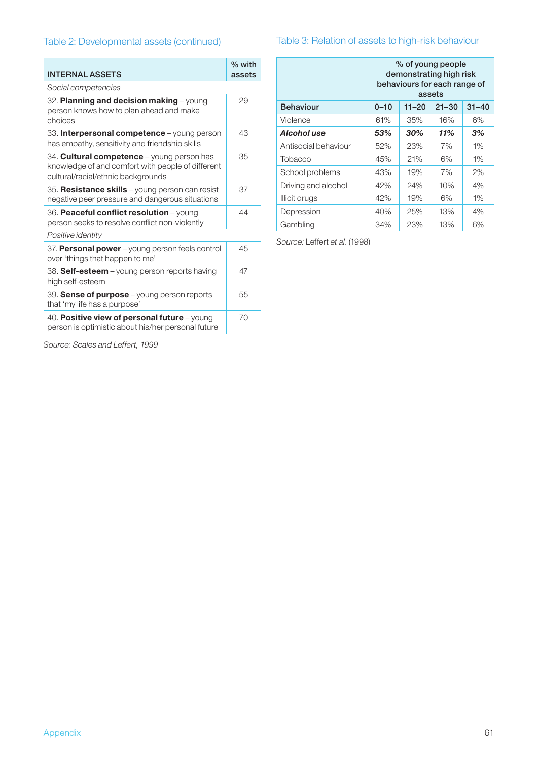## Table 2: Developmental assets (continued)

| INTERNAL ASSETS | % with assets |
|---|---|
| *Social competencies* | |
| 32. **Planning and decision making** – young person knows how to plan ahead and make choices | 29 |
| 33. **Interpersonal competence** – young person has empathy, sensitivity and friendship skills | 43 |
| 34. **Cultural competence** – young person has knowledge of and comfort with people of different cultural/racial/ethnic backgrounds | 35 |
| 35. **Resistance skills** – young person can resist negative peer pressure and dangerous situations | 37 |
| 36. **Peaceful conflict resolution** – young person seeks to resolve conflict non-violently | 44 |
| *Positive identity* | |
| 37. **Personal power** – young person feels control over 'things that happen to me' | 45 |
| 38. **Self-esteem** – young person reports having high self-esteem | 47 |
| 39. **Sense of purpose** – young person reports that 'my life has a purpose' | 55 |
| 40. **Positive view of personal future** – young person is optimistic about his/her personal future | 70 |

*Source: Scales and Leffert, 1999*

## Table 3: Relation of assets to high-risk behaviour

| | % of young people demonstrating high risk behaviours for each range of assets | | | |
|---|---|---|---|---|
| **Behaviour** | **0–10** | **11–20** | **21–30** | **31–40** |
| Violence | 61% | 35% | 16% | 6% |
| ***Alcohol use*** | ***53%*** | ***30%*** | ***11%*** | ***3%*** |
| Antisocial behaviour | 52% | 23% | 7% | 1% |
| Tobacco | 45% | 21% | 6% | 1% |
| School problems | 43% | 19% | 7% | 2% |
| Driving and alcohol | 42% | 24% | 10% | 4% |
| Illicit drugs | 42% | 19% | 6% | 1% |
| Depression | 40% | 25% | 13% | 4% |
| Gambling | 34% | 23% | 13% | 6% |

*Source:* Leffert *et al.* (1998)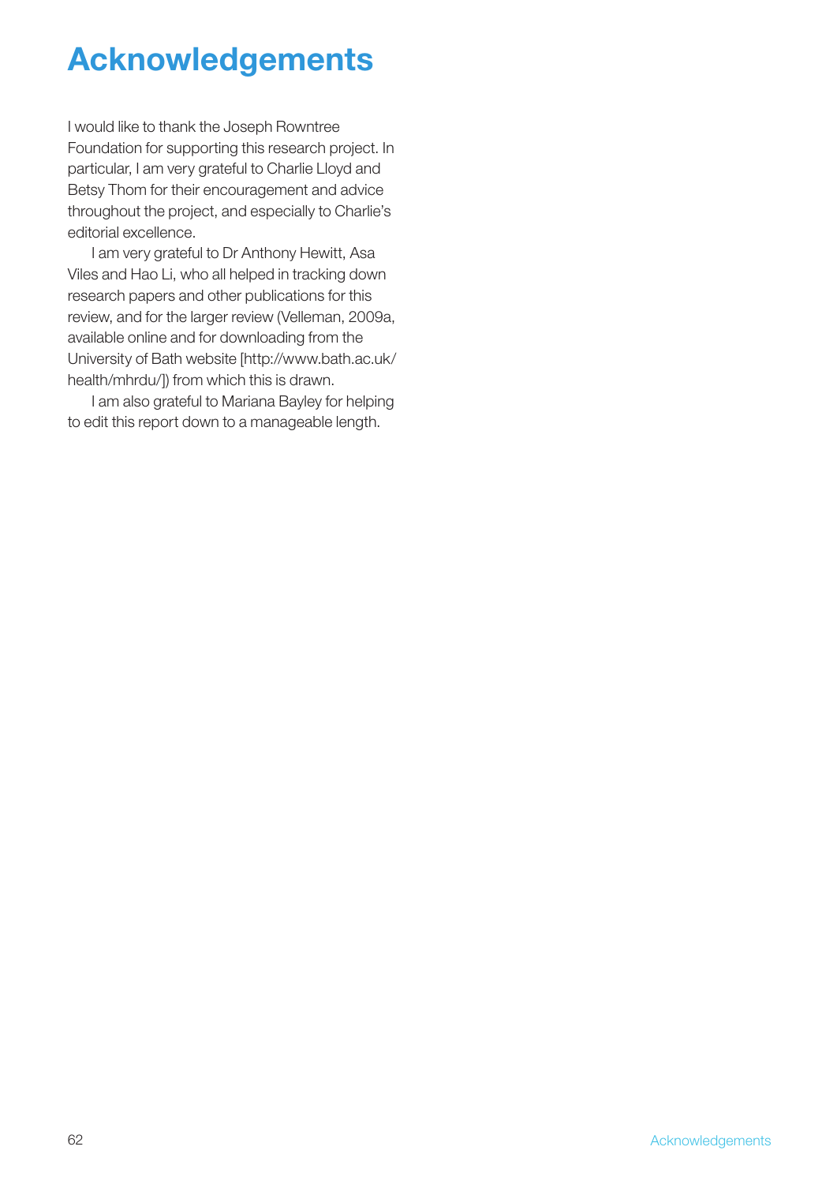# Acknowledgements

I would like to thank the Joseph Rowntree Foundation for supporting this research project. In particular, I am very grateful to Charlie Lloyd and Betsy Thom for their encouragement and advice throughout the project, and especially to Charlie's editorial excellence.

I am very grateful to Dr Anthony Hewitt, Asa Viles and Hao Li, who all helped in tracking down research papers and other publications for this review, and for the larger review (Velleman, 2009a, available online and for downloading from the University of Bath website [http://www.bath.ac.uk/health/mhrdu/]) from which this is drawn.

I am also grateful to Mariana Bayley for helping to edit this report down to a manageable length.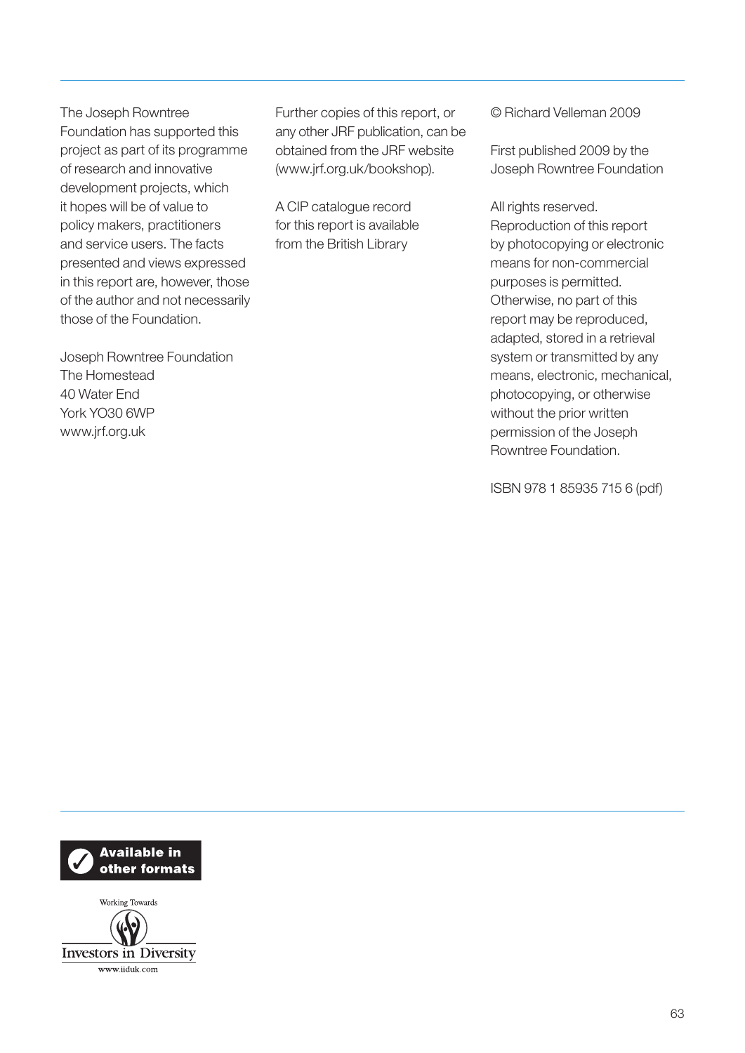The Joseph Rowntree Foundation has supported this project as part of its programme of research and innovative development projects, which it hopes will be of value to policy makers, practitioners and service users. The facts presented and views expressed in this report are, however, those of the author and not necessarily those of the Foundation.

Joseph Rowntree Foundation
The Homestead
40 Water End
York YO30 6WP
www.jrf.org.uk

Further copies of this report, or any other JRF publication, can be obtained from the JRF website (www.jrf.org.uk/bookshop).

A CIP catalogue record for this report is available from the British Library

© Richard Velleman 2009

First published 2009 by the Joseph Rowntree Foundation

All rights reserved. Reproduction of this report by photocopying or electronic means for non-commercial purposes is permitted. Otherwise, no part of this report may be reproduced, adapted, stored in a retrieval system or transmitted by any means, electronic, mechanical, photocopying, or otherwise without the prior written permission of the Joseph Rowntree Foundation.

ISBN 978 1 85935 715 6 (pdf)

Available in other formats

Working Towards Investors in Diversity
www.iiduk.com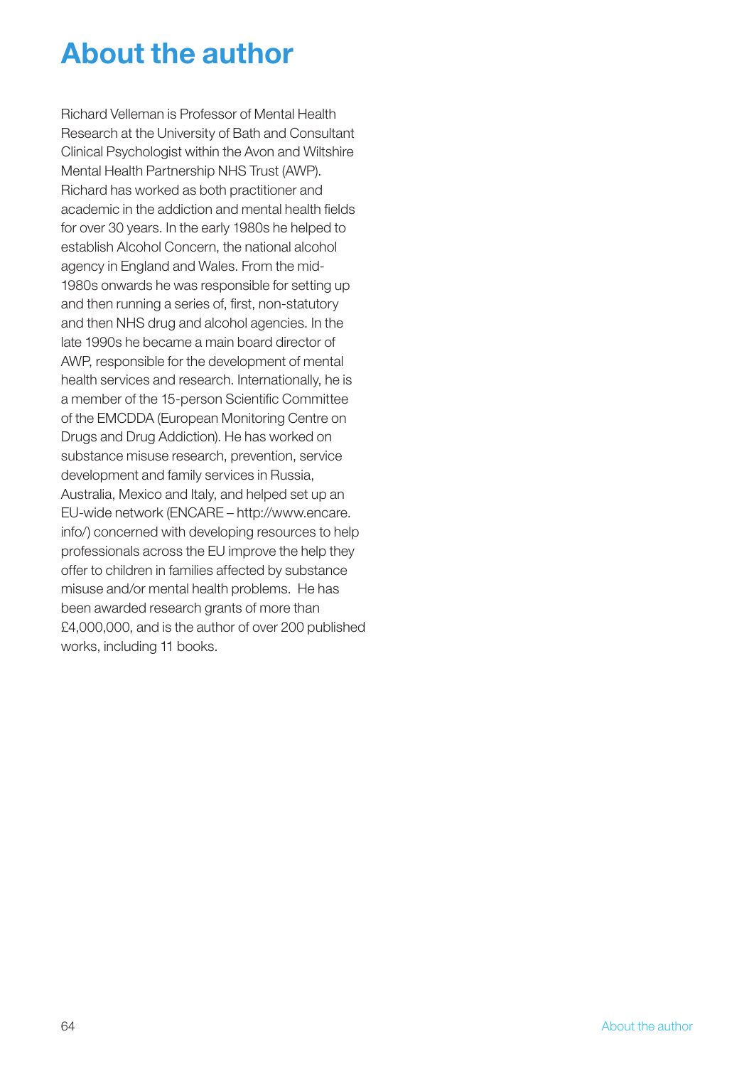# About the author

Richard Velleman is Professor of Mental Health Research at the University of Bath and Consultant Clinical Psychologist within the Avon and Wiltshire Mental Health Partnership NHS Trust (AWP). Richard has worked as both practitioner and academic in the addiction and mental health fields for over 30 years. In the early 1980s he helped to establish Alcohol Concern, the national alcohol agency in England and Wales. From the mid-1980s onwards he was responsible for setting up and then running a series of, first, non-statutory and then NHS drug and alcohol agencies. In the late 1990s he became a main board director of AWP, responsible for the development of mental health services and research. Internationally, he is a member of the 15-person Scientific Committee of the EMCDDA (European Monitoring Centre on Drugs and Drug Addiction). He has worked on substance misuse research, prevention, service development and family services in Russia, Australia, Mexico and Italy, and helped set up an EU-wide network (ENCARE – http://www.encare.info/) concerned with developing resources to help professionals across the EU improve the help they offer to children in families affected by substance misuse and/or mental health problems. He has been awarded research grants of more than £4,000,000, and is the author of over 200 published works, including 11 books.